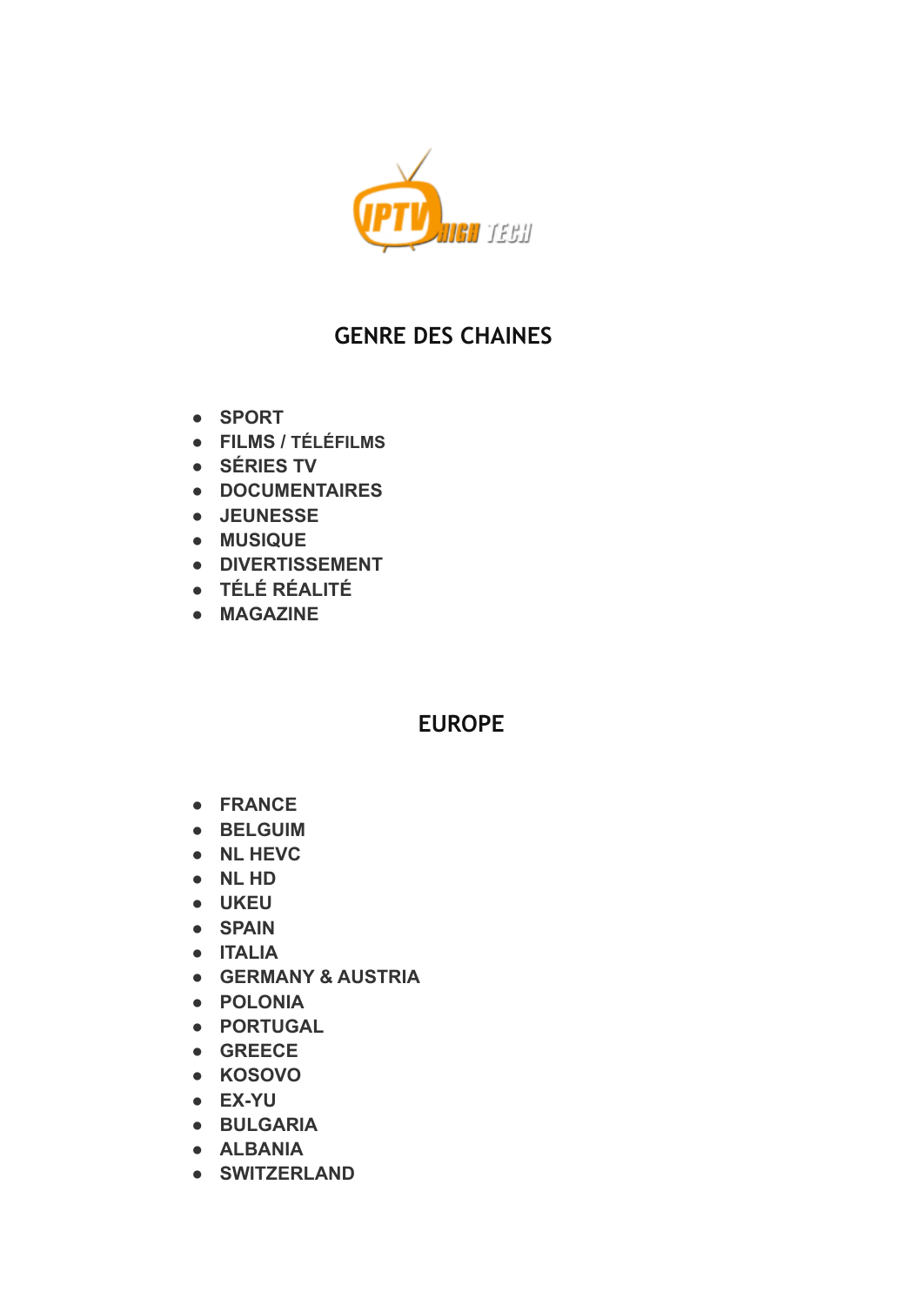## GENRE DES CHAINES

- **SPORT**
- **FILMS / TÉLÉFILMS**
- **SÉRIES TV**
- **DOCUMENTAIRES**
- **JEUNESSE**
- **MUSIQUE**
- **DIVERTISSEMENT**
- **TÉLÉ RÉALITÉ**
- **MAGAZINE**

## EUROPE

- **FRANCE**
- **BELGUIM**
- **NL HEVC**
- **NL HD**
- **UKEU**
- **SPAIN**
- **ITALIA**
- **GERMANY & AUSTRIA**
- **POLONIA**
- **PORTUGAL**
- **GREECE**
- **KOSOVO**
- **EX-YU**
- **BULGARIA**
- **ALBANIA**
- **SWITZERLAND**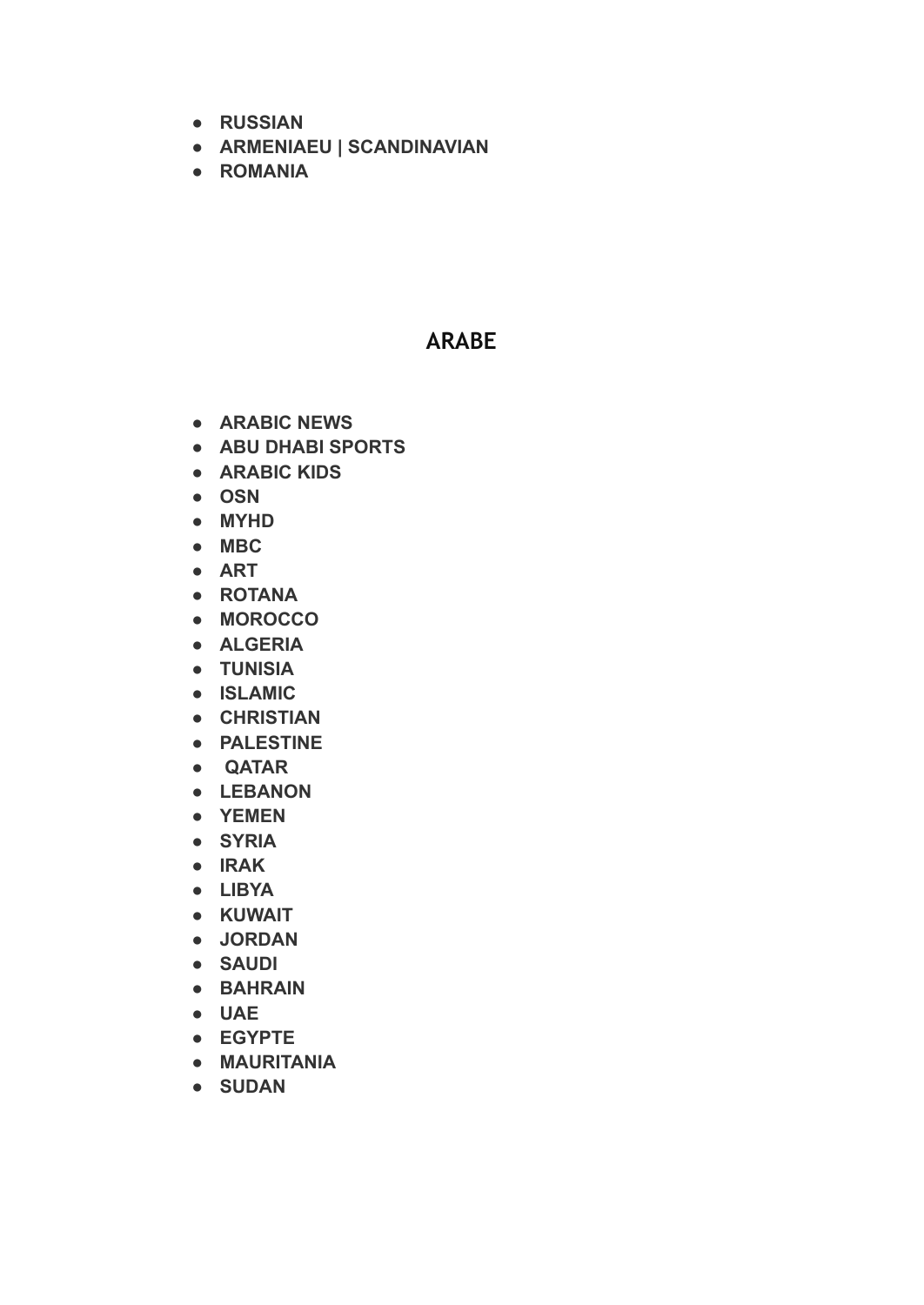- **RUSSIAN**
- **ARMENIAEU | SCANDINAVIAN**
- **ROMANIA**

## ARABE

- **ARABIC NEWS**
- **ABU DHABI SPORTS**
- **ARABIC KIDS**
- **OSN**
- **MYHD**
- **MBC**
- **ART**
- **ROTANA**
- **MOROCCO**
- **ALGERIA**
- **TUNISIA**
- **ISLAMIC**
- **CHRISTIAN**
- **PALESTINE**
- **QATAR**
- **LEBANON**
- **YEMEN**
- **SYRIA**
- **IRAK**
- **LIBYA**
- **KUWAIT**
- **JORDAN**
- **SAUDI**
- **BAHRAIN**
- **UAE**
- **EGYPTE**
- **MAURITANIA**
- **SUDAN**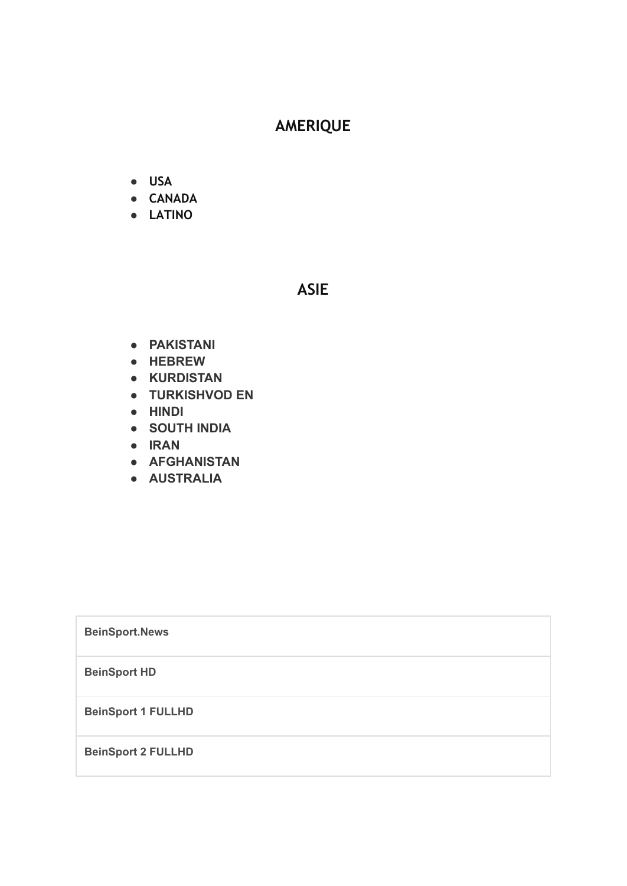## AMERIQUE

- **USA**
- **CANADA**
- **LATINO**

## ASIE

- **PAKISTANI**
- **HEBREW**
- **KURDISTAN**
- **TURKISHVOD EN**
- **HINDI**
- **SOUTH INDIA**
- **IRAN**
- **AFGHANISTAN**
- **AUSTRALIA**

| **BeinSport.News** |
|---|
| **BeinSport HD** |
| **BeinSport 1 FULLHD** |
| **BeinSport 2 FULLHD** |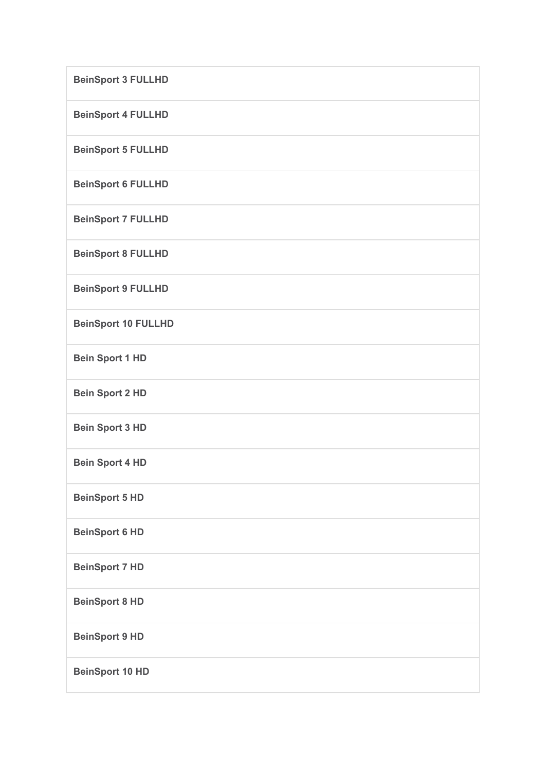| **BeinSport 3 FULLHD** |
| --- |
| **BeinSport 4 FULLHD** |
| **BeinSport 5 FULLHD** |
| **BeinSport 6 FULLHD** |
| **BeinSport 7 FULLHD** |
| **BeinSport 8 FULLHD** |
| **BeinSport 9 FULLHD** |
| **BeinSport 10 FULLHD** |
| **Bein Sport 1 HD** |
| **Bein Sport 2 HD** |
| **Bein Sport 3 HD** |
| **Bein Sport 4 HD** |
| **BeinSport 5 HD** |
| **BeinSport 6 HD** |
| **BeinSport 7 HD** |
| **BeinSport 8 HD** |
| **BeinSport 9 HD** |
| **BeinSport 10 HD** |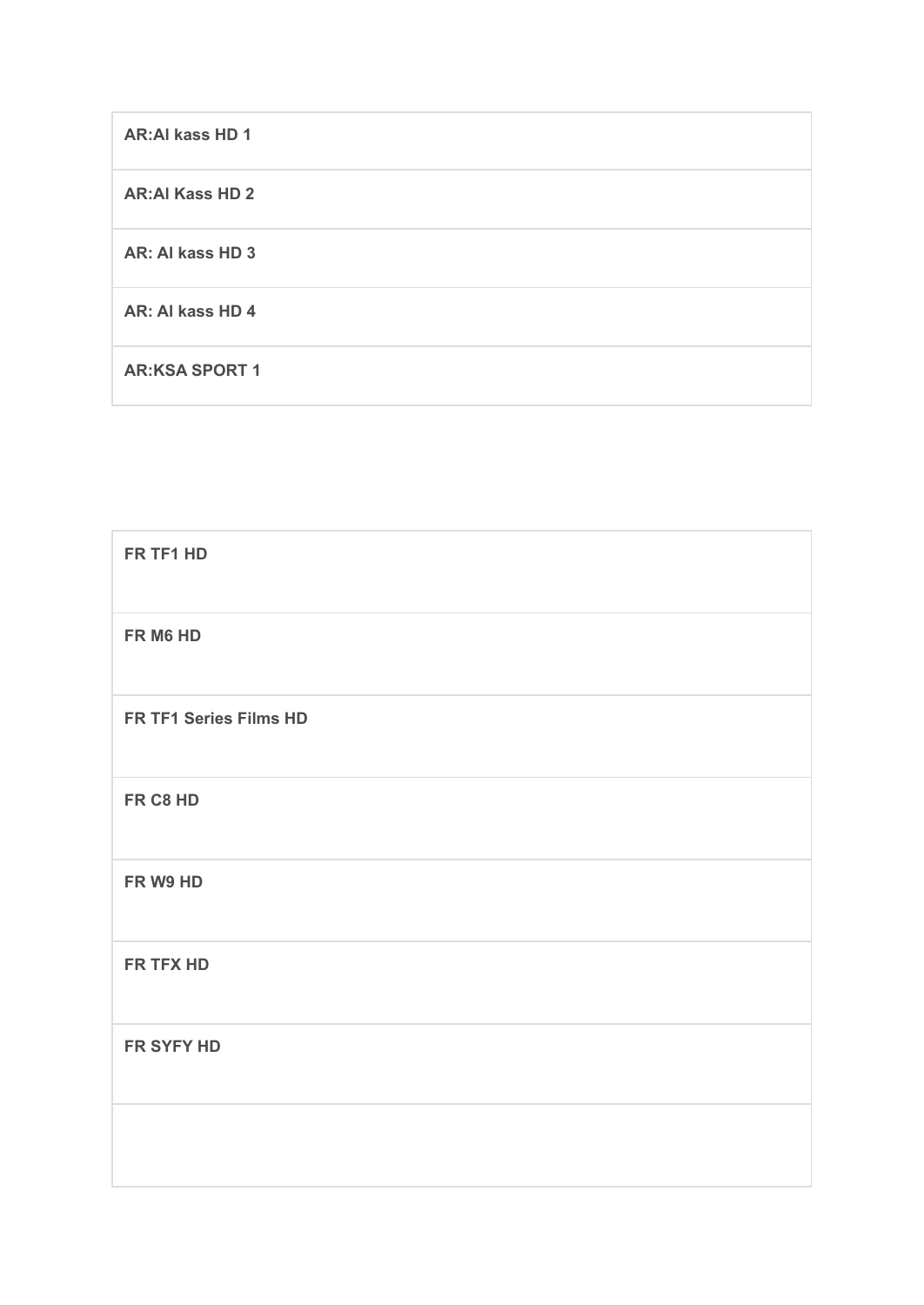| **AR:Al kass HD 1** |
| --- |
| **AR:Al Kass HD 2** |
| **AR: Al kass HD 3** |
| **AR: Al kass HD 4** |
| **AR:KSA SPORT 1** |

| **FR TF1 HD** |
| --- |
| **FR M6 HD** |
| **FR TF1 Series Films HD** |
| **FR C8 HD** |
| **FR W9 HD** |
| **FR TFX HD** |
| **FR SYFY HD** |
| |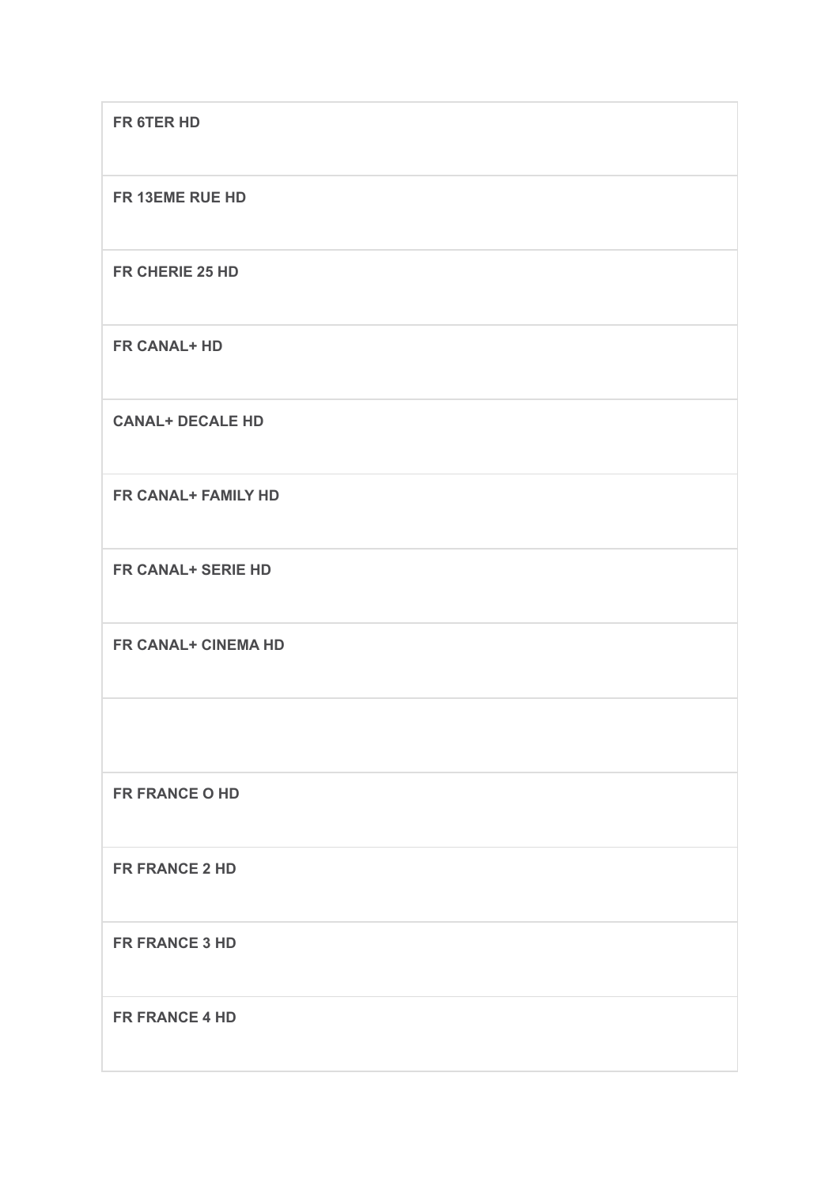| **FR 6TER HD** |
|---|
| **FR 13EME RUE HD** |
| **FR CHERIE 25 HD** |
| **FR CANAL+ HD** |
| **CANAL+ DECALE HD** |
| **FR CANAL+ FAMILY HD** |
| **FR CANAL+ SERIE HD** |
| **FR CANAL+ CINEMA HD** |
| |
| **FR FRANCE O HD** |
| **FR FRANCE 2 HD** |
| **FR FRANCE 3 HD** |
| **FR FRANCE 4 HD** |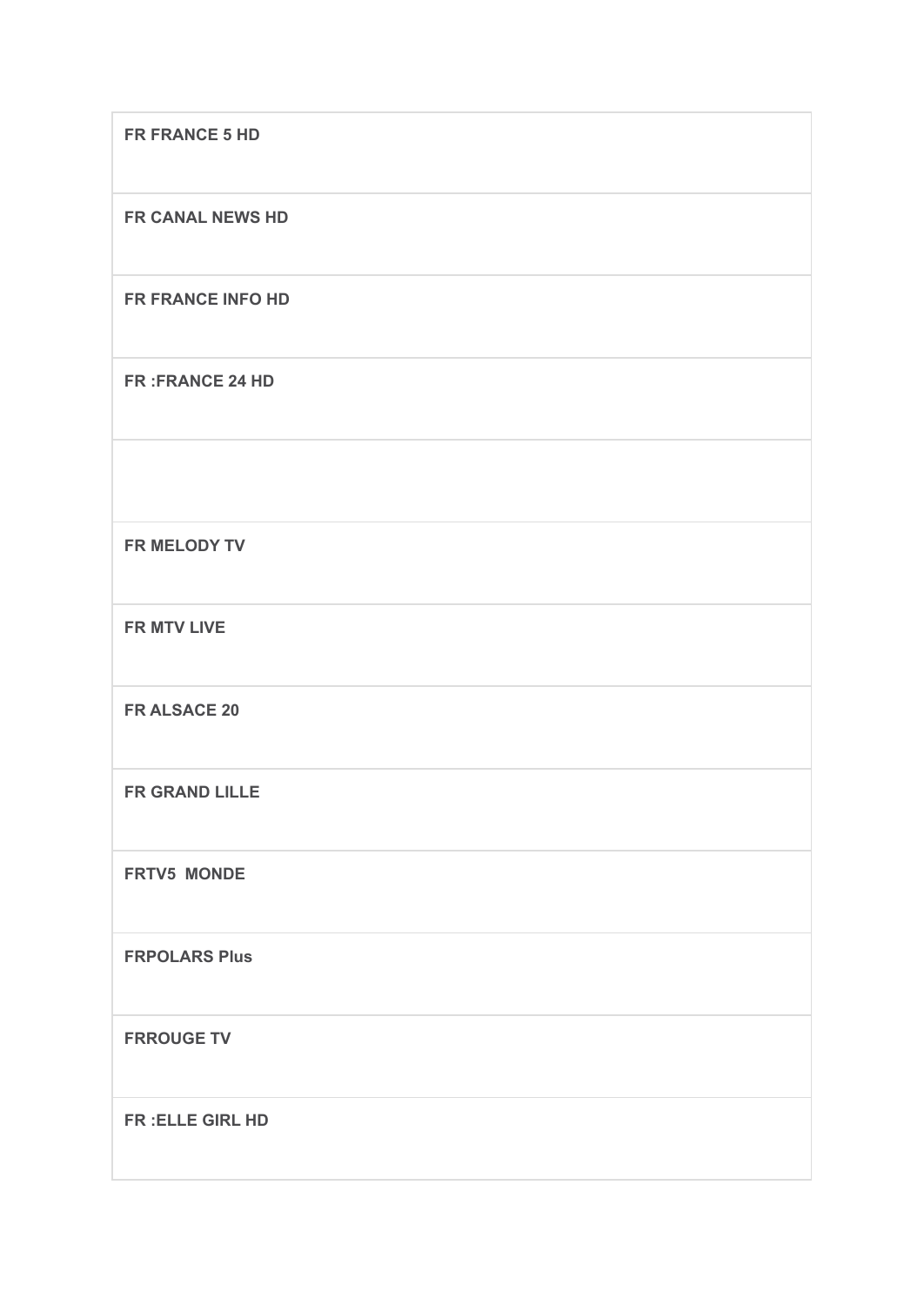| **FR FRANCE 5 HD** |
| --- |
| **FR CANAL NEWS HD** |
| **FR FRANCE INFO HD** |
| **FR :FRANCE 24 HD** |
| |
| **FR MELODY TV** |
| **FR MTV LIVE** |
| **FR ALSACE 20** |
| **FR GRAND LILLE** |
| **FRTV5  MONDE** |
| **FRPOLARS Plus** |
| **FRROUGE TV** |
| **FR :ELLE GIRL HD** |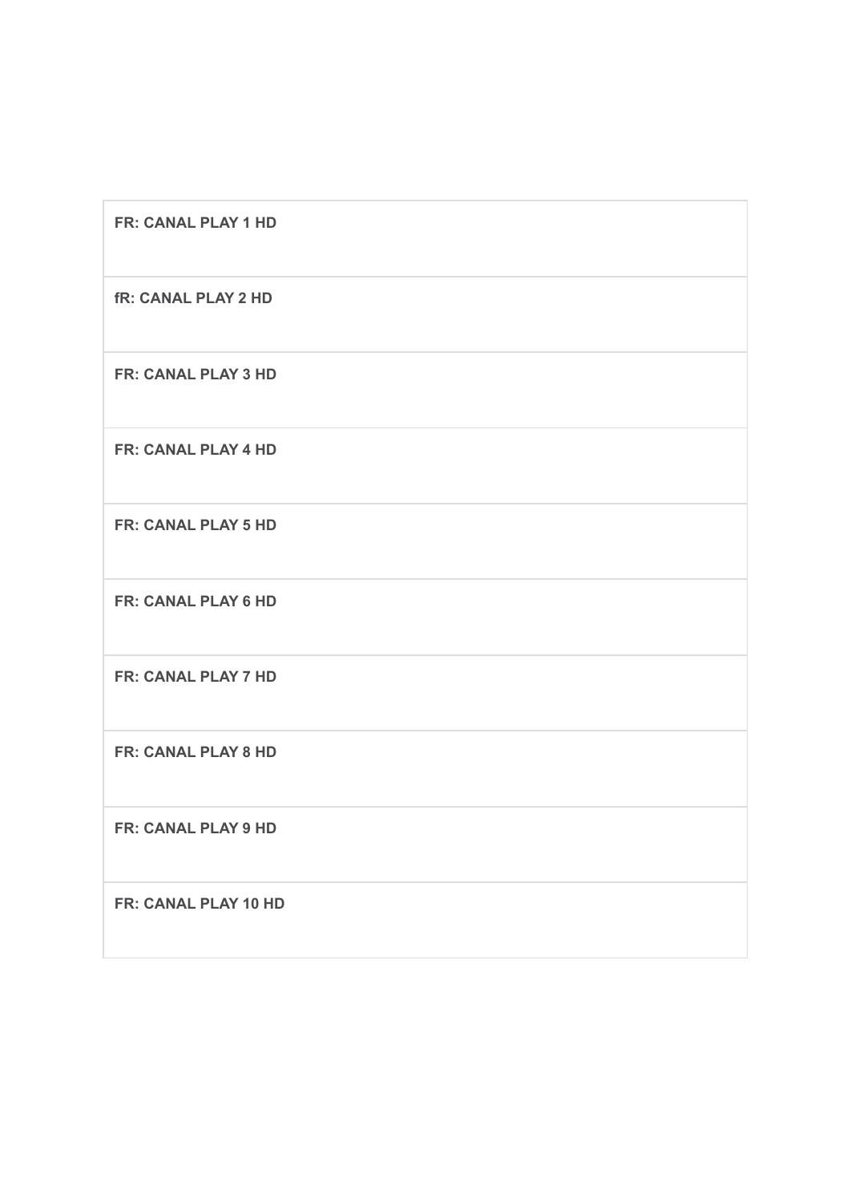| |
|---|
| **FR: CANAL PLAY 1 HD** |
| **fR: CANAL PLAY 2 HD** |
| **FR: CANAL PLAY 3 HD** |
| **FR: CANAL PLAY 4 HD** |
| **FR: CANAL PLAY 5 HD** |
| **FR: CANAL PLAY 6 HD** |
| **FR: CANAL PLAY 7 HD** |
| **FR: CANAL PLAY 8 HD** |
| **FR: CANAL PLAY 9 HD** |
| **FR: CANAL PLAY 10 HD** |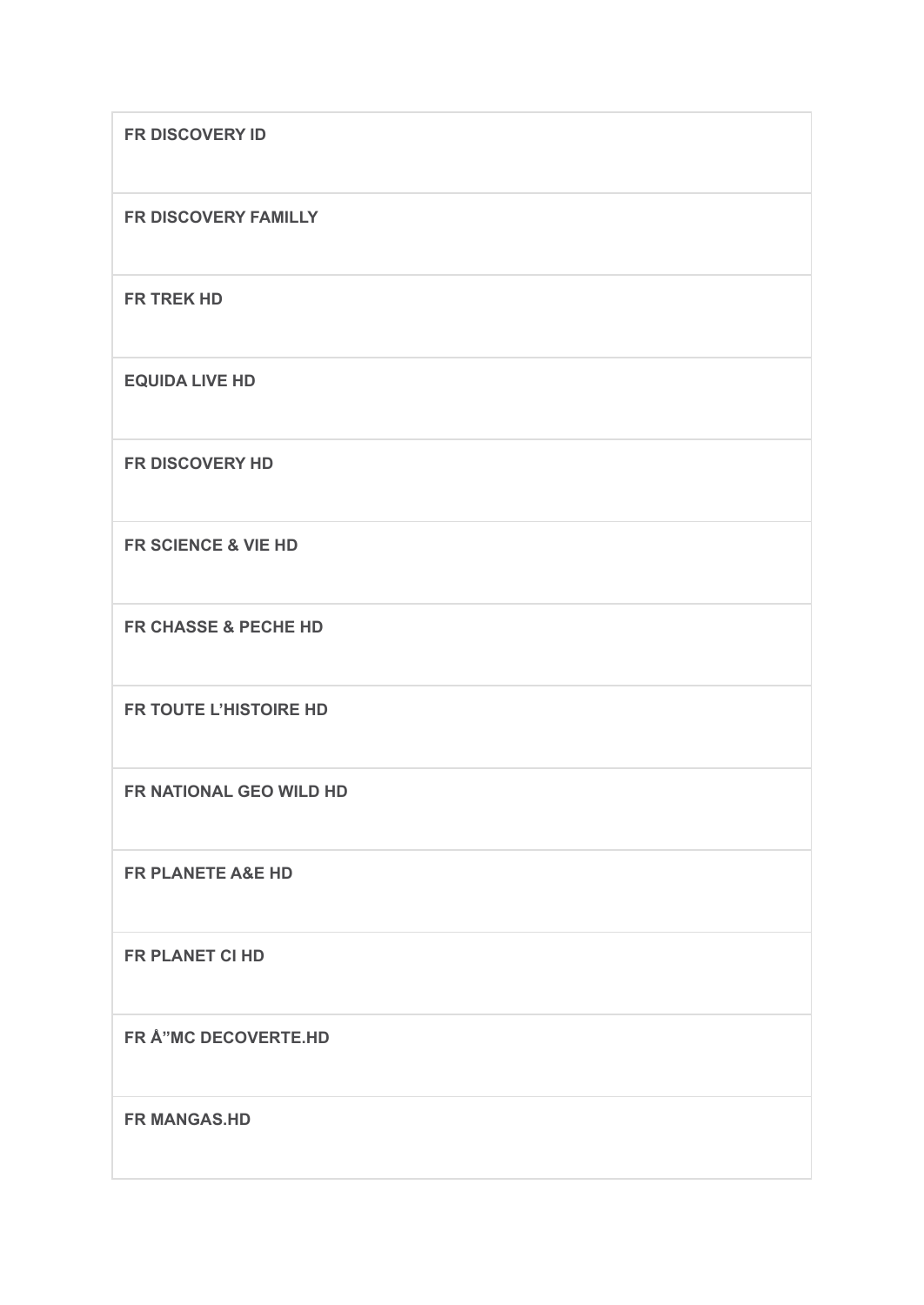| **FR DISCOVERY ID** |
| --- |
| **FR DISCOVERY FAMILLY** |
| **FR TREK HD** |
| **EQUIDA LIVE HD** |
| **FR DISCOVERY HD** |
| **FR SCIENCE & VIE HD** |
| **FR CHASSE & PECHE HD** |
| **FR TOUTE L'HISTOIRE HD** |
| **FR NATIONAL GEO WILD HD** |
| **FR PLANETE A&E HD** |
| **FR PLANET CI HD** |
| **FR Å"MC DECOVERTE.HD** |
| **FR MANGAS.HD** |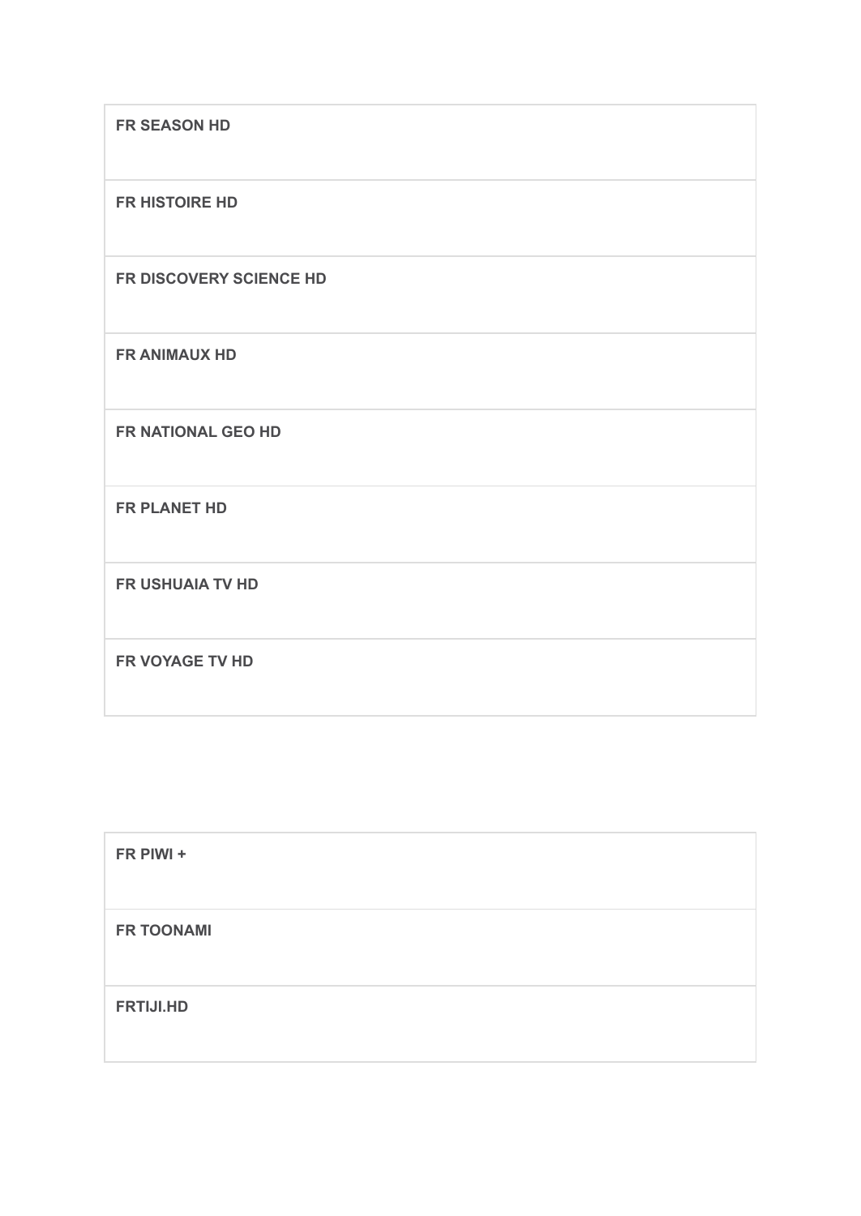| FR SEASON HD |
| --- |
| FR HISTOIRE HD |
| FR DISCOVERY SCIENCE HD |
| FR ANIMAUX HD |
| FR NATIONAL GEO HD |
| FR PLANET HD |
| FR USHUAIA TV HD |
| FR VOYAGE TV HD |

| FR PIWI + |
| --- |
| FR TOONAMI |
| FRTIJI.HD |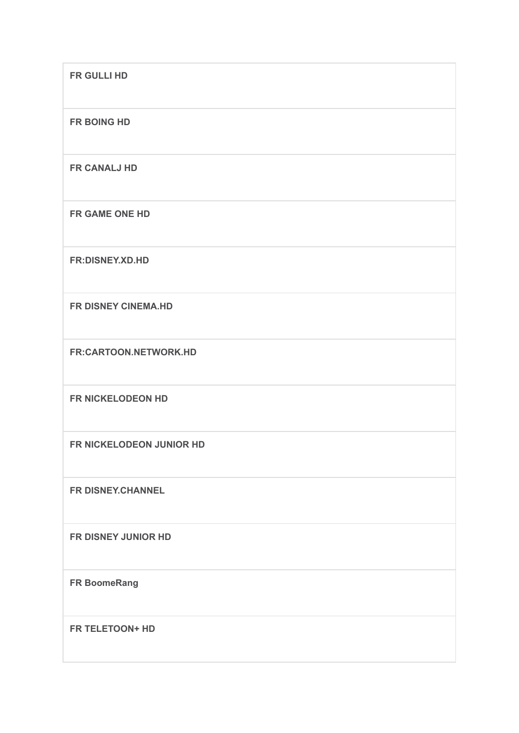| **FR GULLI HD** |
| --- |
| **FR BOING HD** |
| **FR CANALJ HD** |
| **FR GAME ONE HD** |
| **FR:DISNEY.XD.HD** |
| **FR DISNEY CINEMA.HD** |
| **FR:CARTOON.NETWORK.HD** |
| **FR NICKELODEON HD** |
| **FR NICKELODEON JUNIOR HD** |
| **FR DISNEY.CHANNEL** |
| **FR DISNEY JUNIOR HD** |
| **FR BoomeRang** |
| **FR TELETOON+ HD** |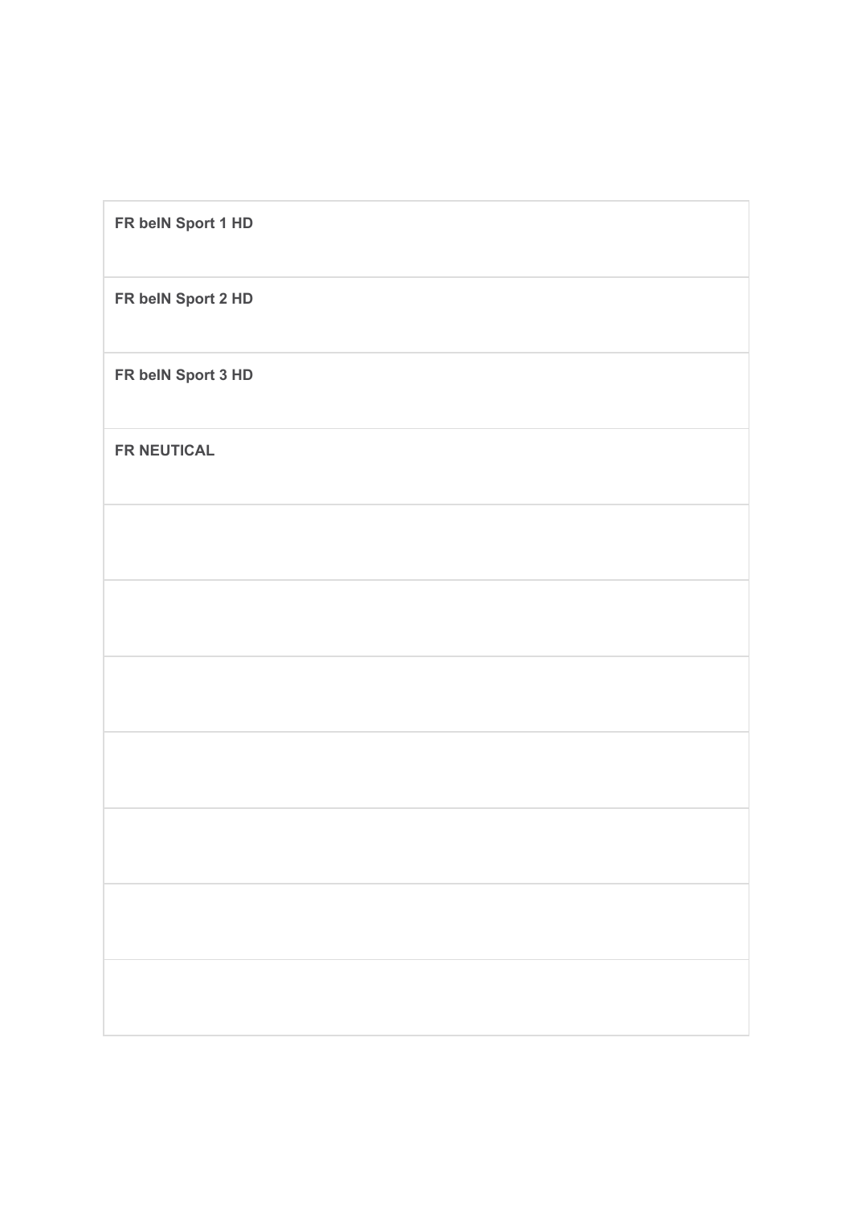| |
|---|
| **FR beIN Sport 1 HD** |
| **FR beIN Sport 2 HD** |
| **FR beIN Sport 3 HD** |
| **FR NEUTICAL** |
| |
| |
| |
| |
| |
| |
| |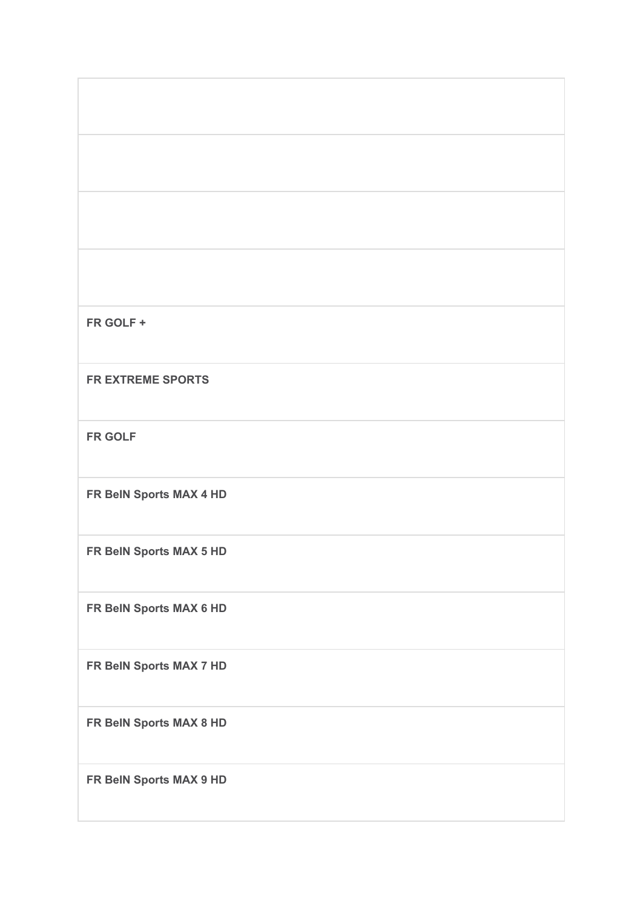| |
|---|
| |
| |
| |
| |
| **FR GOLF +** |
| **FR EXTREME SPORTS** |
| **FR GOLF** |
| **FR BeIN Sports MAX 4 HD** |
| **FR BeIN Sports MAX 5 HD** |
| **FR BeIN Sports MAX 6 HD** |
| **FR BeIN Sports MAX 7 HD** |
| **FR BeIN Sports MAX 8 HD** |
| **FR BeIN Sports MAX 9 HD** |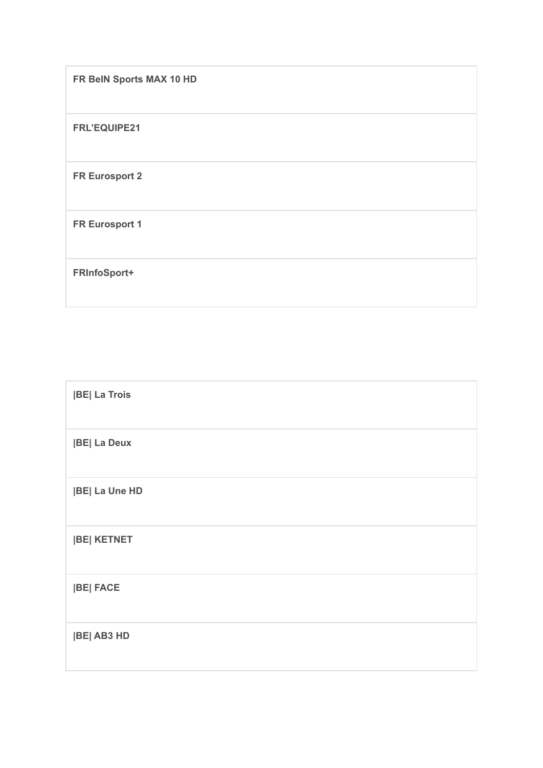| **FR BeIN Sports MAX 10 HD** |
| --- |
| **FRL'EQUIPE21** |
| **FR Eurosport 2** |
| **FR Eurosport 1** |
| **FRInfoSport+** |

| **|BE| La Trois** |
| --- |
| **|BE| La Deux** |
| **|BE| La Une HD** |
| **|BE| KETNET** |
| **|BE| FACE** |
| **|BE| AB3 HD** |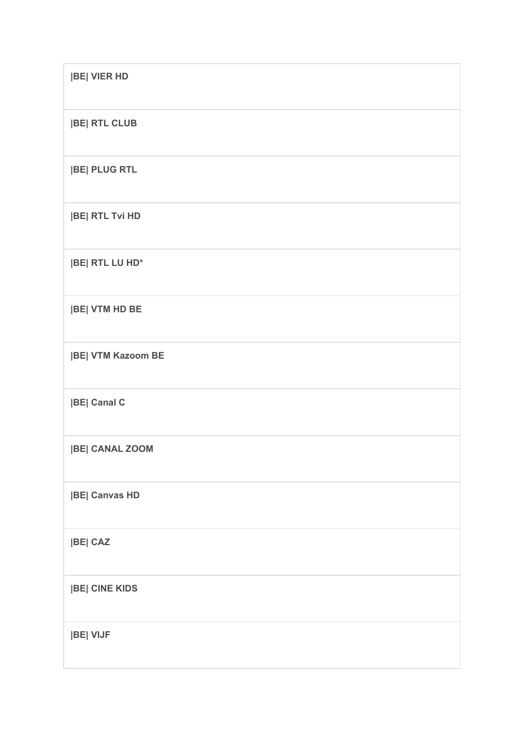| **\|BE\| VIER HD** |
| --- |
| **\|BE\| RTL CLUB** |
| **\|BE\| PLUG RTL** |
| **\|BE\| RTL Tvi HD** |
| **\|BE\| RTL LU HD*** |
| **\|BE\| VTM HD BE** |
| **\|BE\| VTM Kazoom BE** |
| **\|BE\| Canal C** |
| **\|BE\| CANAL ZOOM** |
| **\|BE\| Canvas HD** |
| **\|BE\| CAZ** |
| **\|BE\| CINE KIDS** |
| **\|BE\| VIJF** |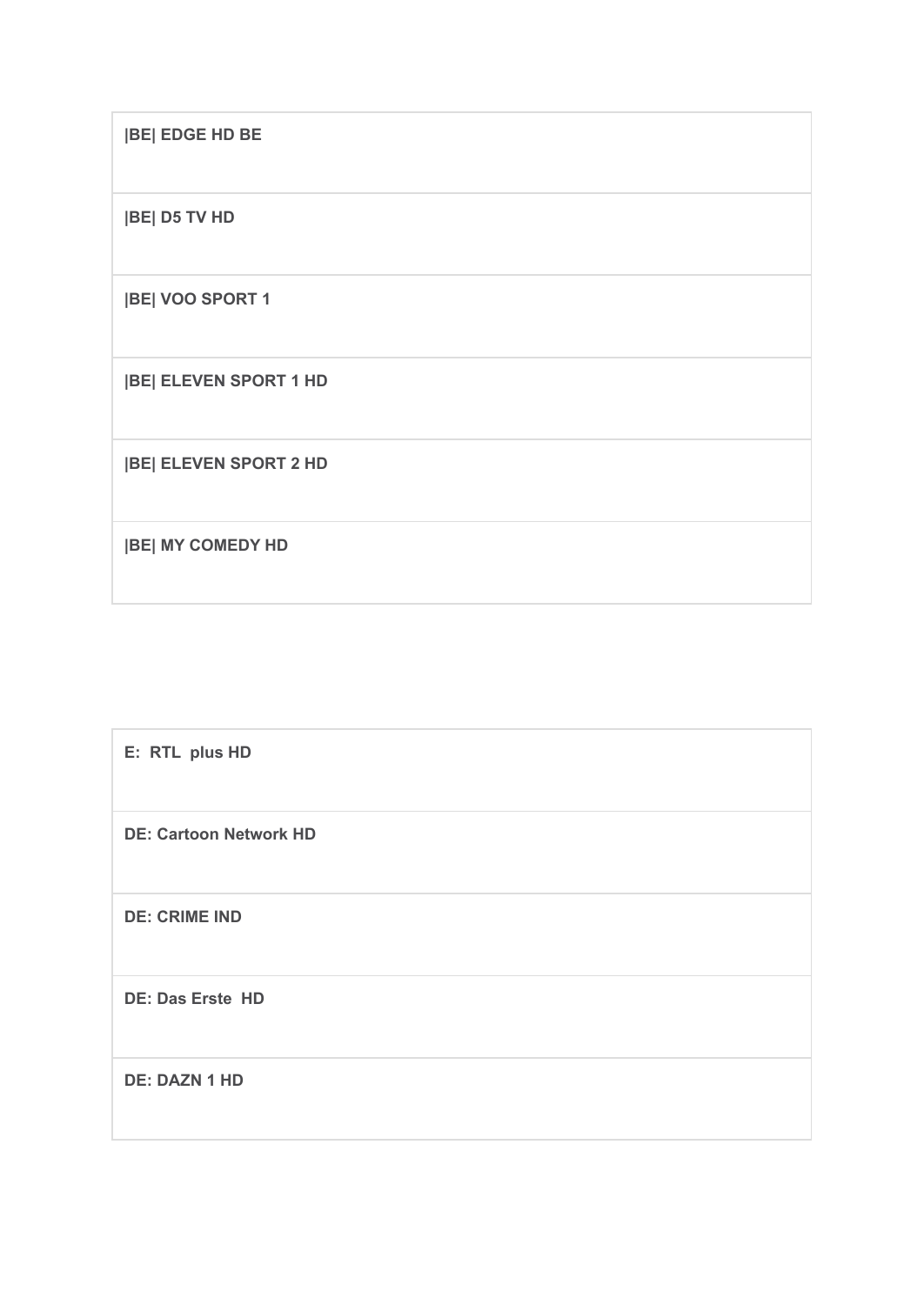| |BE| EDGE HD BE |
| --- |
| |BE| D5 TV HD |
| |BE| VOO SPORT 1 |
| |BE| ELEVEN SPORT 1 HD |
| |BE| ELEVEN SPORT 2 HD |
| |BE| MY COMEDY HD |

| E:  RTL  plus HD |
| --- |
| DE: Cartoon Network HD |
| DE: CRIME IND |
| DE: Das Erste  HD |
| DE: DAZN 1 HD |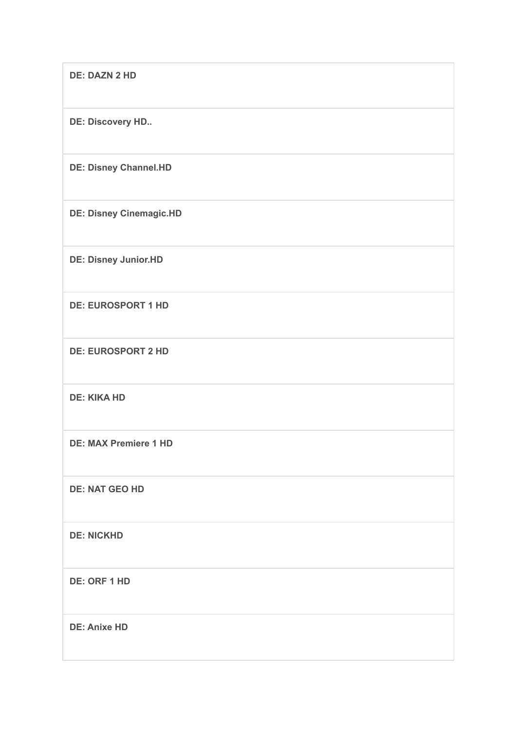| **DE: DAZN 2 HD** |
|---|
| **DE: Discovery HD..** |
| **DE: Disney Channel.HD** |
| **DE: Disney Cinemagic.HD** |
| **DE: Disney Junior.HD** |
| **DE: EUROSPORT 1 HD** |
| **DE: EUROSPORT 2 HD** |
| **DE: KIKA HD** |
| **DE: MAX Premiere 1 HD** |
| **DE: NAT GEO HD** |
| **DE: NICKHD** |
| **DE: ORF 1 HD** |
| **DE: Anixe HD** |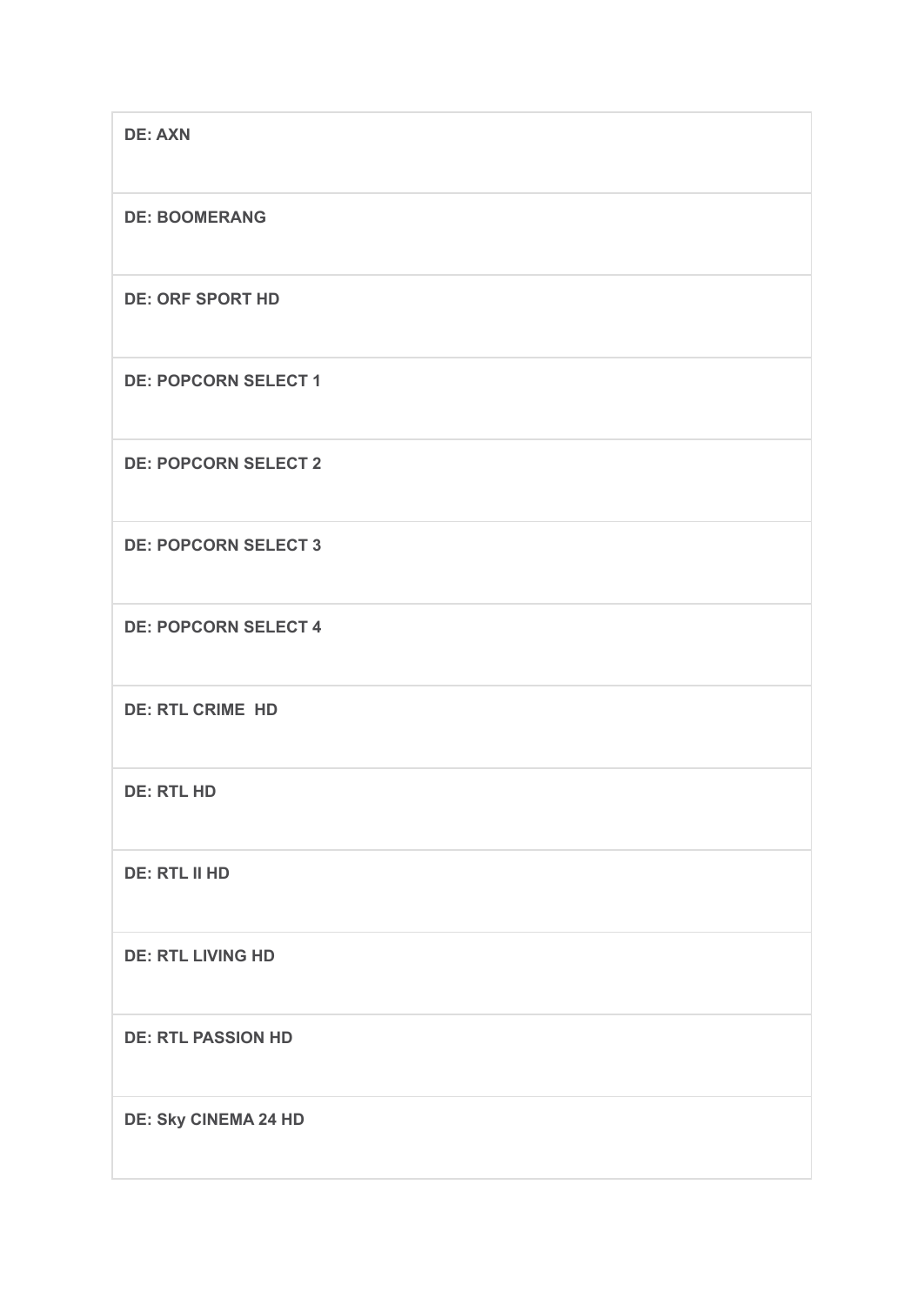| **DE: AXN** |
|---|
| **DE: BOOMERANG** |
| **DE: ORF SPORT HD** |
| **DE: POPCORN SELECT 1** |
| **DE: POPCORN SELECT 2** |
| **DE: POPCORN SELECT 3** |
| **DE: POPCORN SELECT 4** |
| **DE: RTL CRIME  HD** |
| **DE: RTL HD** |
| **DE: RTL II HD** |
| **DE: RTL LIVING HD** |
| **DE: RTL PASSION HD** |
| **DE: Sky CINEMA 24 HD** |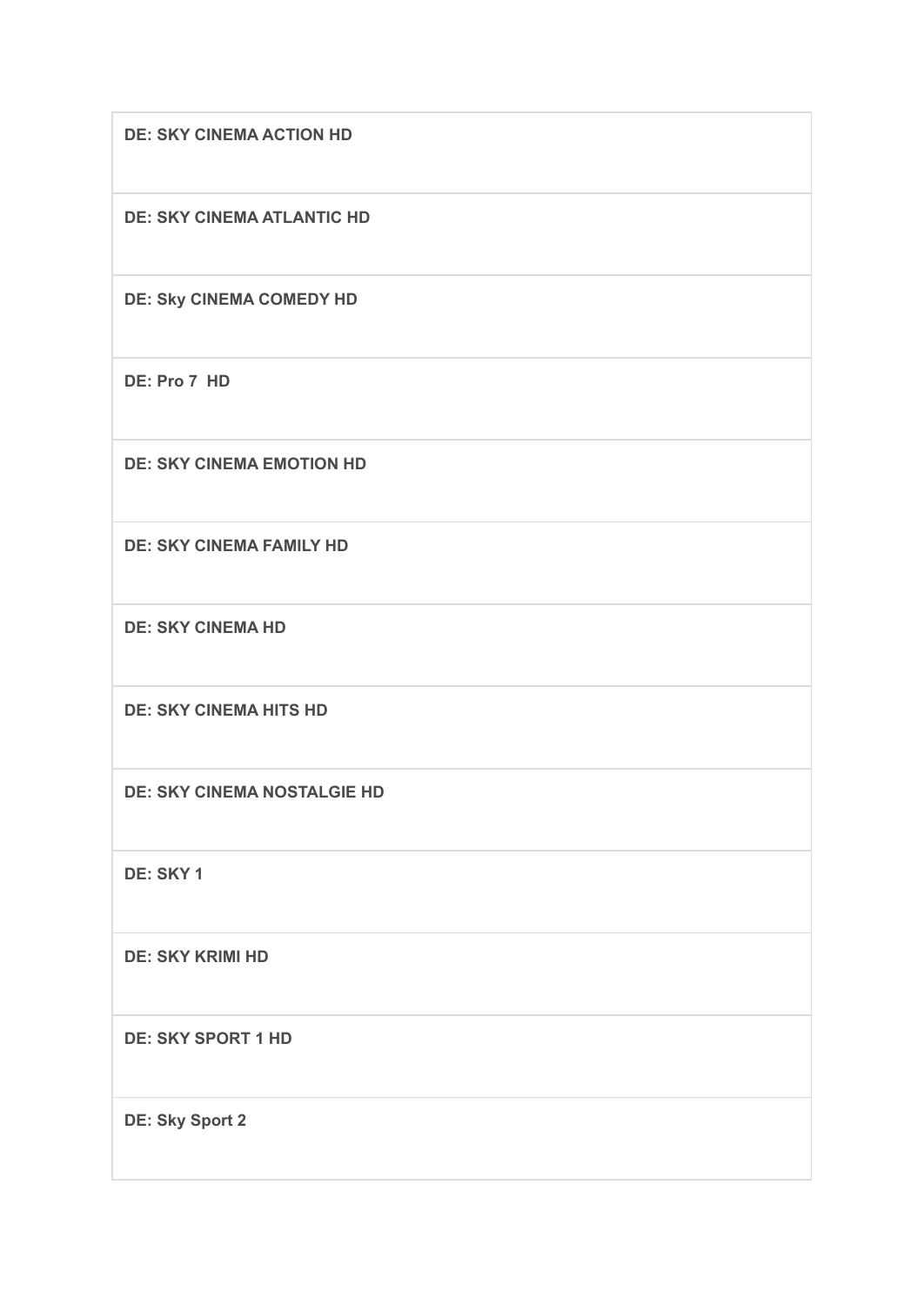| DE: SKY CINEMA ACTION HD |
| --- |
| DE: SKY CINEMA ATLANTIC HD |
| DE: Sky CINEMA COMEDY HD |
| DE: Pro 7  HD |
| DE: SKY CINEMA EMOTION HD |
| DE: SKY CINEMA FAMILY HD |
| DE: SKY CINEMA HD |
| DE: SKY CINEMA HITS HD |
| DE: SKY CINEMA NOSTALGIE HD |
| DE: SKY 1 |
| DE: SKY KRIMI HD |
| DE: SKY SPORT 1 HD |
| DE: Sky Sport 2 |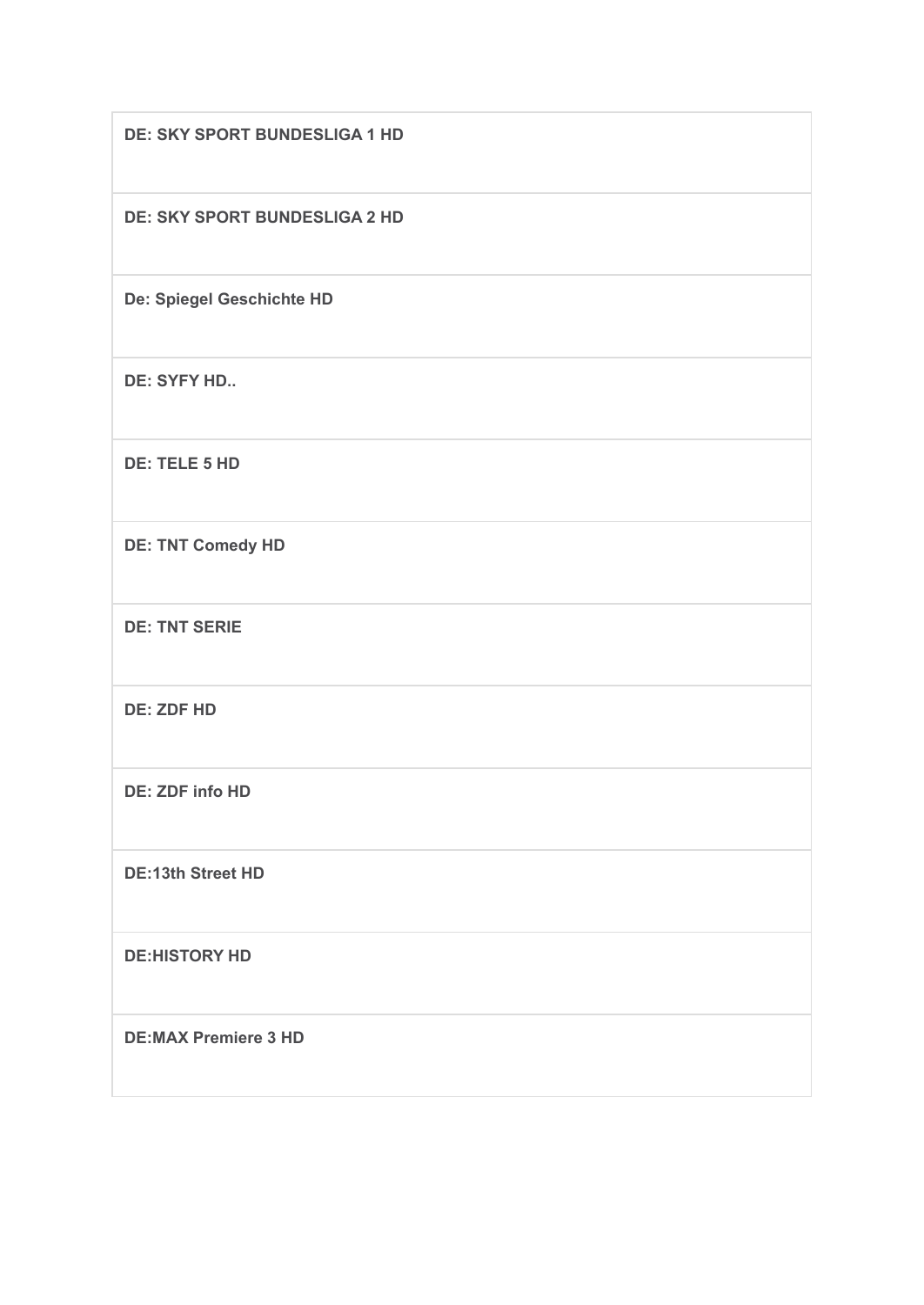| |
|---|
| **DE: SKY SPORT BUNDESLIGA 1 HD** |
| **DE: SKY SPORT BUNDESLIGA 2 HD** |
| **De: Spiegel Geschichte HD** |
| **DE: SYFY HD..** |
| **DE: TELE 5 HD** |
| **DE: TNT Comedy HD** |
| **DE: TNT SERIE** |
| **DE: ZDF HD** |
| **DE: ZDF info HD** |
| **DE:13th Street HD** |
| **DE:HISTORY HD** |
| **DE:MAX Premiere 3 HD** |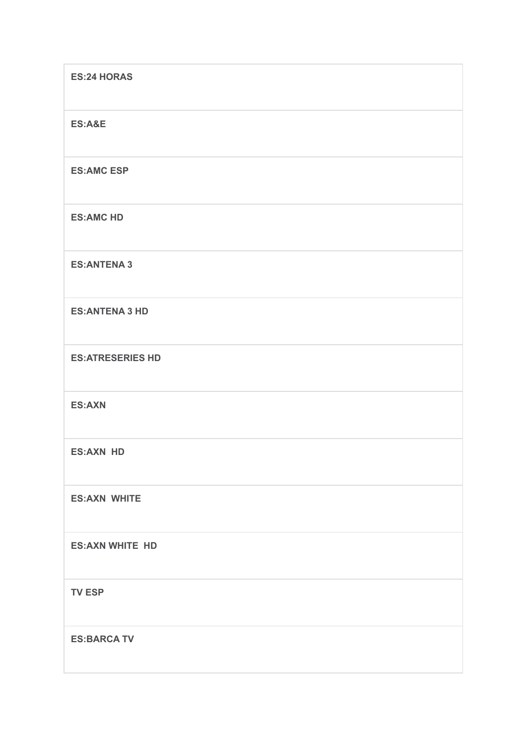| ES:24 HORAS |
|---|
| ES:A&E |
| ES:AMC ESP |
| ES:AMC HD |
| ES:ANTENA 3 |
| ES:ANTENA 3 HD |
| ES:ATRESERIES HD |
| ES:AXN |
| ES:AXN HD |
| ES:AXN WHITE |
| ES:AXN WHITE HD |
| TV ESP |
| ES:BARCA TV |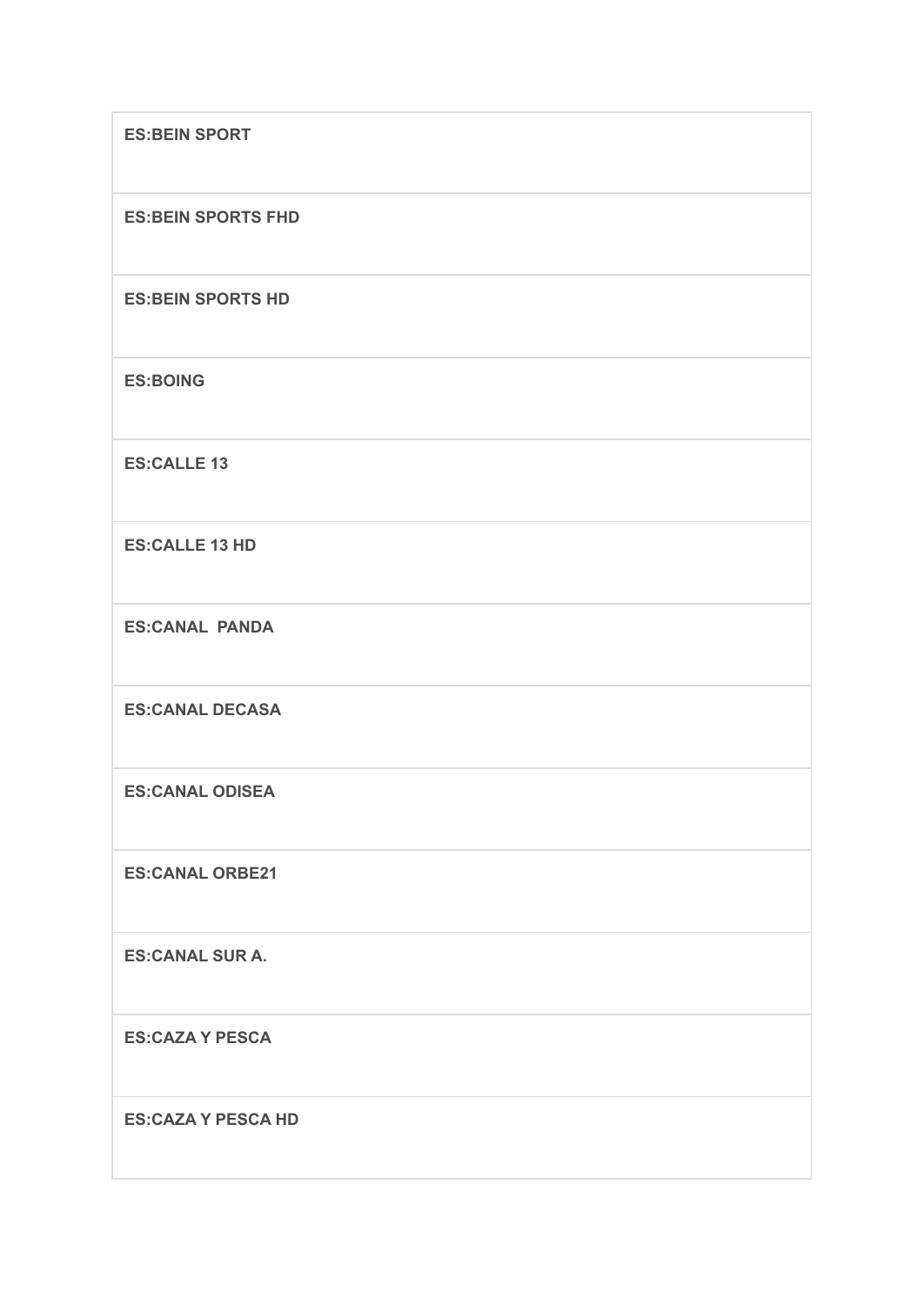| **ES:BEIN SPORT** |
| --- |
| **ES:BEIN SPORTS FHD** |
| **ES:BEIN SPORTS HD** |
| **ES:BOING** |
| **ES:CALLE 13** |
| **ES:CALLE 13 HD** |
| **ES:CANAL  PANDA** |
| **ES:CANAL DECASA** |
| **ES:CANAL ODISEA** |
| **ES:CANAL ORBE21** |
| **ES:CANAL SUR A.** |
| **ES:CAZA Y PESCA** |
| **ES:CAZA Y PESCA HD** |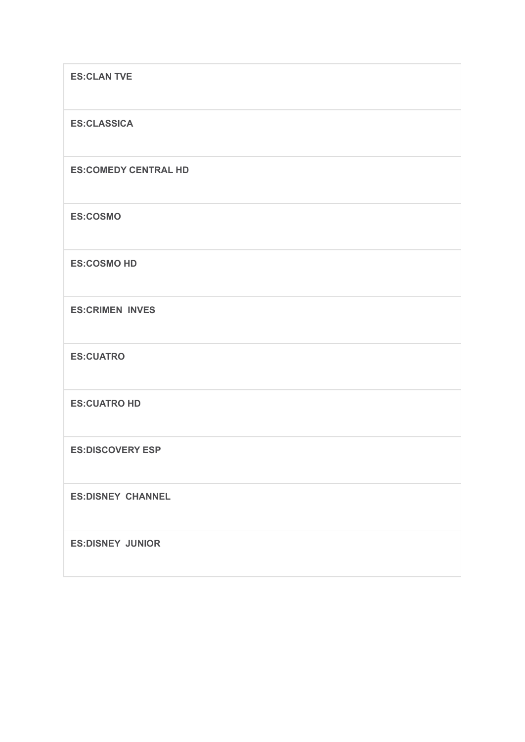| **ES:CLAN TVE** |
| --- |
| **ES:CLASSICA** |
| **ES:COMEDY CENTRAL HD** |
| **ES:COSMO** |
| **ES:COSMO HD** |
| **ES:CRIMEN  INVES** |
| **ES:CUATRO** |
| **ES:CUATRO HD** |
| **ES:DISCOVERY ESP** |
| **ES:DISNEY  CHANNEL** |
| **ES:DISNEY  JUNIOR** |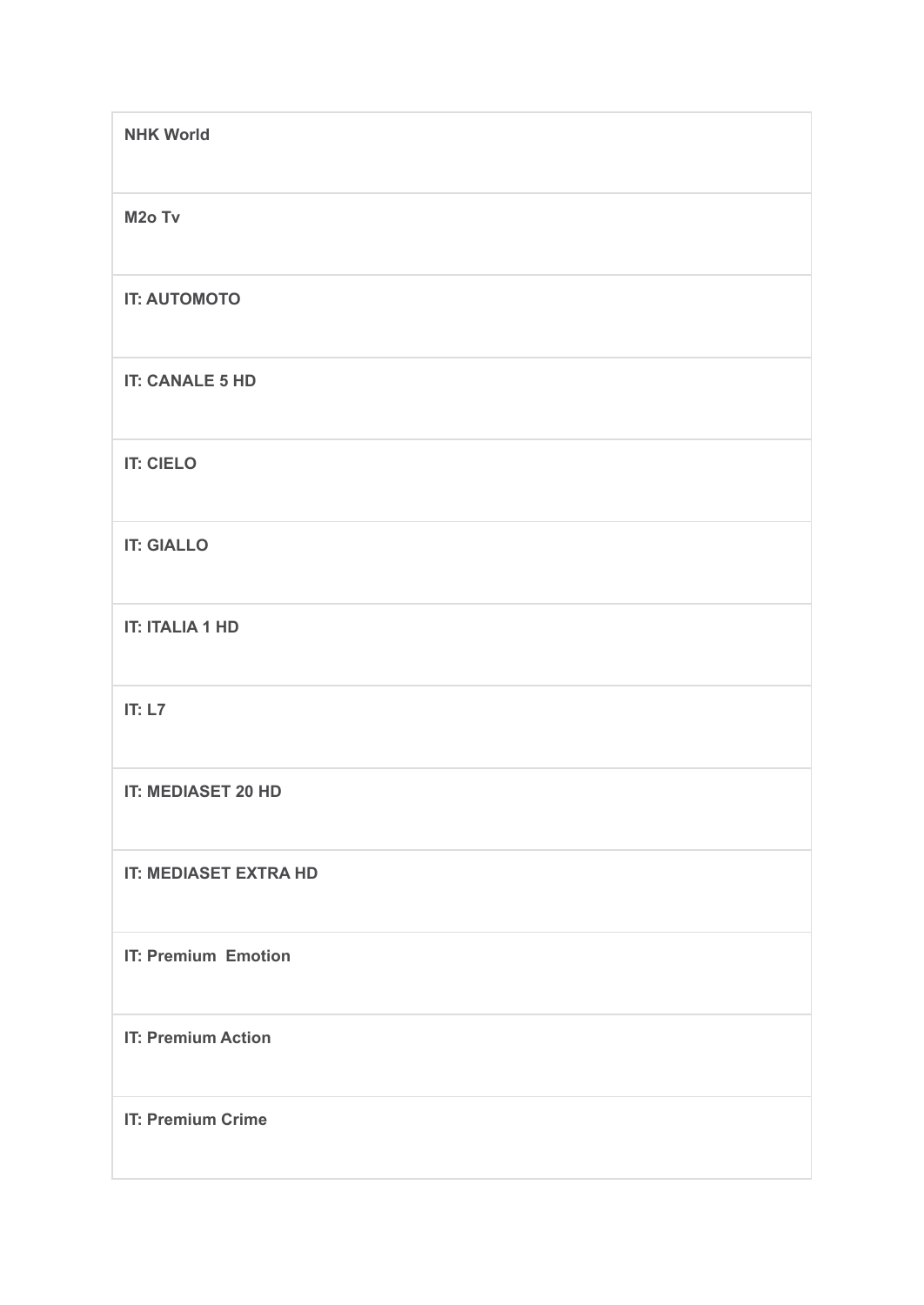| **NHK World** |
| --- |
| **M2o Tv** |
| **IT: AUTOMOTO** |
| **IT: CANALE 5 HD** |
| **IT: CIELO** |
| **IT: GIALLO** |
| **IT: ITALIA 1 HD** |
| **IT: L7** |
| **IT: MEDIASET 20 HD** |
| **IT: MEDIASET EXTRA HD** |
| **IT: Premium  Emotion** |
| **IT: Premium Action** |
| **IT: Premium Crime** |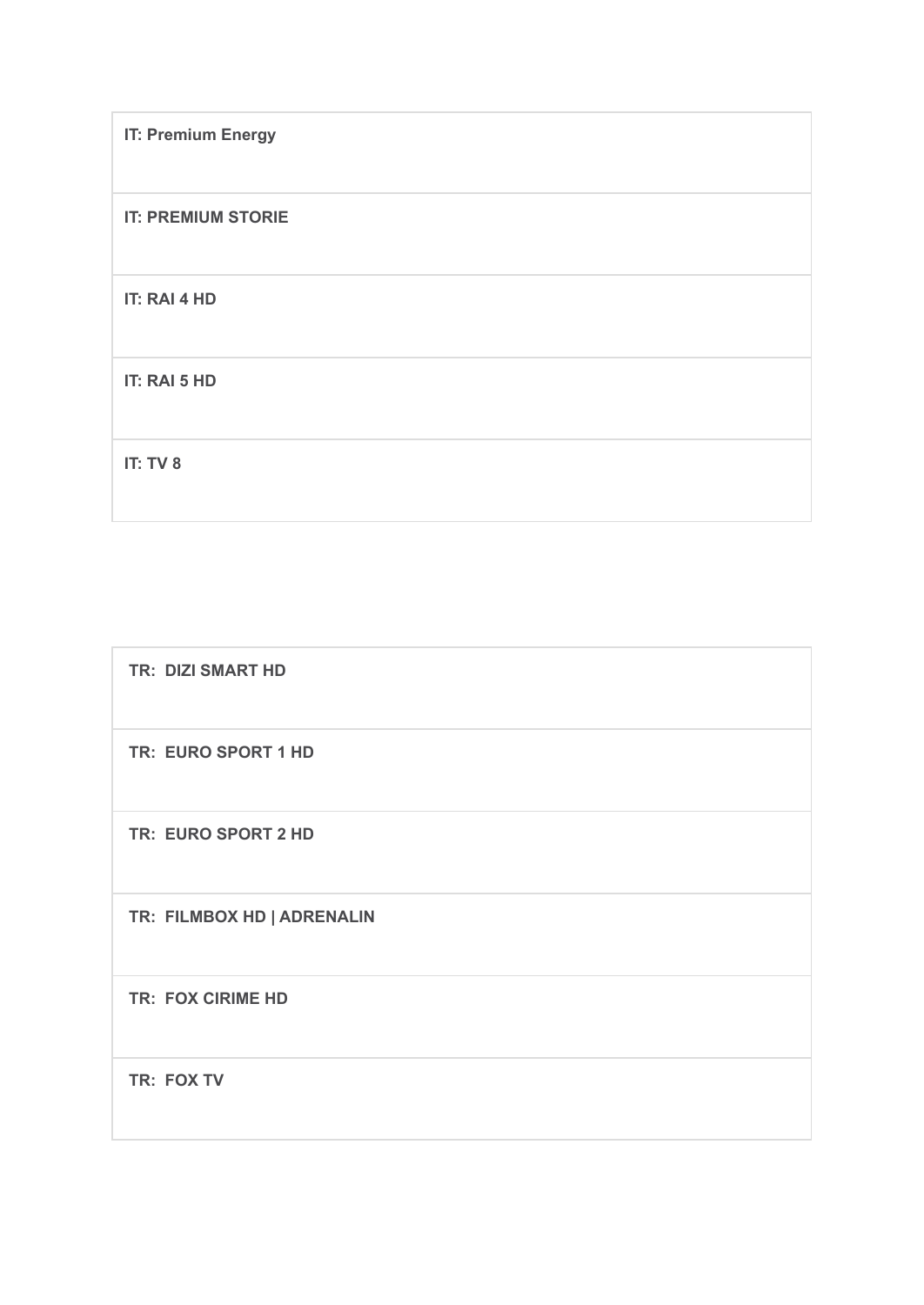| **IT: Premium Energy** |
| --- |
| **IT: PREMIUM STORIE** |
| **IT: RAI 4 HD** |
| **IT: RAI 5 HD** |
| **IT: TV 8** |

| **TR: DIZI SMART HD** |
| --- |
| **TR: EURO SPORT 1 HD** |
| **TR: EURO SPORT 2 HD** |
| **TR: FILMBOX HD \| ADRENALIN** |
| **TR: FOX CIRIME HD** |
| **TR: FOX TV** |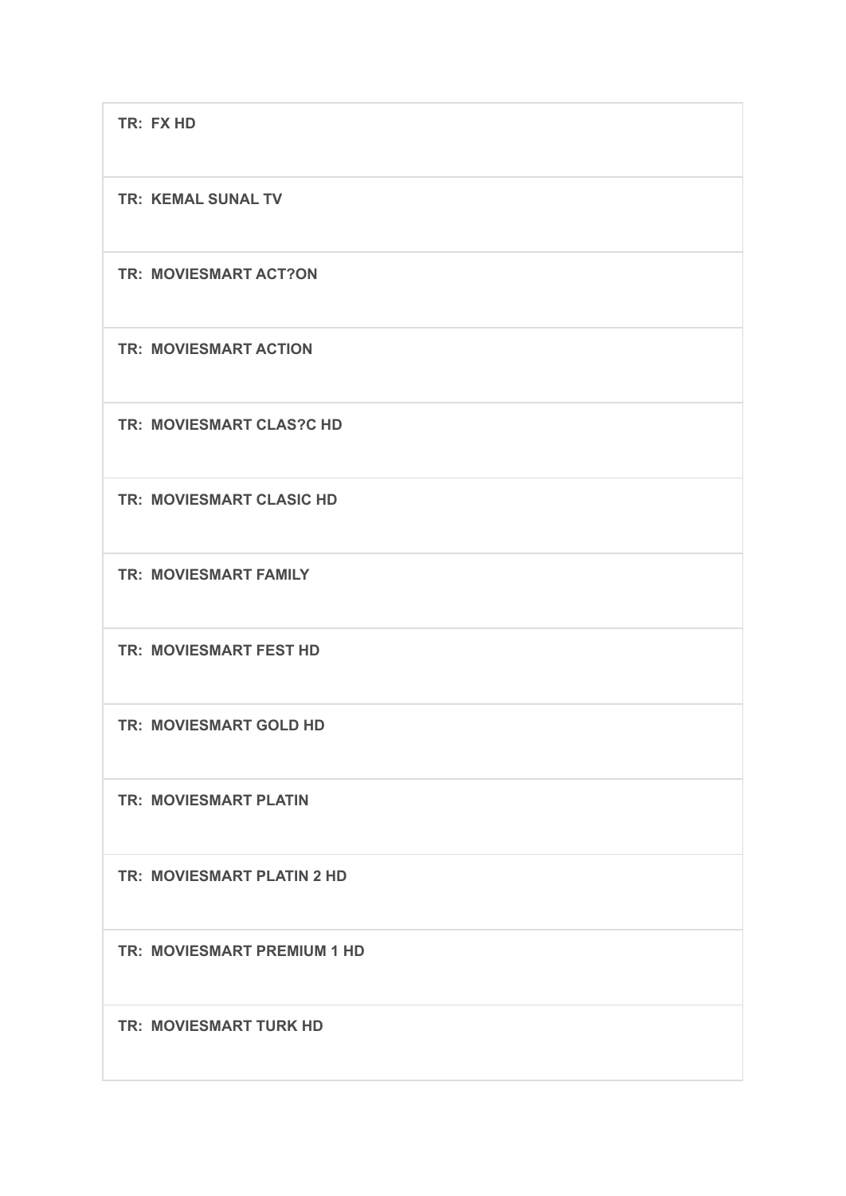| TR: FX HD |
| --- |
| **TR: KEMAL SUNAL TV** |
| **TR: MOVIESMART ACT?ON** |
| **TR: MOVIESMART ACTION** |
| **TR: MOVIESMART CLAS?C HD** |
| **TR: MOVIESMART CLASIC HD** |
| **TR: MOVIESMART FAMILY** |
| **TR: MOVIESMART FEST HD** |
| **TR: MOVIESMART GOLD HD** |
| **TR: MOVIESMART PLATIN** |
| **TR: MOVIESMART PLATIN 2 HD** |
| **TR: MOVIESMART PREMIUM 1 HD** |
| **TR: MOVIESMART TURK HD** |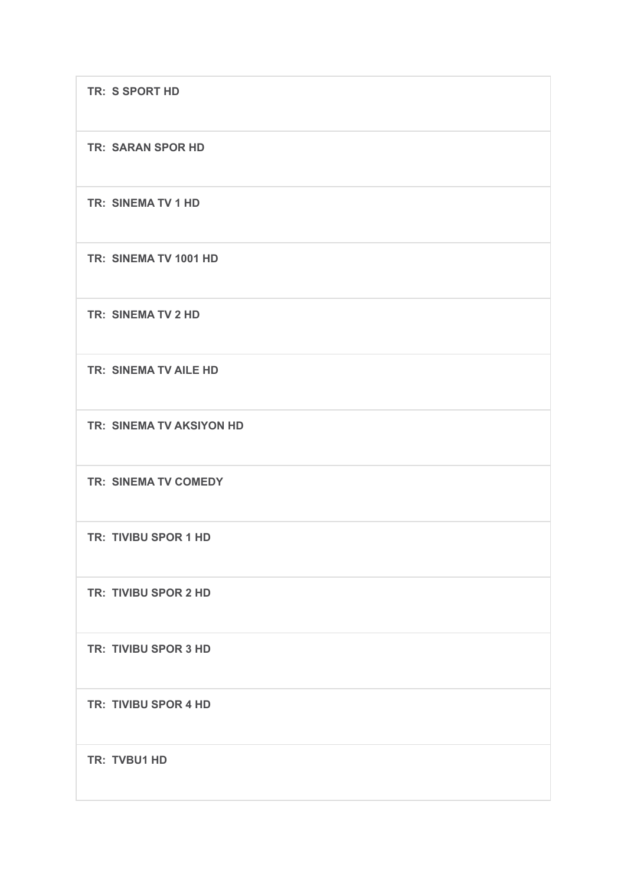| TR: S SPORT HD |
| --- |
| TR: SARAN SPOR HD |
| TR: SINEMA TV 1 HD |
| TR: SINEMA TV 1001 HD |
| TR: SINEMA TV 2 HD |
| TR: SINEMA TV AILE HD |
| TR: SINEMA TV AKSIYON HD |
| TR: SINEMA TV COMEDY |
| TR: TIVIBU SPOR 1 HD |
| TR: TIVIBU SPOR 2 HD |
| TR: TIVIBU SPOR 3 HD |
| TR: TIVIBU SPOR 4 HD |
| TR: TVBU1 HD |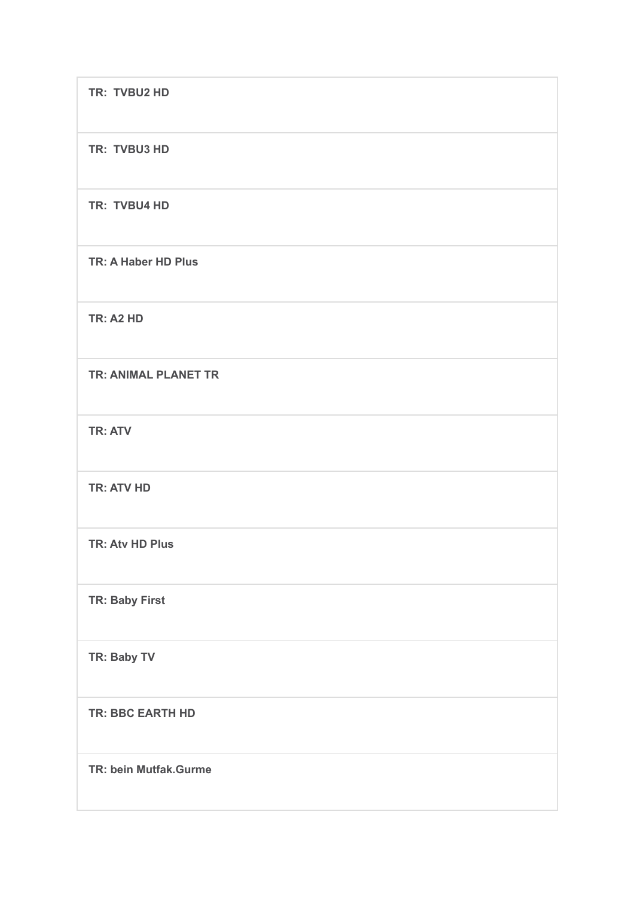| TR: TVBU2 HD |
| --- |
| TR: TVBU3 HD |
| TR: TVBU4 HD |
| TR: A Haber HD Plus |
| TR: A2 HD |
| TR: ANIMAL PLANET TR |
| TR: ATV |
| TR: ATV HD |
| TR: Atv HD Plus |
| TR: Baby First |
| TR: Baby TV |
| TR: BBC EARTH HD |
| TR: bein Mutfak.Gurme |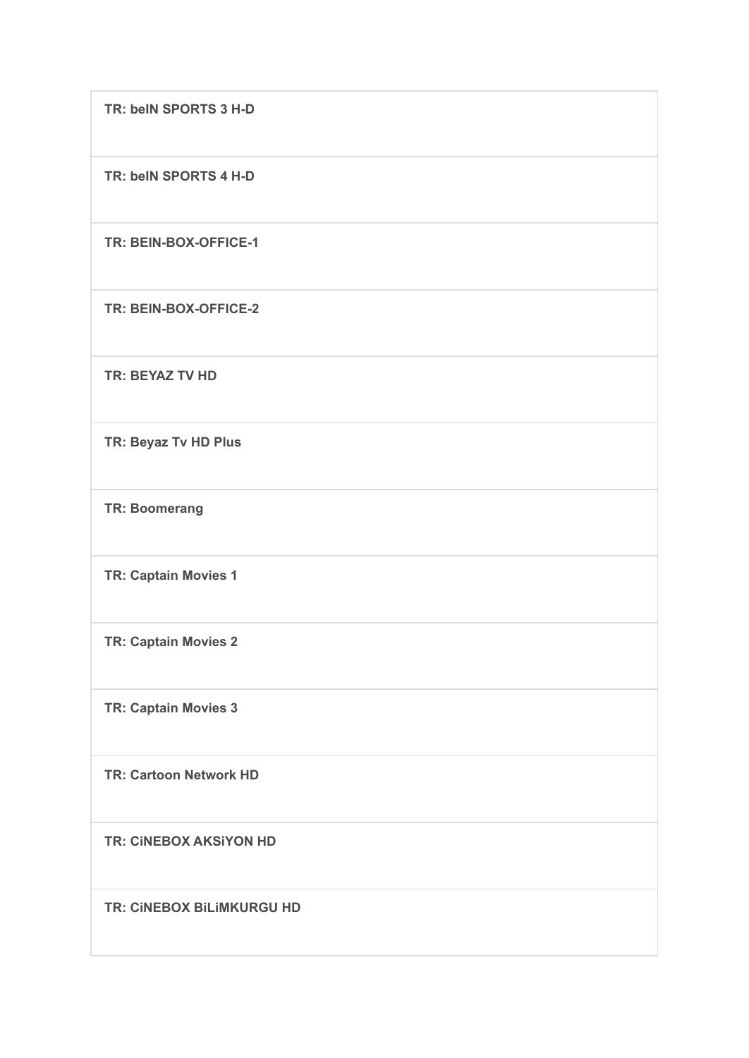| TR: beIN SPORTS 3 H-D |
| --- |
| TR: beIN SPORTS 4 H-D |
| TR: BEIN-BOX-OFFICE-1 |
| TR: BEIN-BOX-OFFICE-2 |
| TR: BEYAZ TV HD |
| TR: Beyaz Tv HD Plus |
| TR: Boomerang |
| TR: Captain Movies 1 |
| TR: Captain Movies 2 |
| TR: Captain Movies 3 |
| TR: Cartoon Network HD |
| TR: CiNEBOX AKSiYON HD |
| TR: CiNEBOX BiLiMKURGU HD |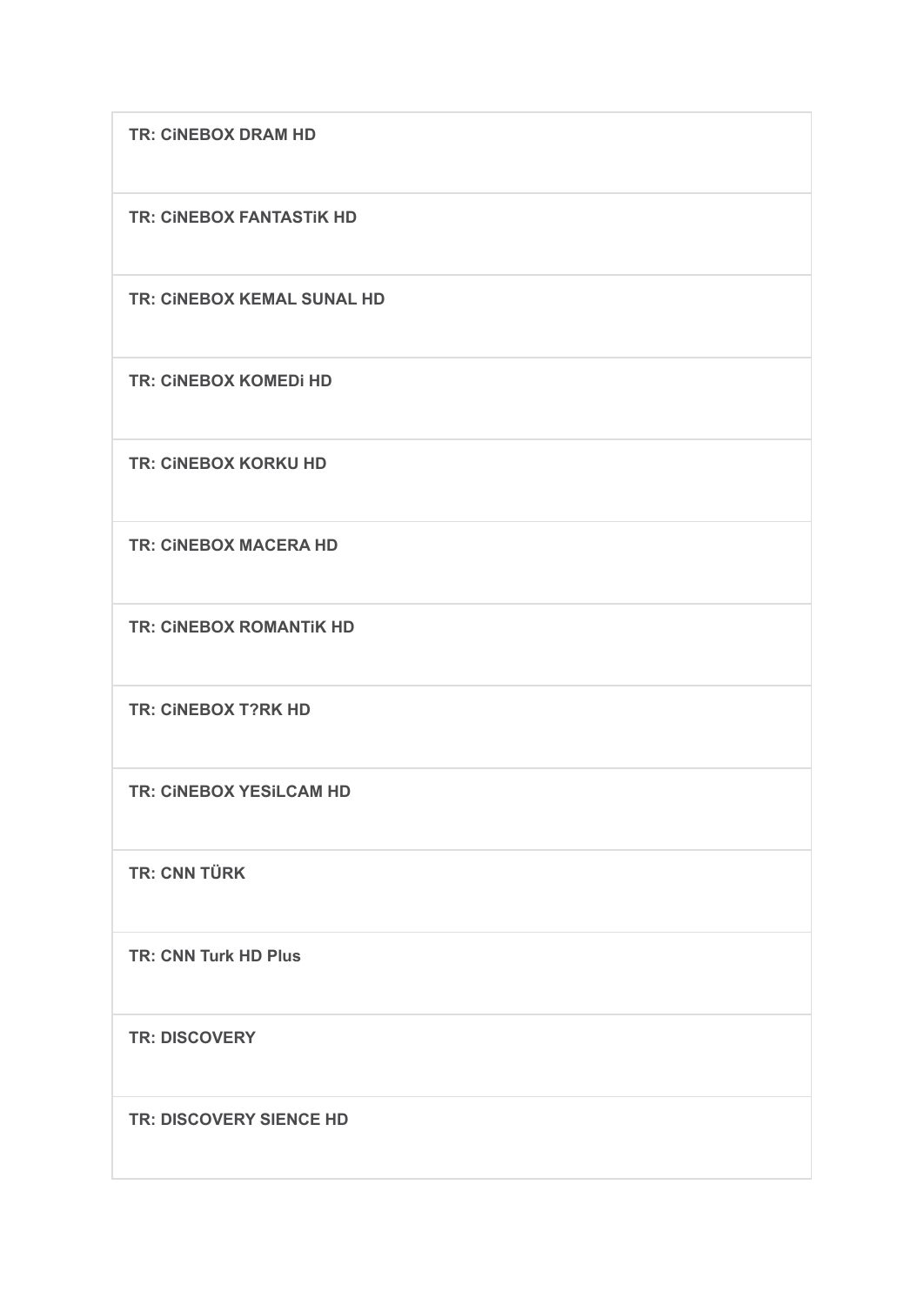| TR: CiNEBOX DRAM HD |
|---|
| TR: CiNEBOX FANTASTiK HD |
| TR: CiNEBOX KEMAL SUNAL HD |
| TR: CiNEBOX KOMEDi HD |
| TR: CiNEBOX KORKU HD |
| TR: CiNEBOX MACERA HD |
| TR: CiNEBOX ROMANTiK HD |
| TR: CiNEBOX T?RK HD |
| TR: CiNEBOX YESiLCAM HD |
| TR: CNN TÜRK |
| TR: CNN Turk HD Plus |
| TR: DISCOVERY |
| TR: DISCOVERY SIENCE HD |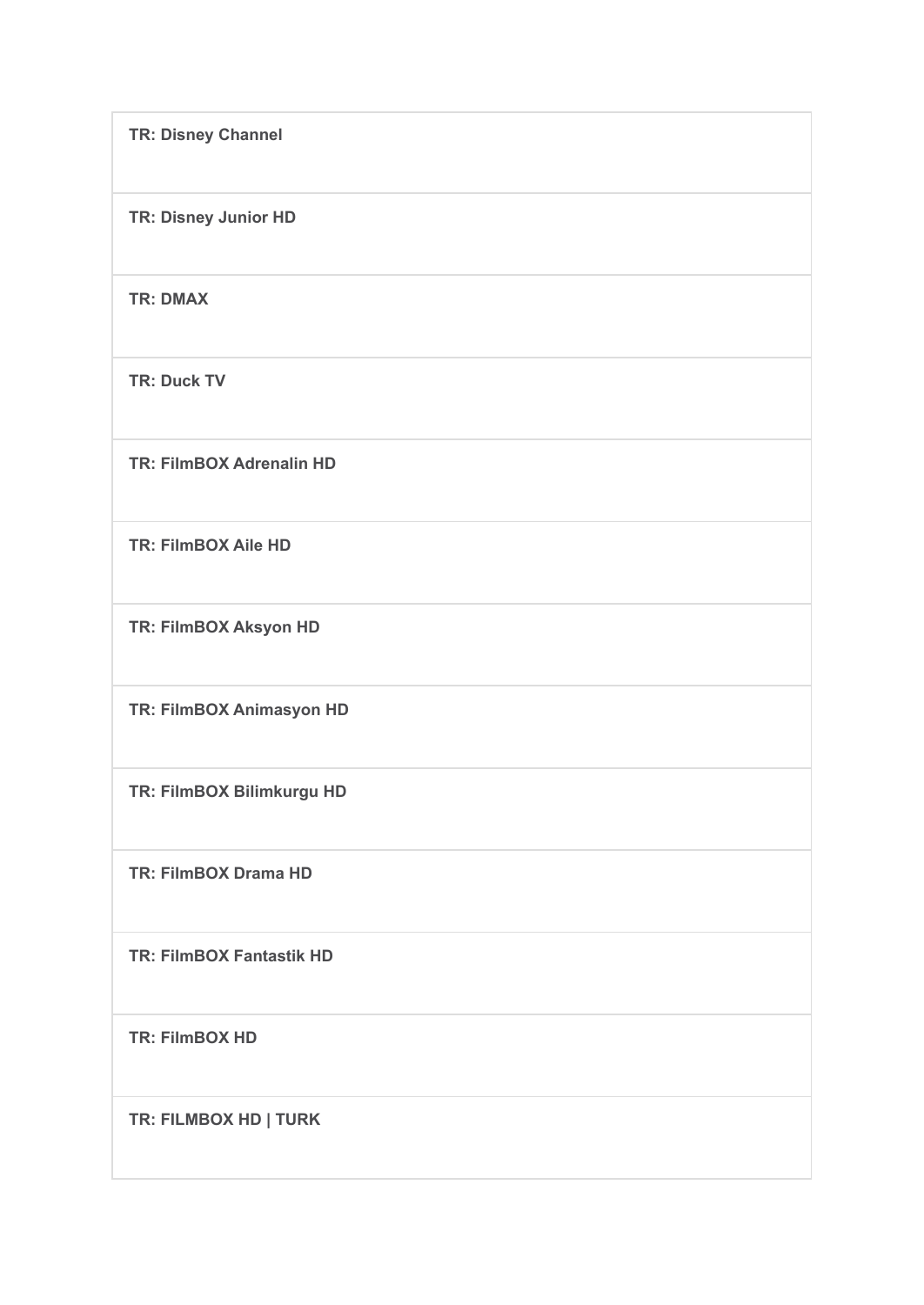| TR: Disney Channel |
| --- |
| **TR: Disney Junior HD** |
| **TR: DMAX** |
| **TR: Duck TV** |
| **TR: FilmBOX Adrenalin HD** |
| **TR: FilmBOX Aile HD** |
| **TR: FilmBOX Aksyon HD** |
| **TR: FilmBOX Animasyon HD** |
| **TR: FilmBOX Bilimkurgu HD** |
| **TR: FilmBOX Drama HD** |
| **TR: FilmBOX Fantastik HD** |
| **TR: FilmBOX HD** |
| **TR: FILMBOX HD \| TURK** |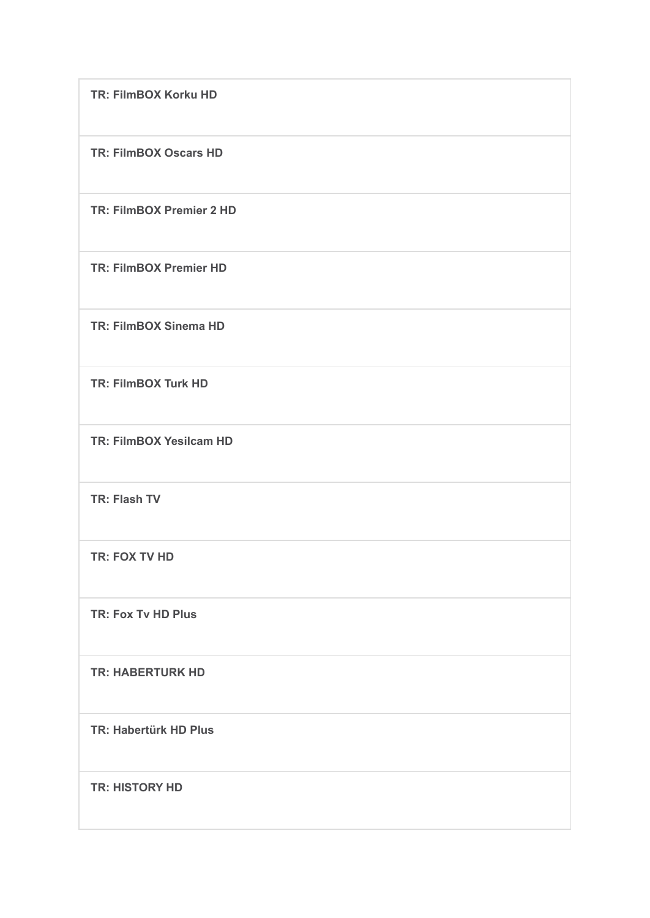| **TR: FilmBOX Korku HD** |
| --- |
| **TR: FilmBOX Oscars HD** |
| **TR: FilmBOX Premier 2 HD** |
| **TR: FilmBOX Premier HD** |
| **TR: FilmBOX Sinema HD** |
| **TR: FilmBOX Turk HD** |
| **TR: FilmBOX Yesilcam HD** |
| **TR: Flash TV** |
| **TR: FOX TV HD** |
| **TR: Fox Tv HD Plus** |
| **TR: HABERTURK HD** |
| **TR: Habertürk HD Plus** |
| **TR: HISTORY HD** |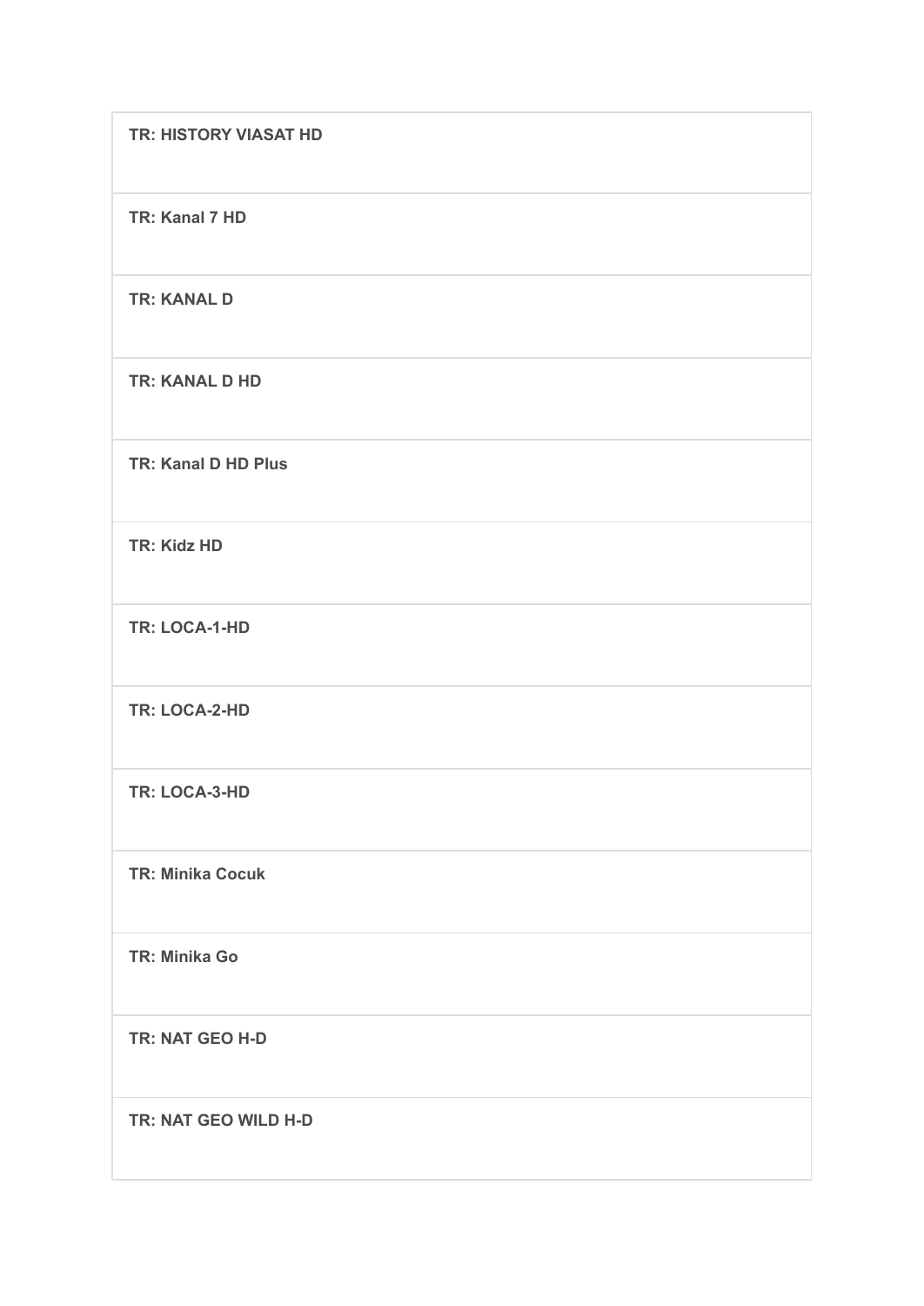| **TR: HISTORY VIASAT HD** |
| --- |
| **TR: Kanal 7 HD** |
| **TR: KANAL D** |
| **TR: KANAL D HD** |
| **TR: Kanal D HD Plus** |
| **TR: Kidz HD** |
| **TR: LOCA-1-HD** |
| **TR: LOCA-2-HD** |
| **TR: LOCA-3-HD** |
| **TR: Minika Cocuk** |
| **TR: Minika Go** |
| **TR: NAT GEO H-D** |
| **TR: NAT GEO WILD H-D** |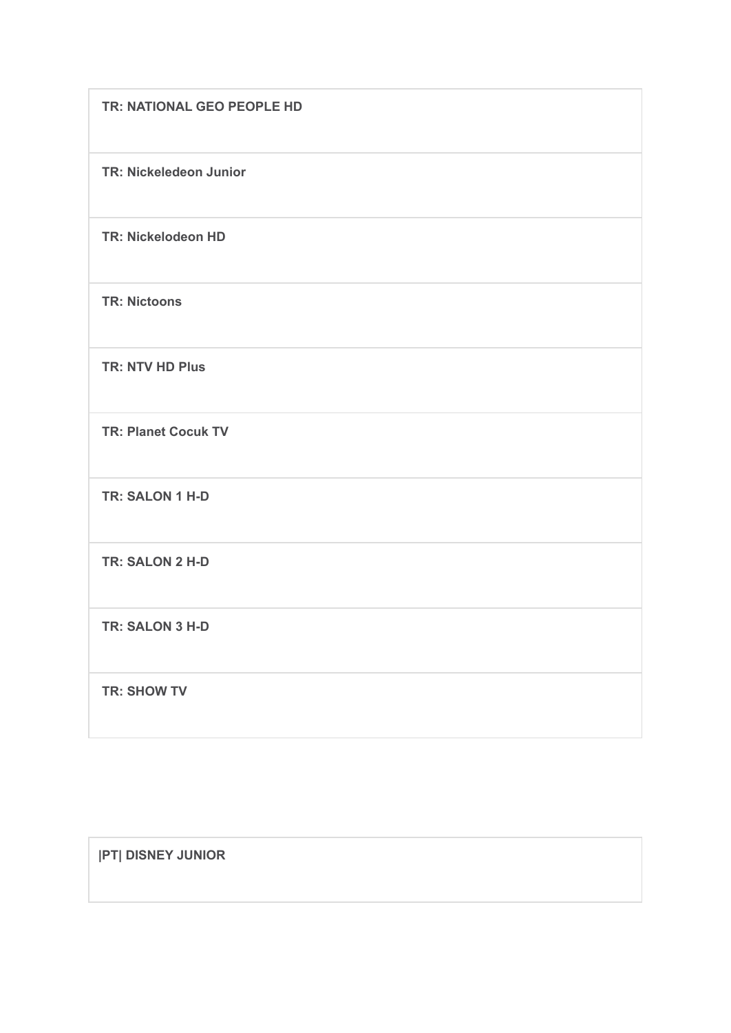| TR: NATIONAL GEO PEOPLE HD |
| --- |
| TR: Nickeledeon Junior |
| TR: Nickelodeon HD |
| TR: Nictoons |
| TR: NTV HD Plus |
| TR: Planet Cocuk TV |
| TR: SALON 1 H-D |
| TR: SALON 2 H-D |
| TR: SALON 3 H-D |
| TR: SHOW TV |

| \|PT\| DISNEY JUNIOR |
| --- |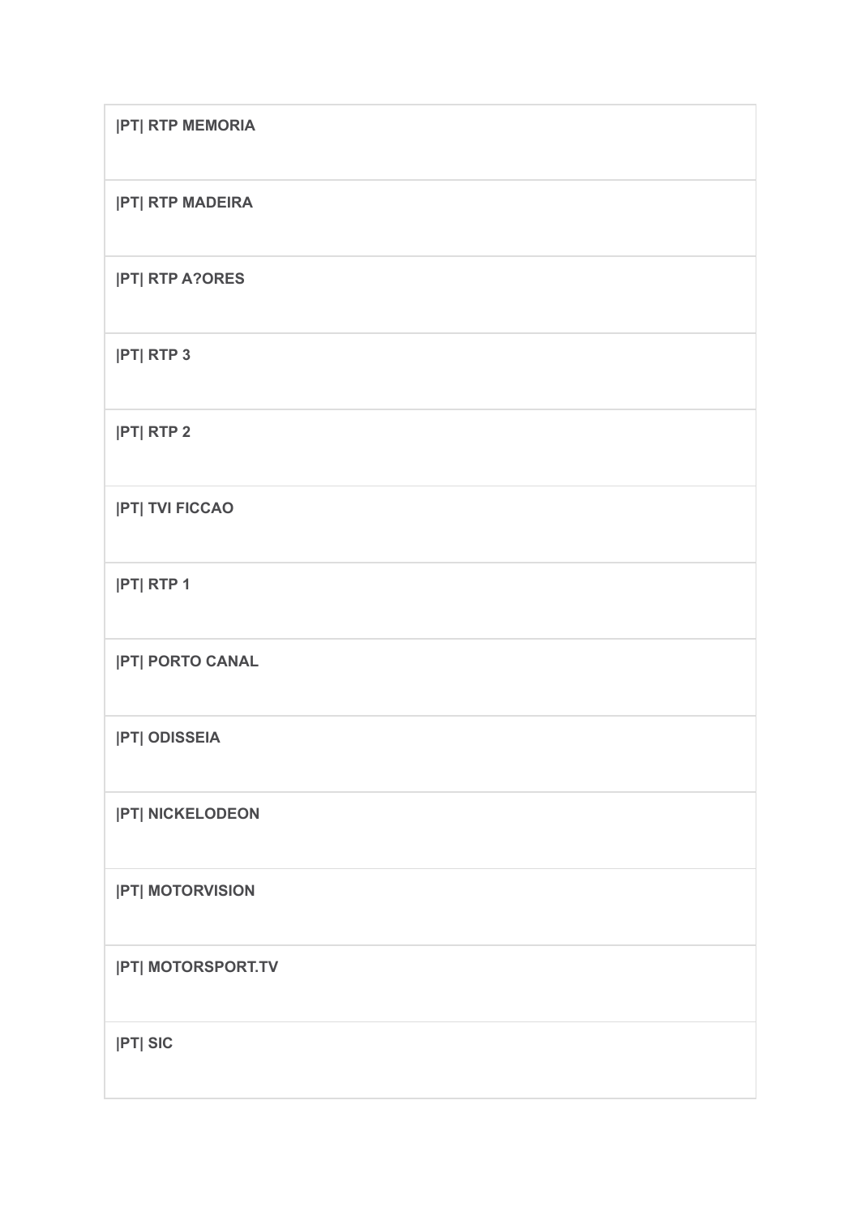| |
|---|
| **\|PT\| RTP MEMORIA** |
| **\|PT\| RTP MADEIRA** |
| **\|PT\| RTP A?ORES** |
| **\|PT\| RTP 3** |
| **\|PT\| RTP 2** |
| **\|PT\| TVI FICCAO** |
| **\|PT\| RTP 1** |
| **\|PT\| PORTO CANAL** |
| **\|PT\| ODISSEIA** |
| **\|PT\| NICKELODEON** |
| **\|PT\| MOTORVISION** |
| **\|PT\| MOTORSPORT.TV** |
| **\|PT\| SIC** |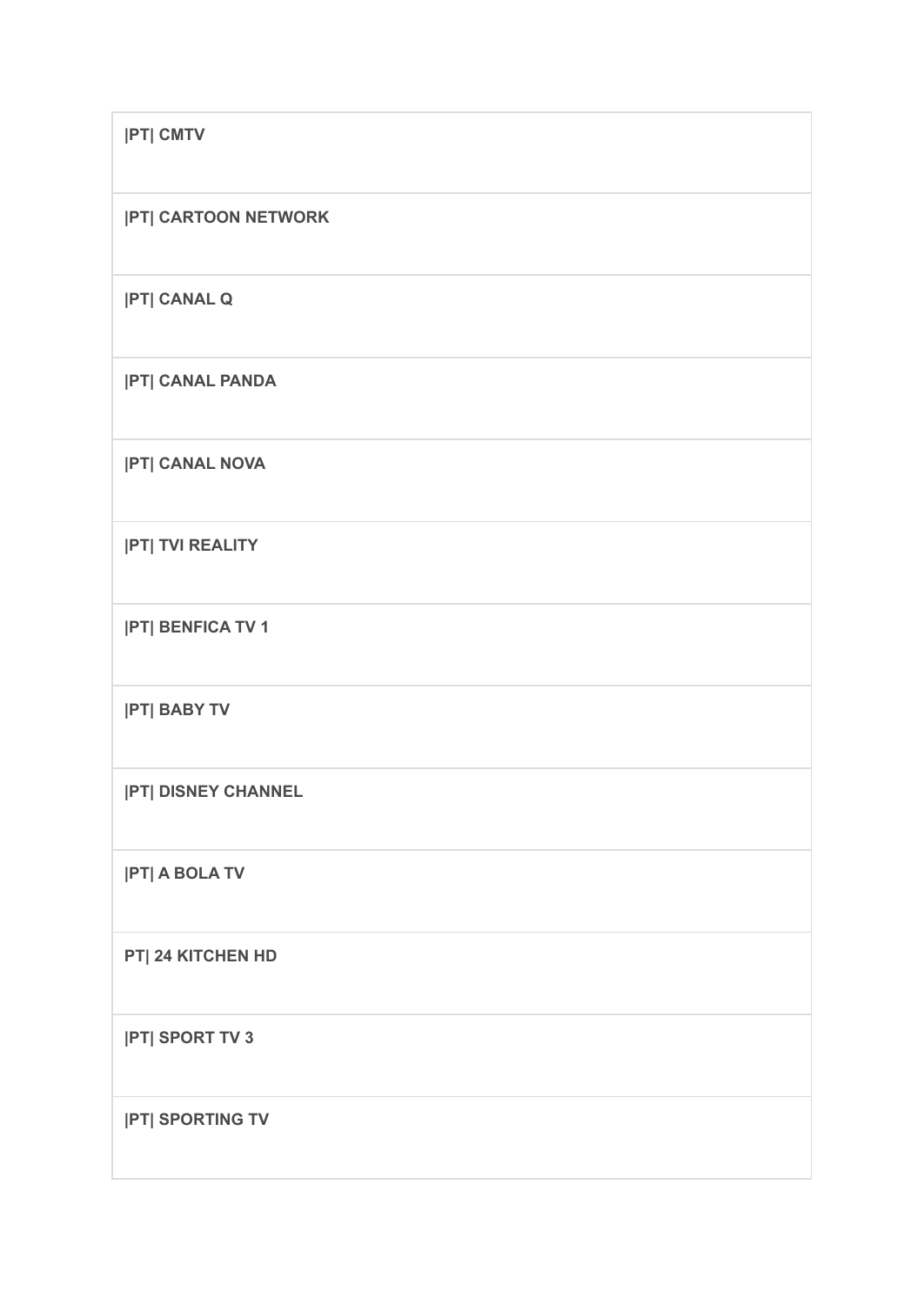**|PT| CMTV**

**|PT| CARTOON NETWORK**

**|PT| CANAL Q**

**|PT| CANAL PANDA**

**|PT| CANAL NOVA**

**|PT| TVI REALITY**

**|PT| BENFICA TV 1**

**|PT| BABY TV**

**|PT| DISNEY CHANNEL**

**|PT| A BOLA TV**

**PT| 24 KITCHEN HD**

**|PT| SPORT TV 3**

**|PT| SPORTING TV**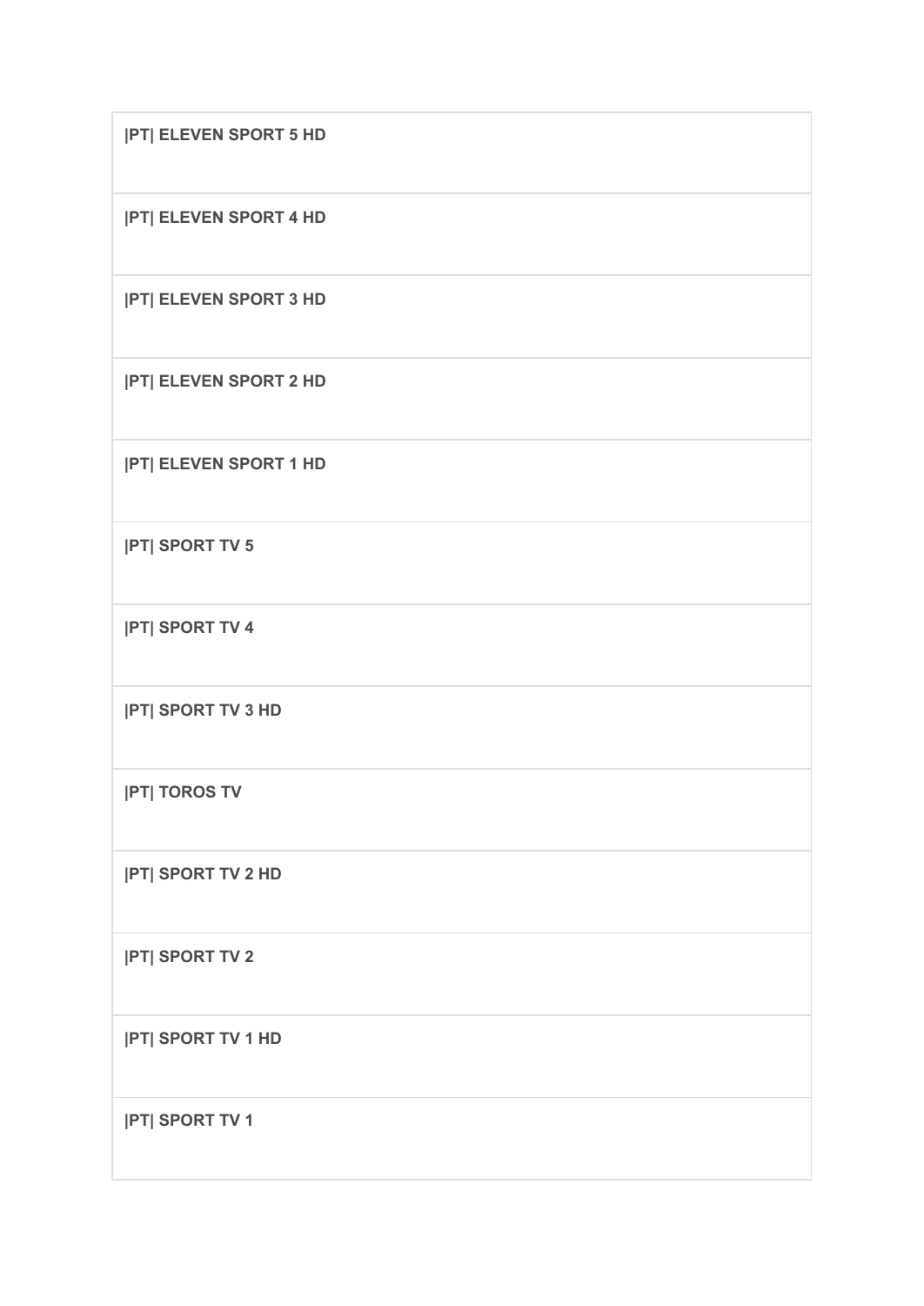| |PT| ELEVEN SPORT 5 HD |
|---|
| |PT| ELEVEN SPORT 4 HD |
| |PT| ELEVEN SPORT 3 HD |
| |PT| ELEVEN SPORT 2 HD |
| |PT| ELEVEN SPORT 1 HD |
| |PT| SPORT TV 5 |
| |PT| SPORT TV 4 |
| |PT| SPORT TV 3 HD |
| |PT| TOROS TV |
| |PT| SPORT TV 2 HD |
| |PT| SPORT TV 2 |
| |PT| SPORT TV 1 HD |
| |PT| SPORT TV 1 |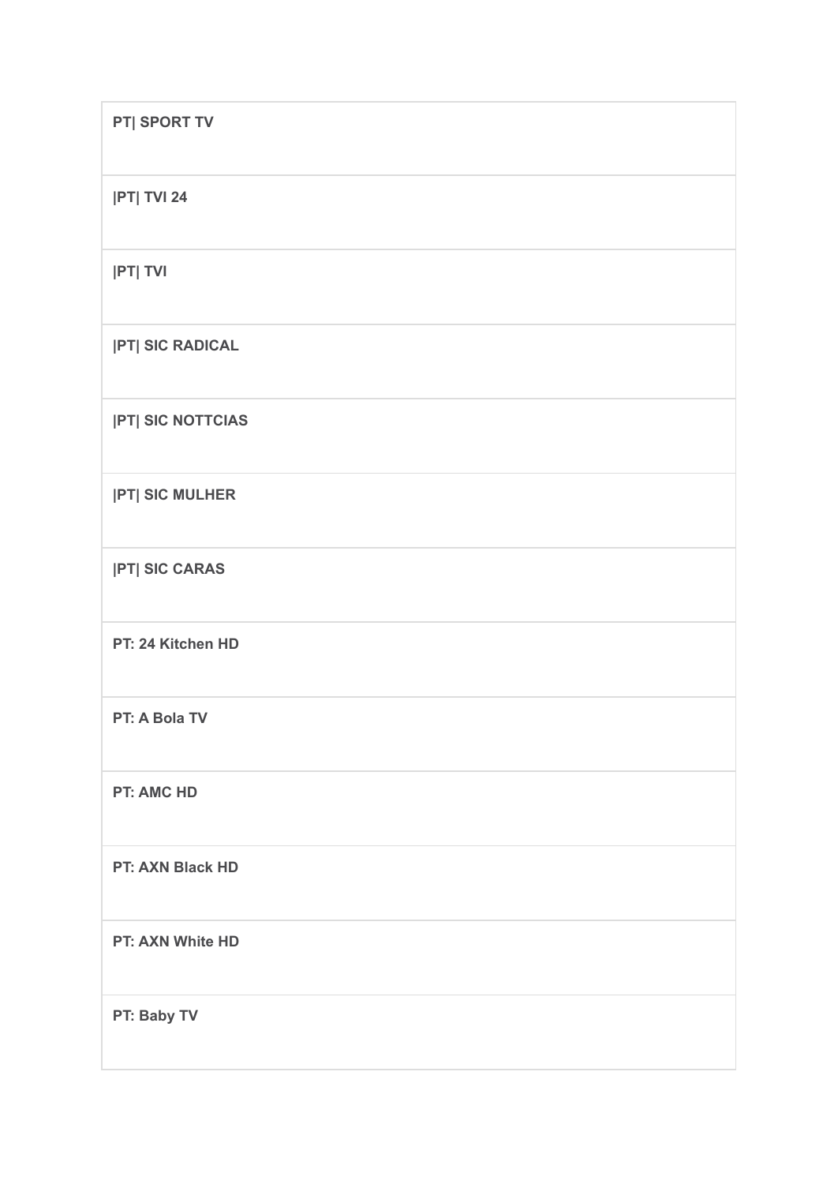**PT| SPORT TV**

**|PT| TVI 24**

**|PT| TVI**

**|PT| SIC RADICAL**

**|PT| SIC NOTTCIAS**

**|PT| SIC MULHER**

**|PT| SIC CARAS**

**PT: 24 Kitchen HD**

**PT: A Bola TV**

**PT: AMC HD**

**PT: AXN Black HD**

**PT: AXN White HD**

**PT: Baby TV**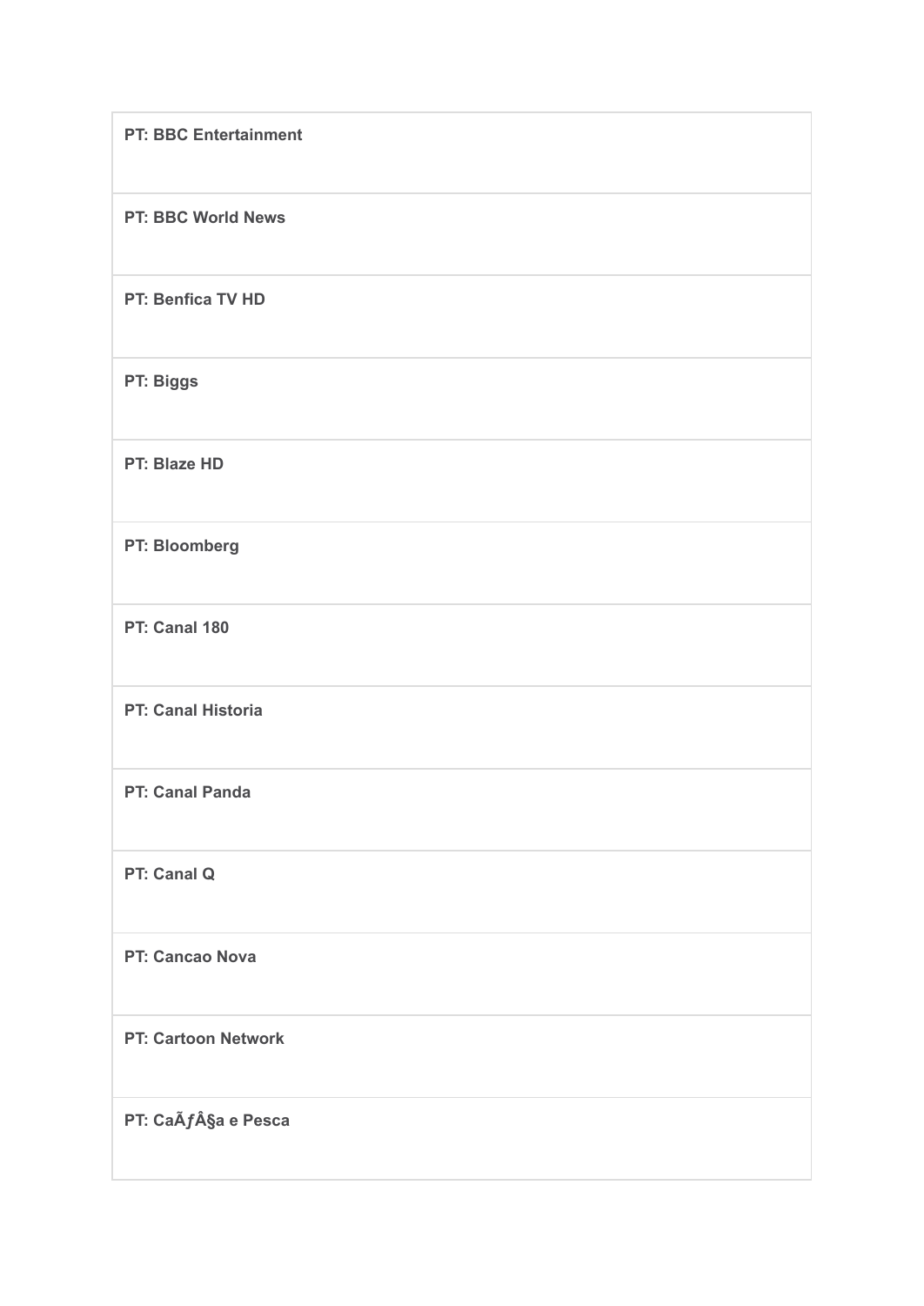| PT: BBC Entertainment |
| --- |
| PT: BBC World News |
| PT: Benfica TV HD |
| PT: Biggs |
| PT: Blaze HD |
| PT: Bloomberg |
| PT: Canal 180 |
| PT: Canal Historia |
| PT: Canal Panda |
| PT: Canal Q |
| PT: Cancao Nova |
| PT: Cartoon Network |
| PT: CaÃƒÂ§a e Pesca |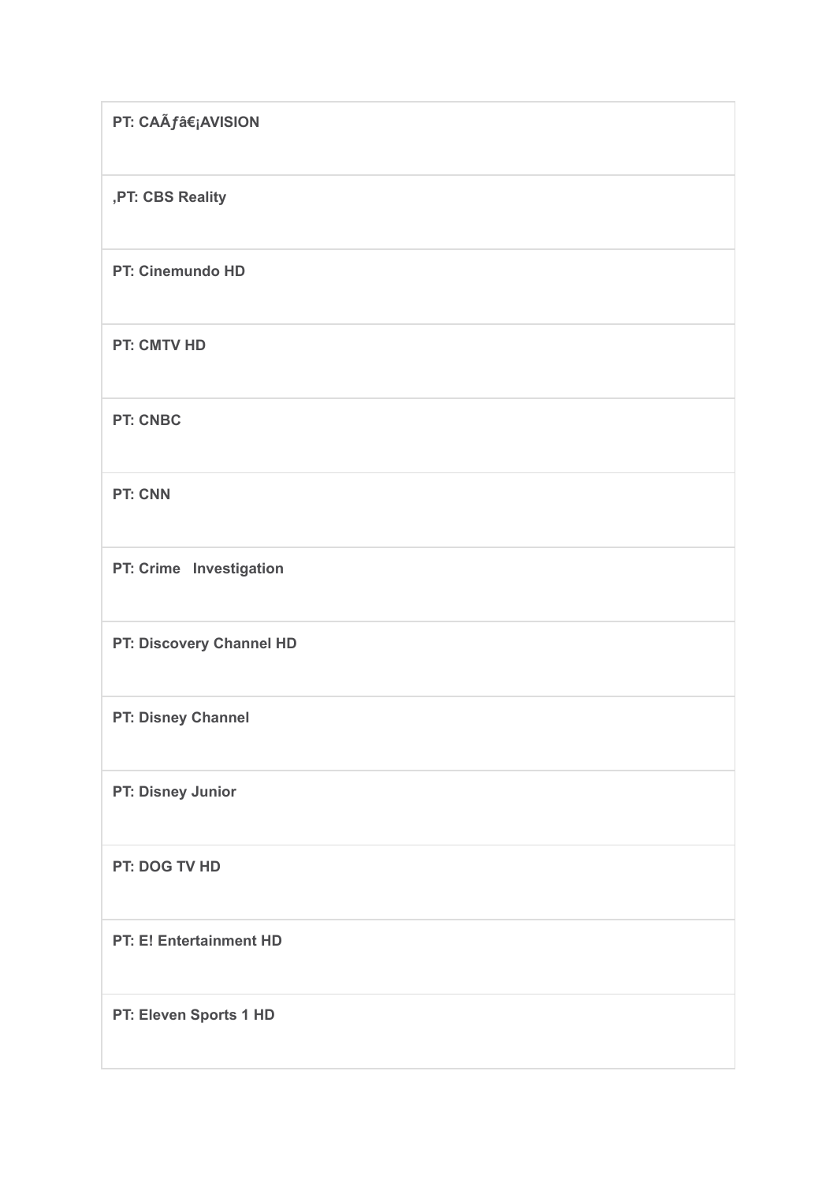| PT: CAÃƒâ€¡AVISION |
| --- |
| ,PT: CBS Reality |
| PT: Cinemundo HD |
| PT: CMTV HD |
| PT: CNBC |
| PT: CNN |
| PT: Crime   Investigation |
| PT: Discovery Channel HD |
| PT: Disney Channel |
| PT: Disney Junior |
| PT: DOG TV HD |
| PT: E! Entertainment HD |
| PT: Eleven Sports 1 HD |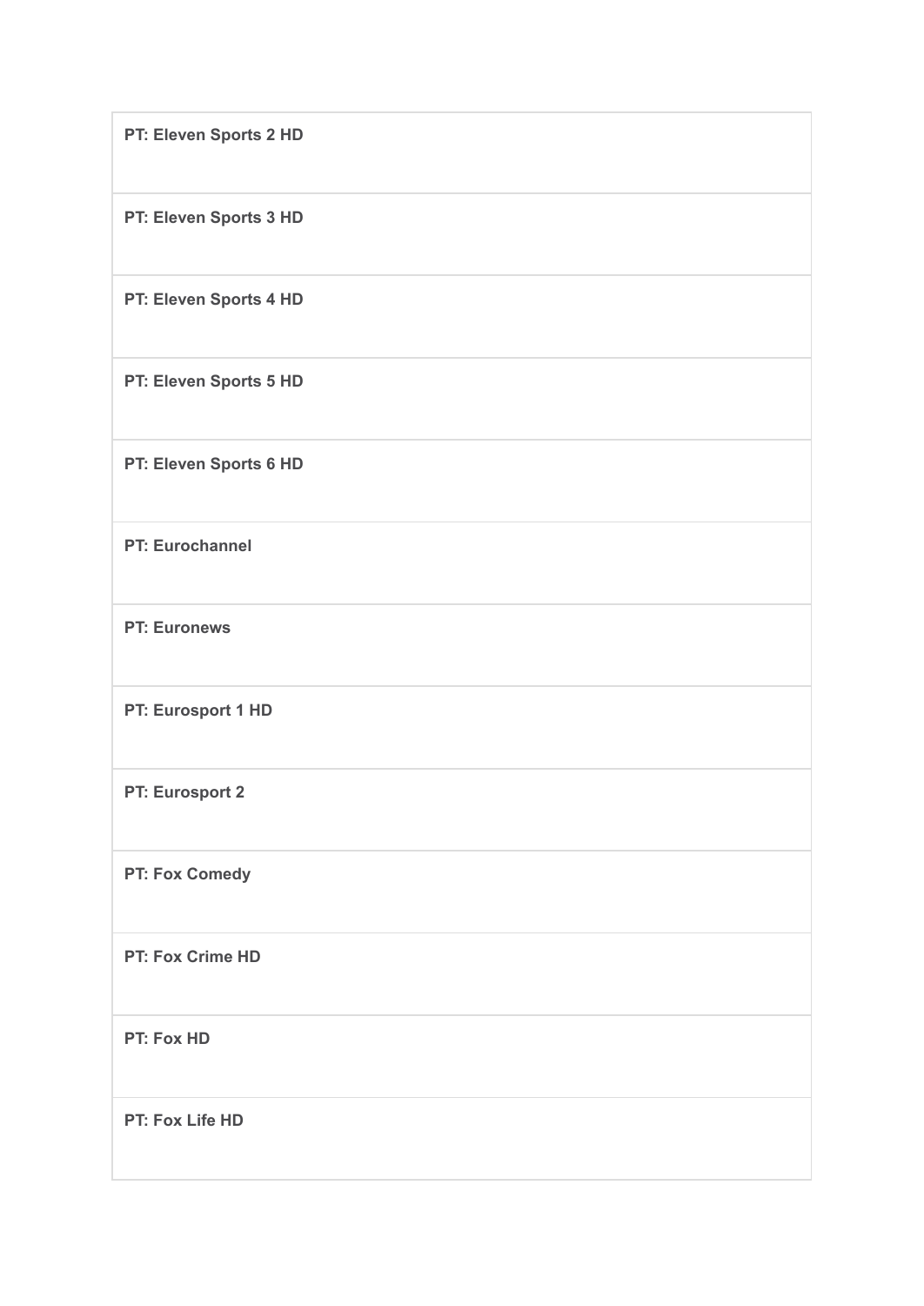| |
|---|
| **PT: Eleven Sports 2 HD** |
| **PT: Eleven Sports 3 HD** |
| **PT: Eleven Sports 4 HD** |
| **PT: Eleven Sports 5 HD** |
| **PT: Eleven Sports 6 HD** |
| **PT: Eurochannel** |
| **PT: Euronews** |
| **PT: Eurosport 1 HD** |
| **PT: Eurosport 2** |
| **PT: Fox Comedy** |
| **PT: Fox Crime HD** |
| **PT: Fox HD** |
| **PT: Fox Life HD** |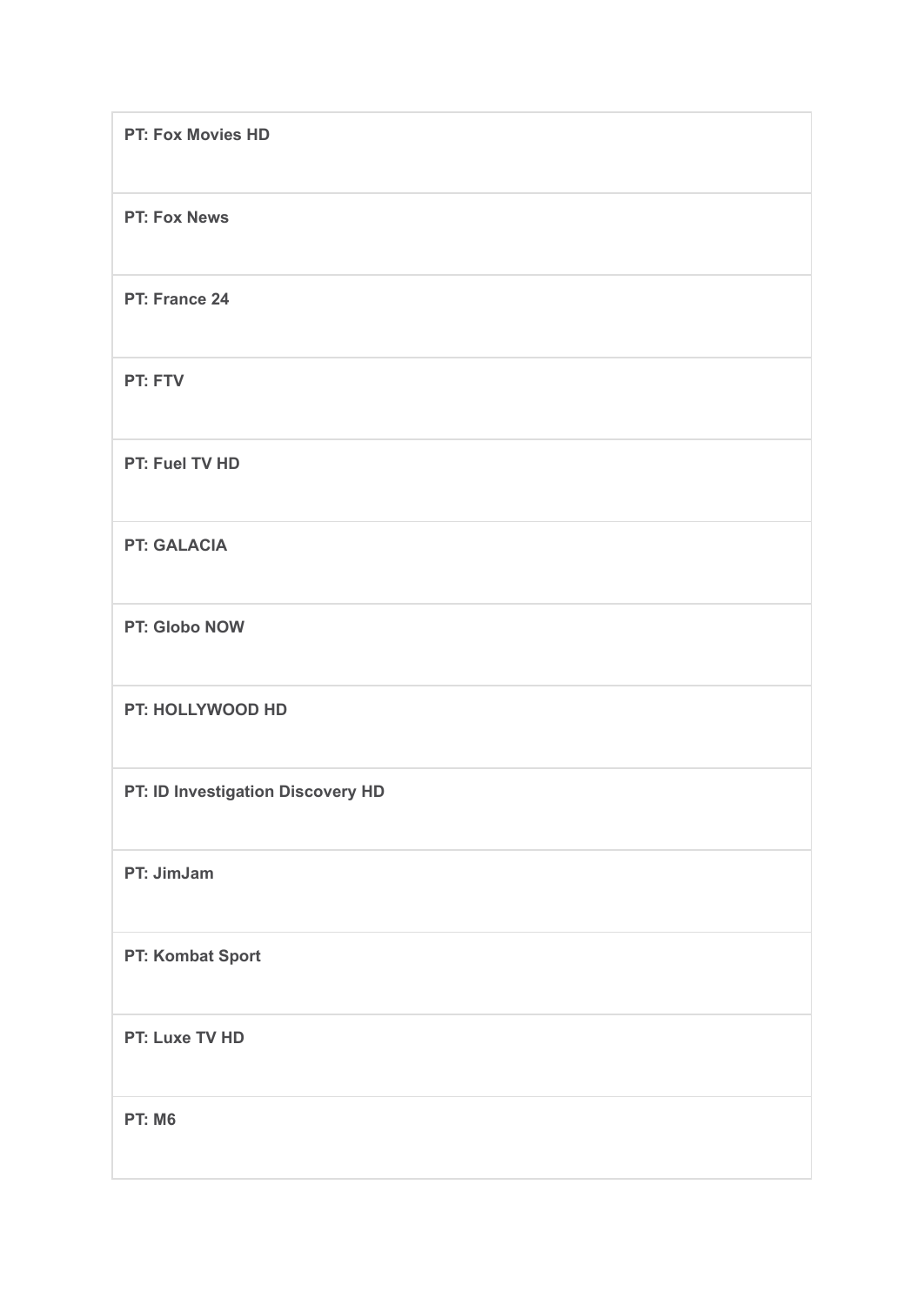| PT: Fox Movies HD |
| --- |
| PT: Fox News |
| PT: France 24 |
| PT: FTV |
| PT: Fuel TV HD |
| PT: GALACIA |
| PT: Globo NOW |
| PT: HOLLYWOOD HD |
| PT: ID Investigation Discovery HD |
| PT: JimJam |
| PT: Kombat Sport |
| PT: Luxe TV HD |
| PT: M6 |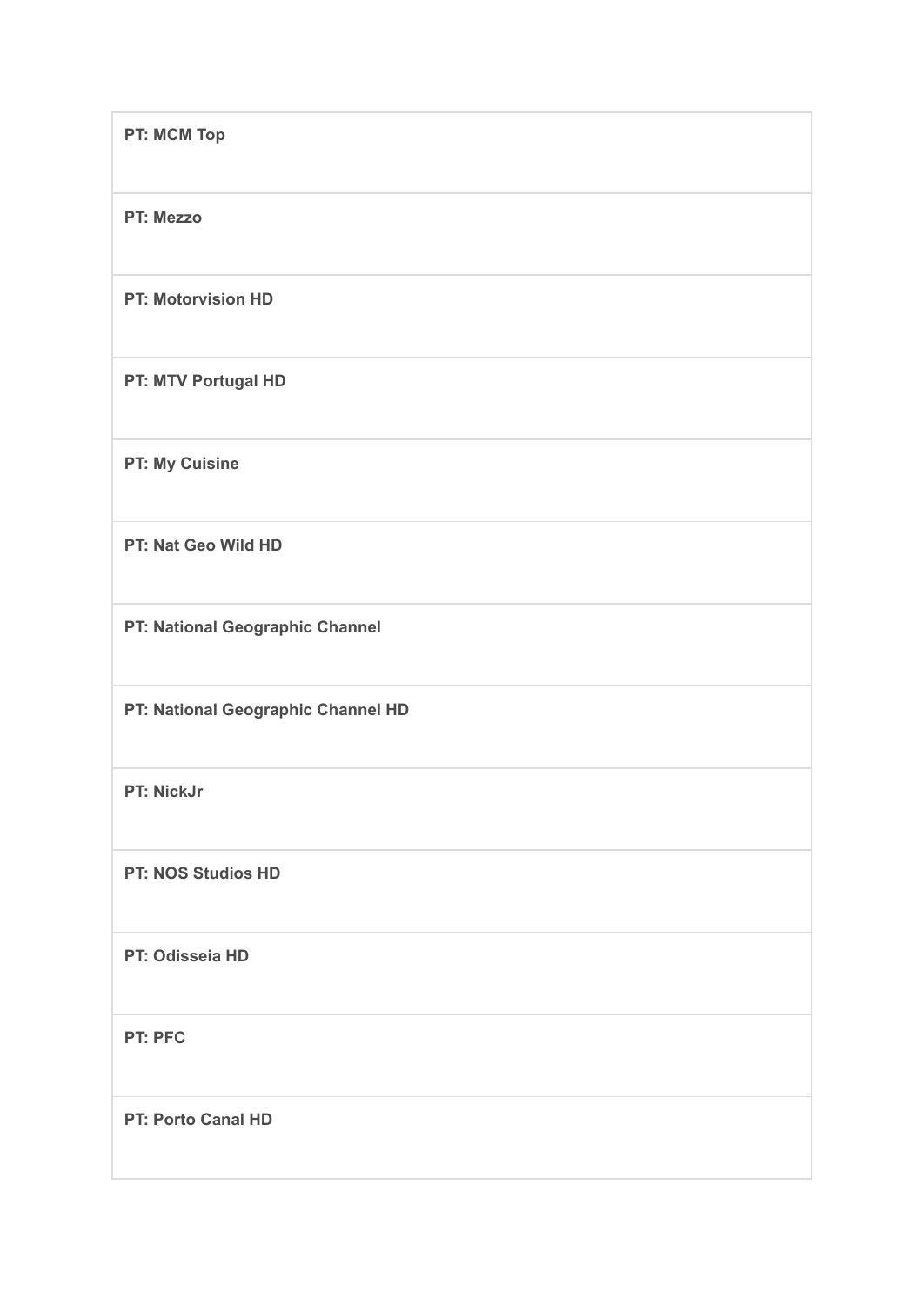| **PT: MCM Top** |
| --- |
| **PT: Mezzo** |
| **PT: Motorvision HD** |
| **PT: MTV Portugal HD** |
| **PT: My Cuisine** |
| **PT: Nat Geo Wild HD** |
| **PT: National Geographic Channel** |
| **PT: National Geographic Channel HD** |
| **PT: NickJr** |
| **PT: NOS Studios HD** |
| **PT: Odisseia HD** |
| **PT: PFC** |
| **PT: Porto Canal HD** |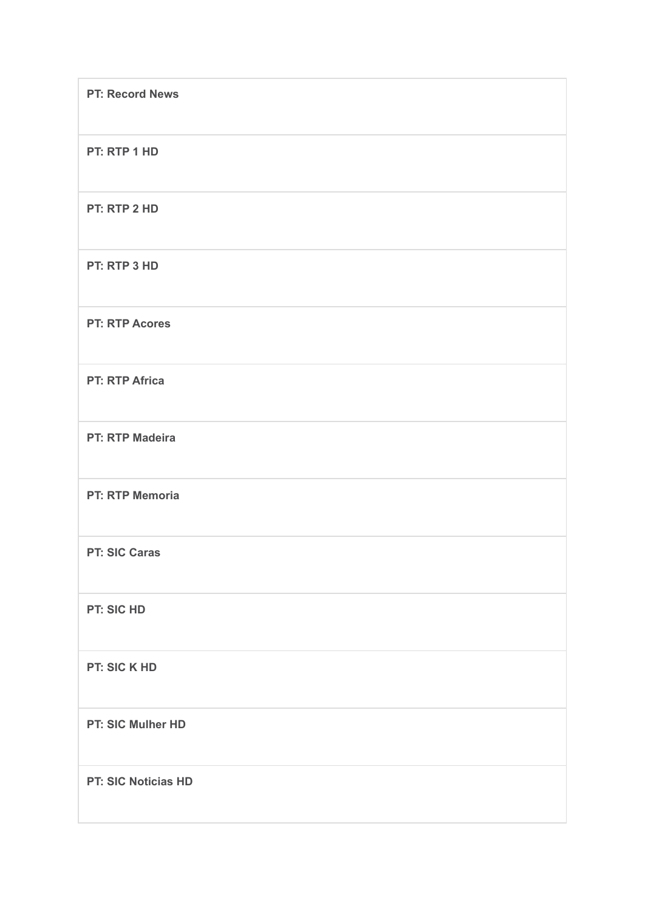| PT: Record News |
| --- |
| PT: RTP 1 HD |
| PT: RTP 2 HD |
| PT: RTP 3 HD |
| PT: RTP Acores |
| PT: RTP Africa |
| PT: RTP Madeira |
| PT: RTP Memoria |
| PT: SIC Caras |
| PT: SIC HD |
| PT: SIC K HD |
| PT: SIC Mulher HD |
| PT: SIC Noticias HD |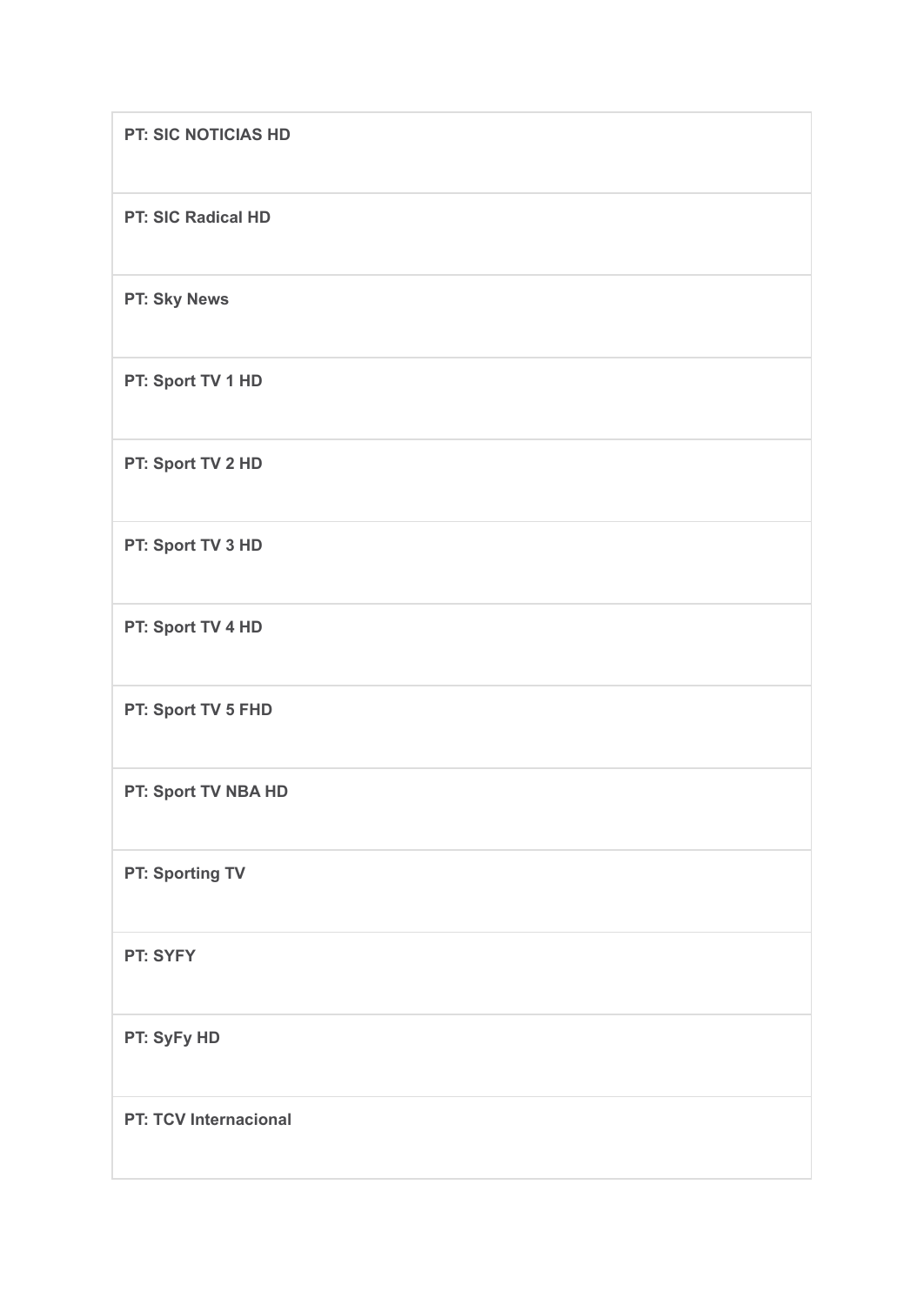| PT: SIC NOTICIAS HD |
|---|
| PT: SIC Radical HD |
| PT: Sky News |
| PT: Sport TV 1 HD |
| PT: Sport TV 2 HD |
| PT: Sport TV 3 HD |
| PT: Sport TV 4 HD |
| PT: Sport TV 5 FHD |
| PT: Sport TV NBA HD |
| PT: Sporting TV |
| PT: SYFY |
| PT: SyFy HD |
| PT: TCV Internacional |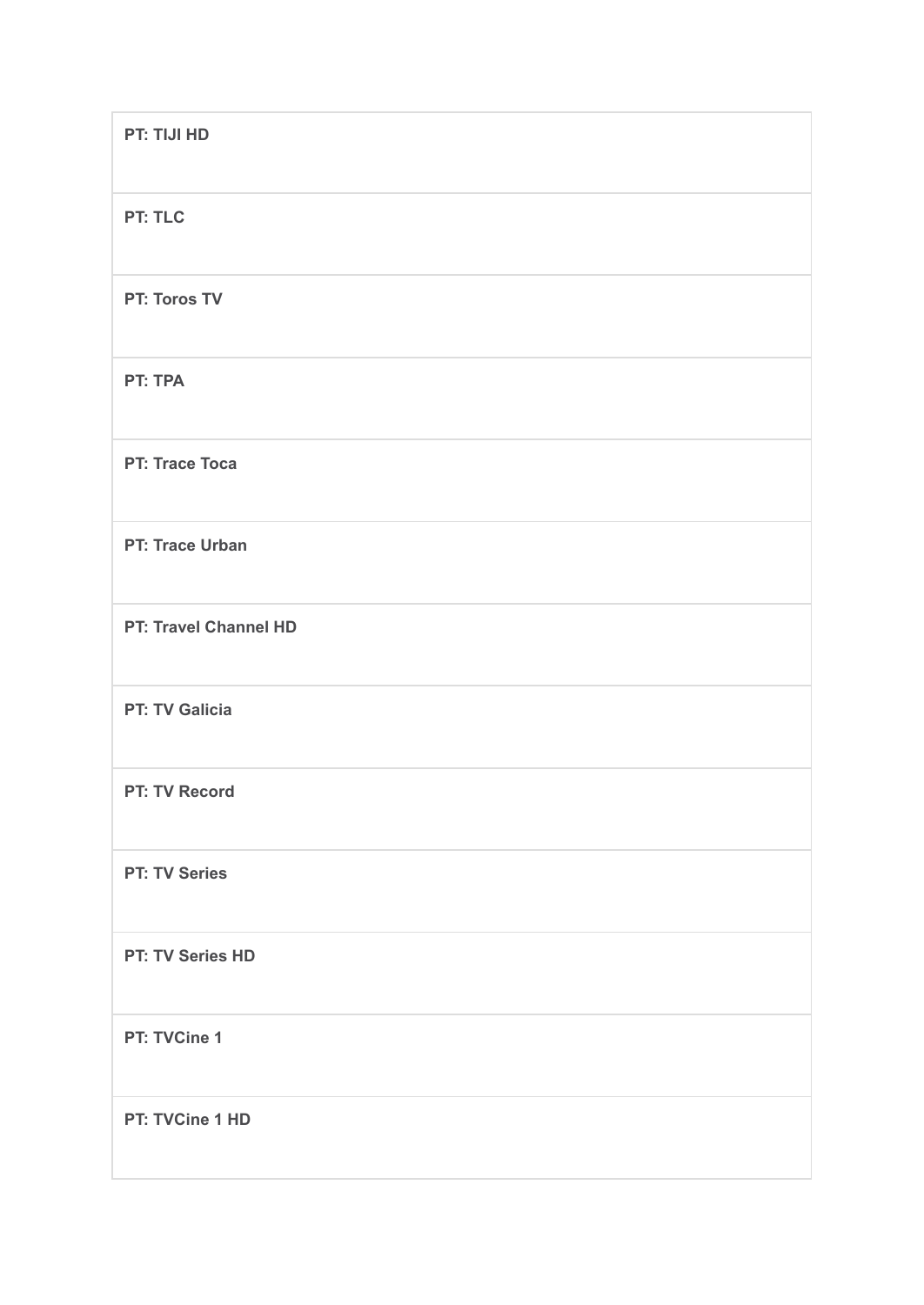| PT: TIJI HD |
|---|
| PT: TLC |
| PT: Toros TV |
| PT: TPA |
| PT: Trace Toca |
| PT: Trace Urban |
| PT: Travel Channel HD |
| PT: TV Galicia |
| PT: TV Record |
| PT: TV Series |
| PT: TV Series HD |
| PT: TVCine 1 |
| PT: TVCine 1 HD |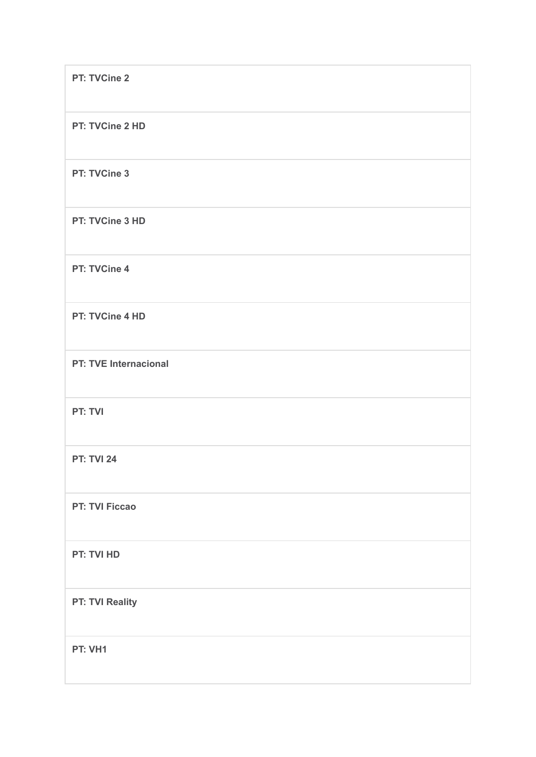| PT: TVCine 2 |
| --- |
| PT: TVCine 2 HD |
| PT: TVCine 3 |
| PT: TVCine 3 HD |
| PT: TVCine 4 |
| PT: TVCine 4 HD |
| PT: TVE Internacional |
| PT: TVI |
| PT: TVI 24 |
| PT: TVI Ficcao |
| PT: TVI HD |
| PT: TVI Reality |
| PT: VH1 |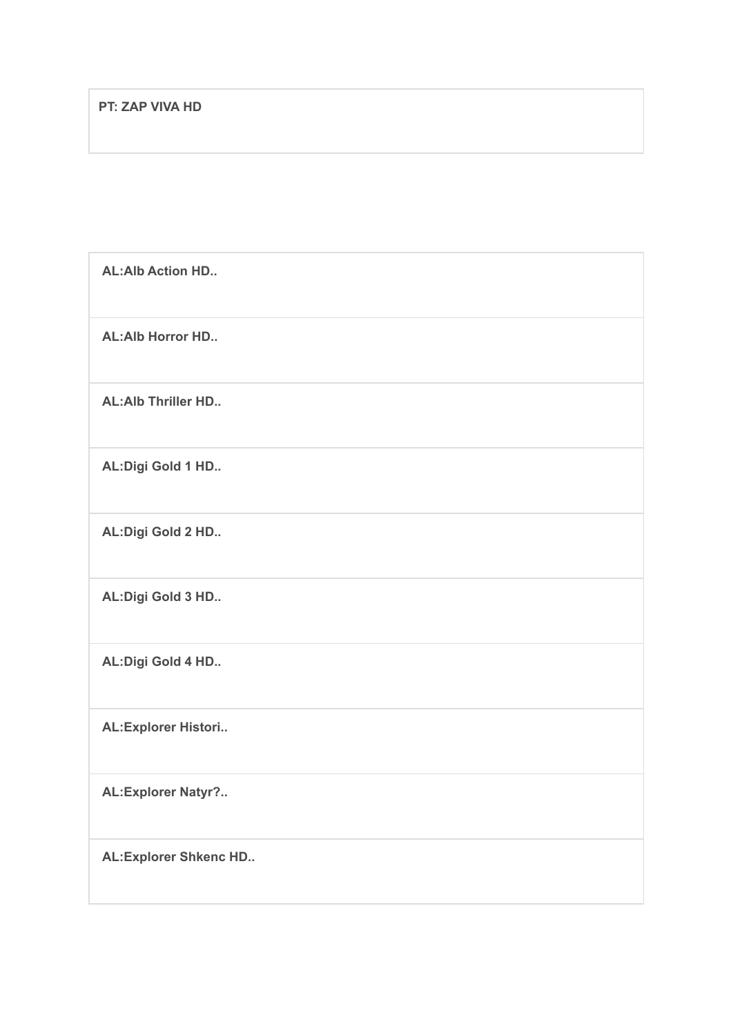| PT: ZAP VIVA HD |
| --- |

| AL:Alb Action HD.. |
| --- |
| AL:Alb Horror HD.. |
| AL:Alb Thriller HD.. |
| AL:Digi Gold 1 HD.. |
| AL:Digi Gold 2 HD.. |
| AL:Digi Gold 3 HD.. |
| AL:Digi Gold 4 HD.. |
| AL:Explorer Histori.. |
| AL:Explorer Natyr?.. |
| AL:Explorer Shkenc HD.. |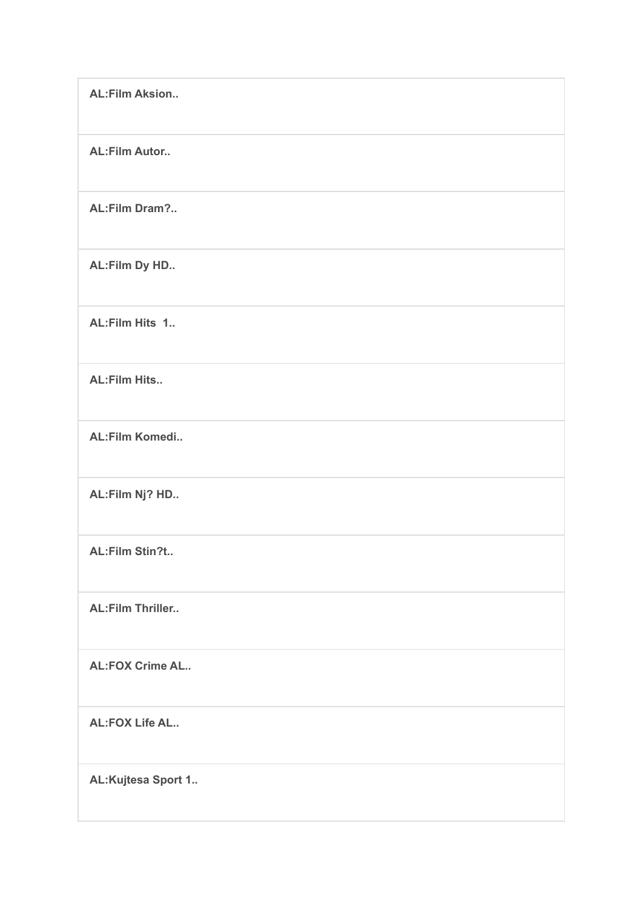| **AL:Film Aksion..** |
| --- |
| **AL:Film Autor..** |
| **AL:Film Dram?..** |
| **AL:Film Dy HD..** |
| **AL:Film Hits 1..** |
| **AL:Film Hits..** |
| **AL:Film Komedi..** |
| **AL:Film Nj? HD..** |
| **AL:Film Stin?t..** |
| **AL:Film Thriller..** |
| **AL:FOX Crime AL..** |
| **AL:FOX Life AL..** |
| **AL:Kujtesa Sport 1..** |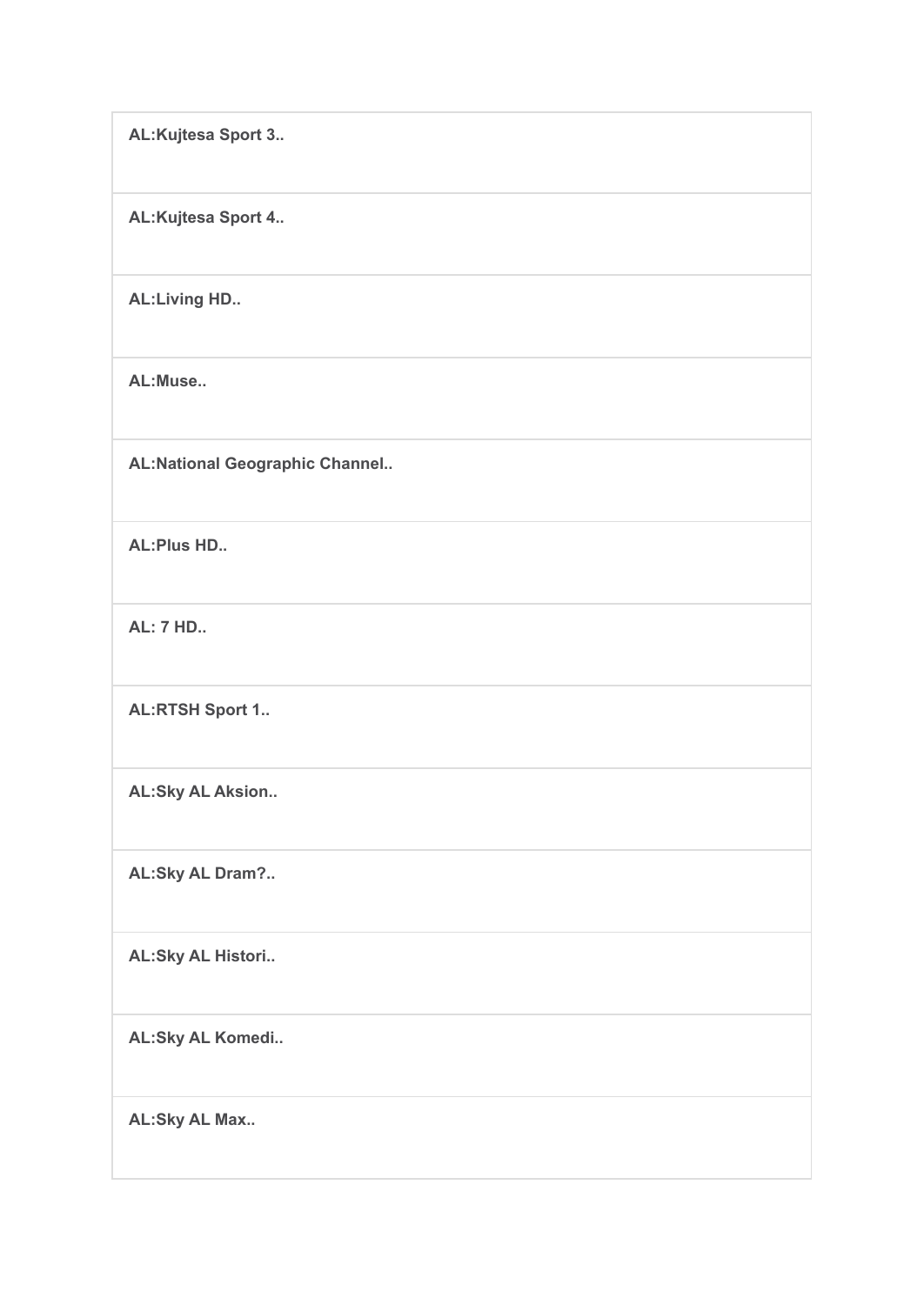| AL:Kujtesa Sport 3.. |
| --- |
| AL:Kujtesa Sport 4.. |
| AL:Living HD.. |
| AL:Muse.. |
| AL:National Geographic Channel.. |
| AL:Plus HD.. |
| AL: 7 HD.. |
| AL:RTSH Sport 1.. |
| AL:Sky AL Aksion.. |
| AL:Sky AL Dram?.. |
| AL:Sky AL Histori.. |
| AL:Sky AL Komedi.. |
| AL:Sky AL Max.. |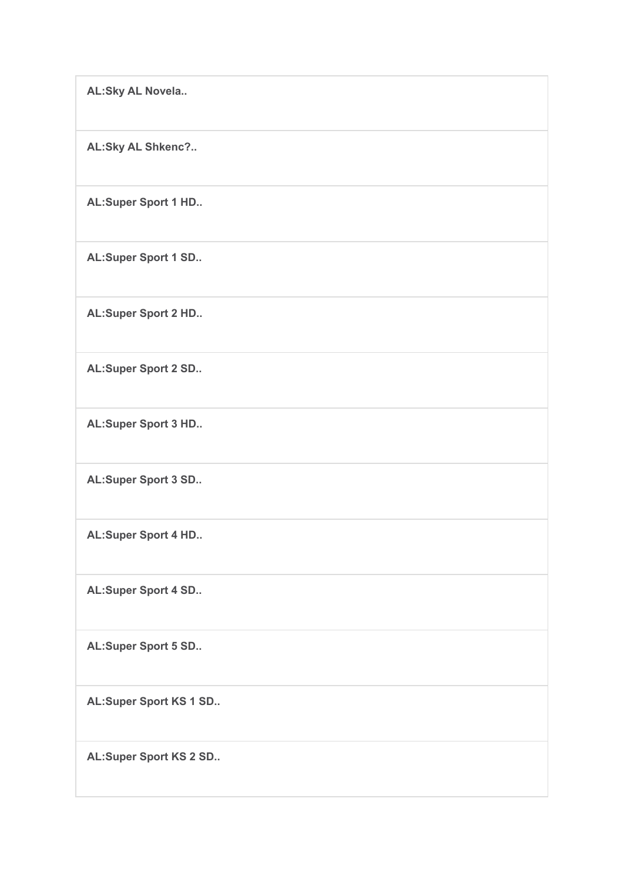| **AL:Sky AL Novela..** |
| --- |
| **AL:Sky AL Shkenc?..** |
| **AL:Super Sport 1 HD..** |
| **AL:Super Sport 1 SD..** |
| **AL:Super Sport 2 HD..** |
| **AL:Super Sport 2 SD..** |
| **AL:Super Sport 3 HD..** |
| **AL:Super Sport 3 SD..** |
| **AL:Super Sport 4 HD..** |
| **AL:Super Sport 4 SD..** |
| **AL:Super Sport 5 SD..** |
| **AL:Super Sport KS 1 SD..** |
| **AL:Super Sport KS 2 SD..** |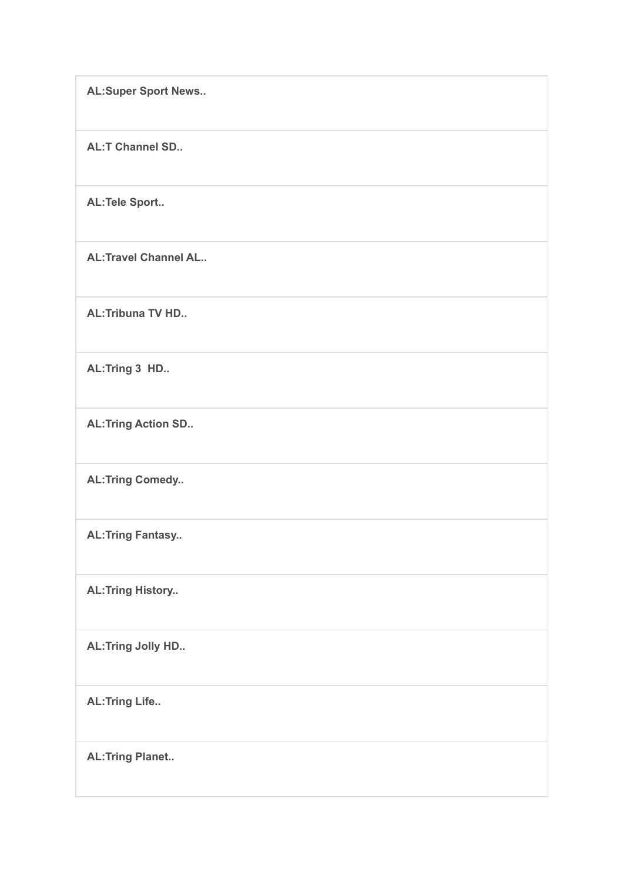| AL:Super Sport News.. |
|---|
| AL:T Channel SD.. |
| AL:Tele Sport.. |
| AL:Travel Channel AL.. |
| AL:Tribuna TV HD.. |
| AL:Tring 3  HD.. |
| AL:Tring Action SD.. |
| AL:Tring Comedy.. |
| AL:Tring Fantasy.. |
| AL:Tring History.. |
| AL:Tring Jolly HD.. |
| AL:Tring Life.. |
| AL:Tring Planet.. |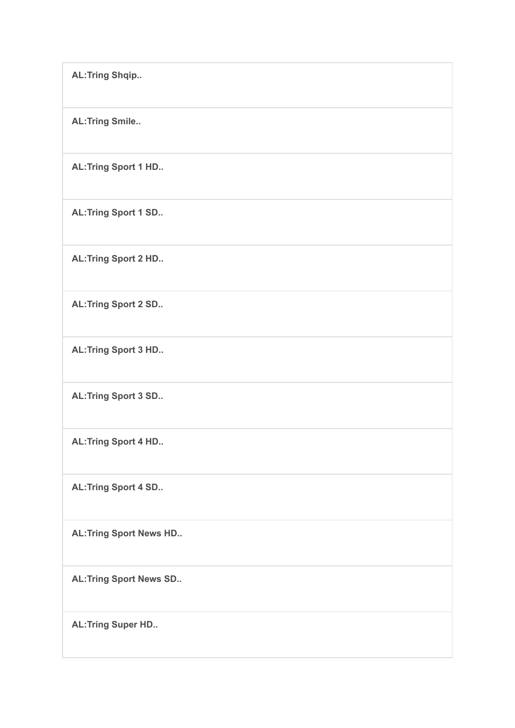| AL:Tring Shqip.. |
| --- |
| AL:Tring Smile.. |
| AL:Tring Sport 1 HD.. |
| AL:Tring Sport 1 SD.. |
| AL:Tring Sport 2 HD.. |
| AL:Tring Sport 2 SD.. |
| AL:Tring Sport 3 HD.. |
| AL:Tring Sport 3 SD.. |
| AL:Tring Sport 4 HD.. |
| AL:Tring Sport 4 SD.. |
| AL:Tring Sport News HD.. |
| AL:Tring Sport News SD.. |
| AL:Tring Super HD.. |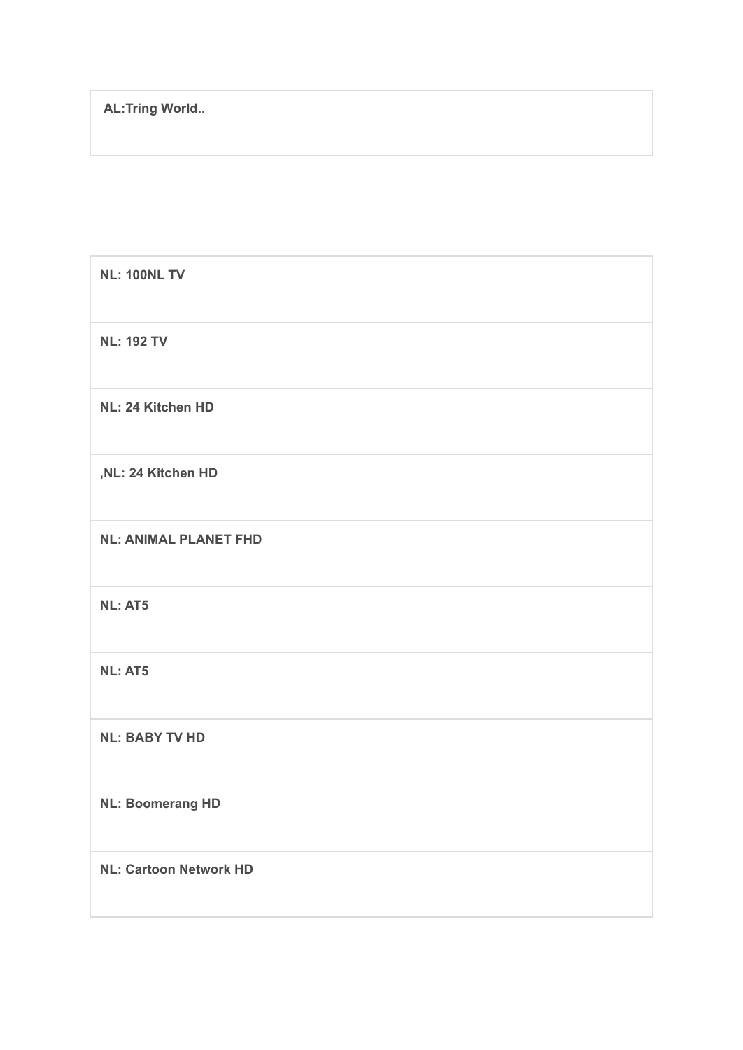| **AL:Tring World..** |
| --- |

| **NL: 100NL TV** |
| --- |
| **NL: 192 TV** |
| **NL: 24 Kitchen HD** |
| **,NL: 24 Kitchen HD** |
| **NL: ANIMAL PLANET FHD** |
| **NL: AT5** |
| **NL: AT5** |
| **NL: BABY TV HD** |
| **NL: Boomerang HD** |
| **NL: Cartoon Network HD** |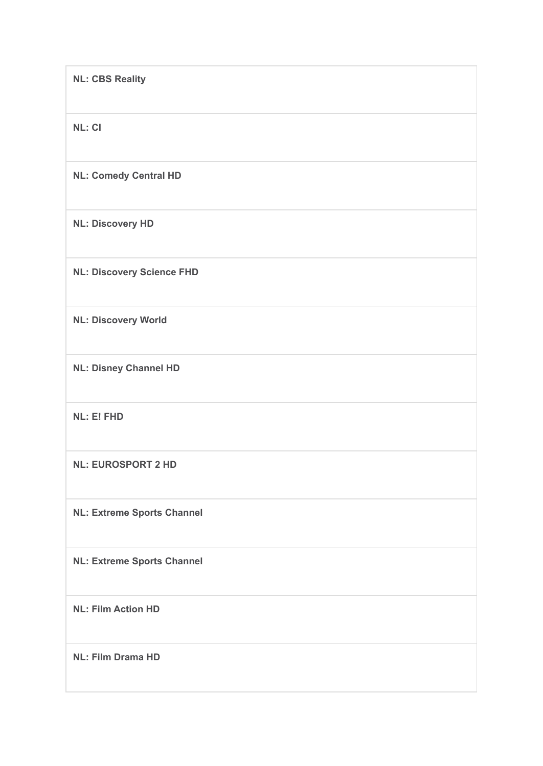| **NL: CBS Reality** |
| --- |
| **NL: CI** |
| **NL: Comedy Central HD** |
| **NL: Discovery HD** |
| **NL: Discovery Science FHD** |
| **NL: Discovery World** |
| **NL: Disney Channel HD** |
| **NL: E! FHD** |
| **NL: EUROSPORT 2 HD** |
| **NL: Extreme Sports Channel** |
| **NL: Extreme Sports Channel** |
| **NL: Film Action HD** |
| **NL: Film Drama HD** |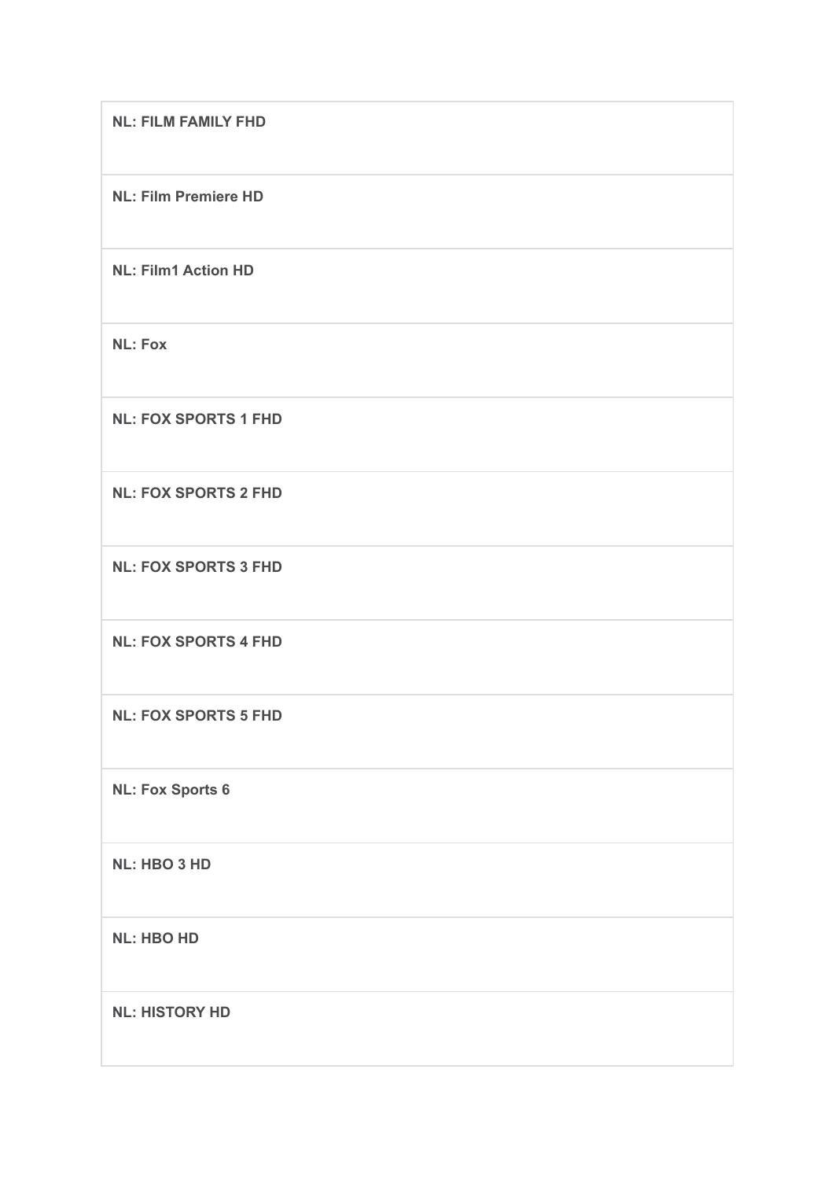| **NL: FILM FAMILY FHD** |
| --- |
| **NL: Film Premiere HD** |
| **NL: Film1 Action HD** |
| **NL: Fox** |
| **NL: FOX SPORTS 1 FHD** |
| **NL: FOX SPORTS 2 FHD** |
| **NL: FOX SPORTS 3 FHD** |
| **NL: FOX SPORTS 4 FHD** |
| **NL: FOX SPORTS 5 FHD** |
| **NL: Fox Sports 6** |
| **NL: HBO 3 HD** |
| **NL: HBO HD** |
| **NL: HISTORY HD** |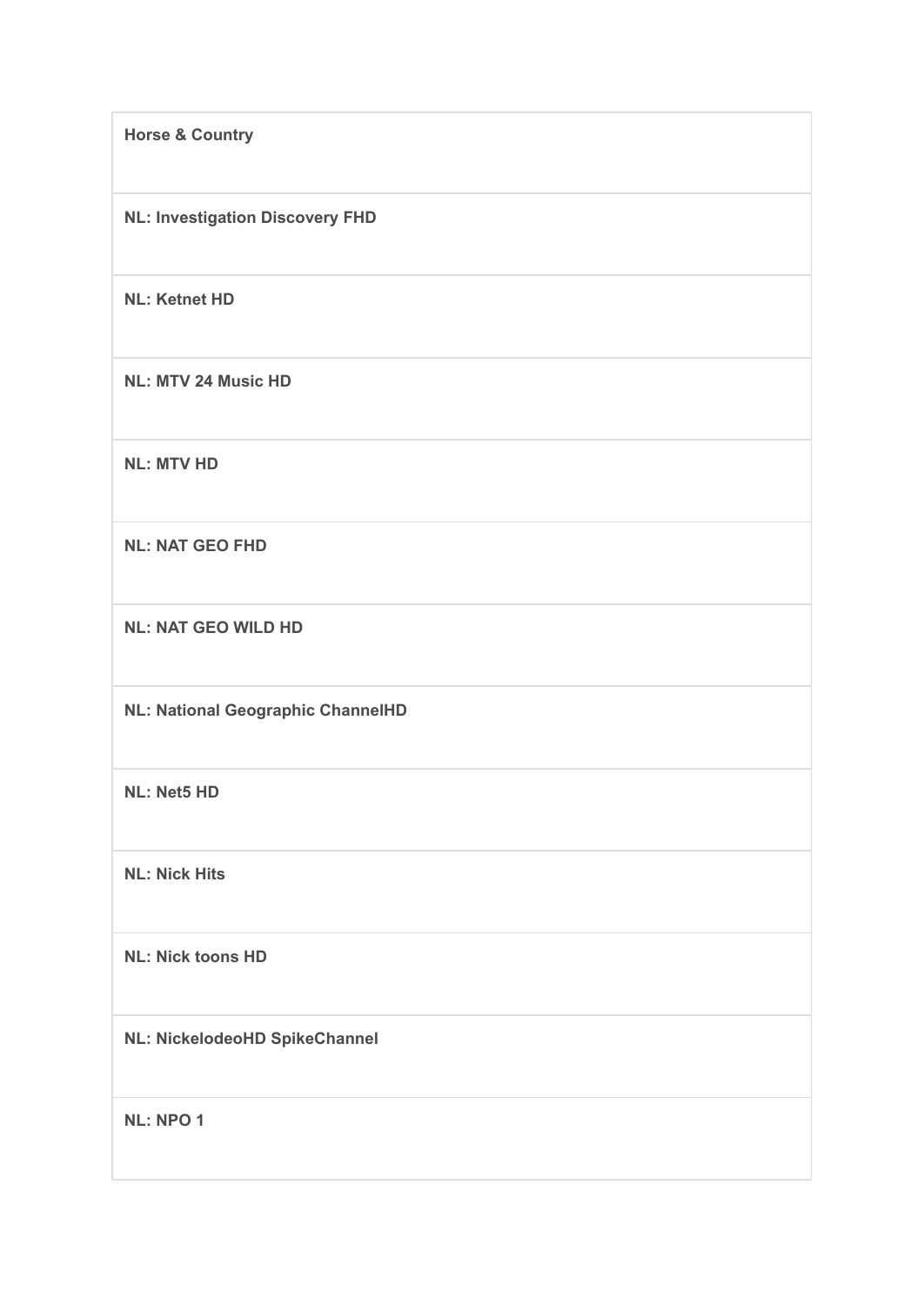| Horse & Country |
| --- |
| NL: Investigation Discovery FHD |
| NL: Ketnet HD |
| NL: MTV 24 Music HD |
| NL: MTV HD |
| NL: NAT GEO FHD |
| NL: NAT GEO WILD HD |
| NL: National Geographic ChannelHD |
| NL: Net5 HD |
| NL: Nick Hits |
| NL: Nick toons HD |
| NL: NickelodeoHD SpikeChannel |
| NL: NPO 1 |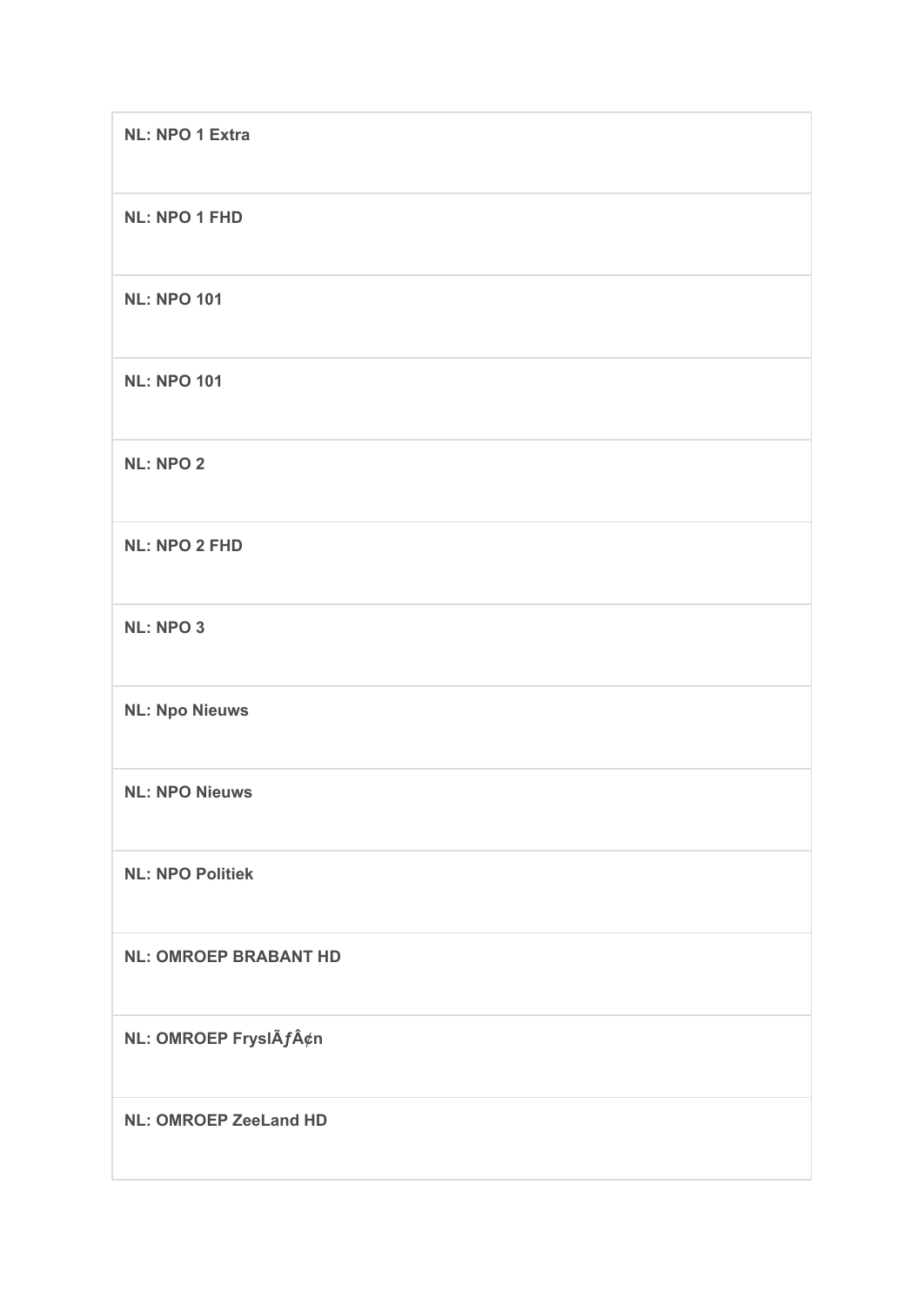| NL: NPO 1 Extra |
| --- |
| NL: NPO 1 FHD |
| NL: NPO 101 |
| NL: NPO 101 |
| NL: NPO 2 |
| NL: NPO 2 FHD |
| NL: NPO 3 |
| NL: Npo Nieuws |
| NL: NPO Nieuws |
| NL: NPO Politiek |
| NL: OMROEP BRABANT HD |
| NL: OMROEP FryslÃƒÂ¢n |
| NL: OMROEP ZeeLand HD |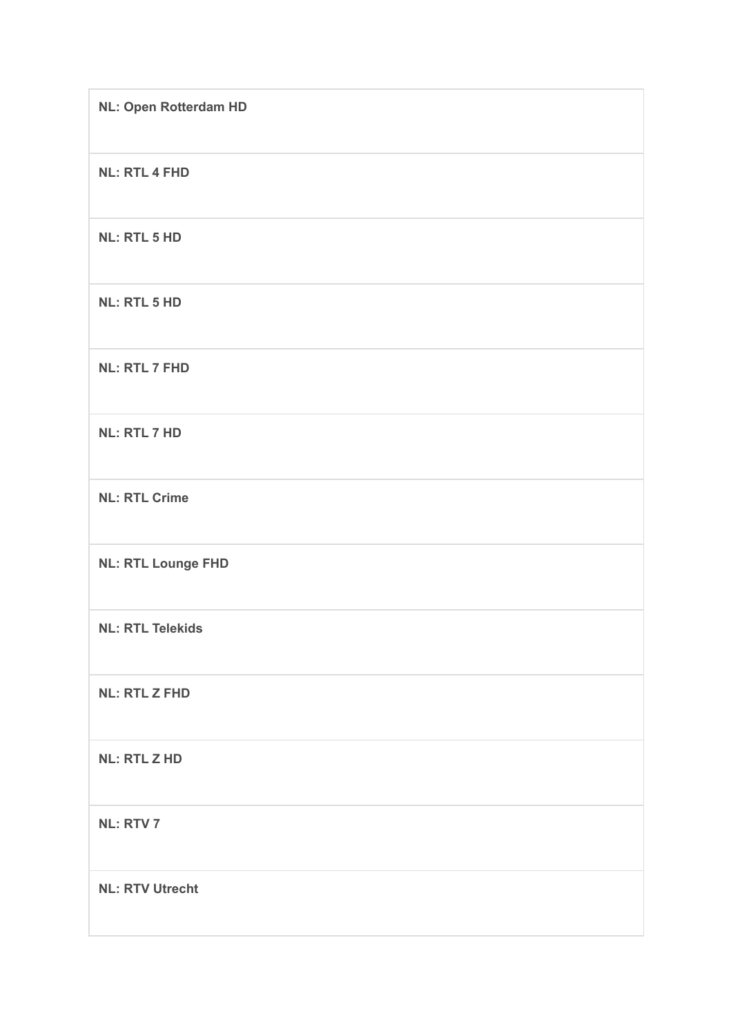| NL: Open Rotterdam HD |
| --- |
| NL: RTL 4 FHD |
| NL: RTL 5 HD |
| NL: RTL 5 HD |
| NL: RTL 7 FHD |
| NL: RTL 7 HD |
| NL: RTL Crime |
| NL: RTL Lounge FHD |
| NL: RTL Telekids |
| NL: RTL Z FHD |
| NL: RTL Z HD |
| NL: RTV 7 |
| NL: RTV Utrecht |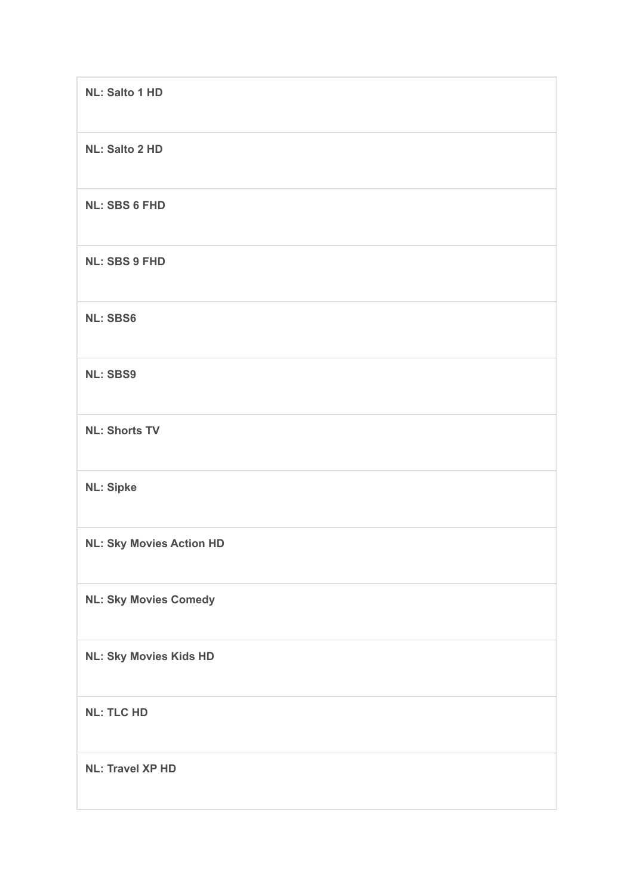| NL: Salto 1 HD |
| --- |
| NL: Salto 2 HD |
| NL: SBS 6 FHD |
| NL: SBS 9 FHD |
| NL: SBS6 |
| NL: SBS9 |
| NL: Shorts TV |
| NL: Sipke |
| NL: Sky Movies Action HD |
| NL: Sky Movies Comedy |
| NL: Sky Movies Kids HD |
| NL: TLC HD |
| NL: Travel XP HD |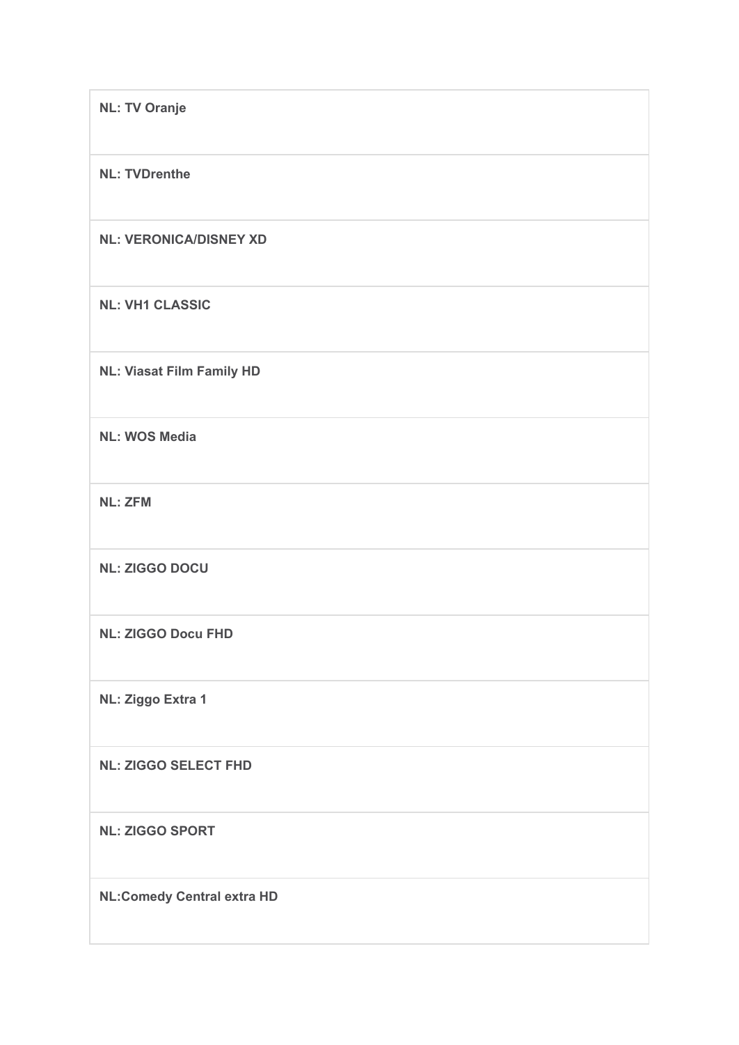| |
|---|
| **NL: TV Oranje** |
| **NL: TVDrenthe** |
| **NL: VERONICA/DISNEY XD** |
| **NL: VH1 CLASSIC** |
| **NL: Viasat Film Family HD** |
| **NL: WOS Media** |
| **NL: ZFM** |
| **NL: ZIGGO DOCU** |
| **NL: ZIGGO Docu FHD** |
| **NL: Ziggo Extra 1** |
| **NL: ZIGGO SELECT FHD** |
| **NL: ZIGGO SPORT** |
| **NL:Comedy Central extra HD** |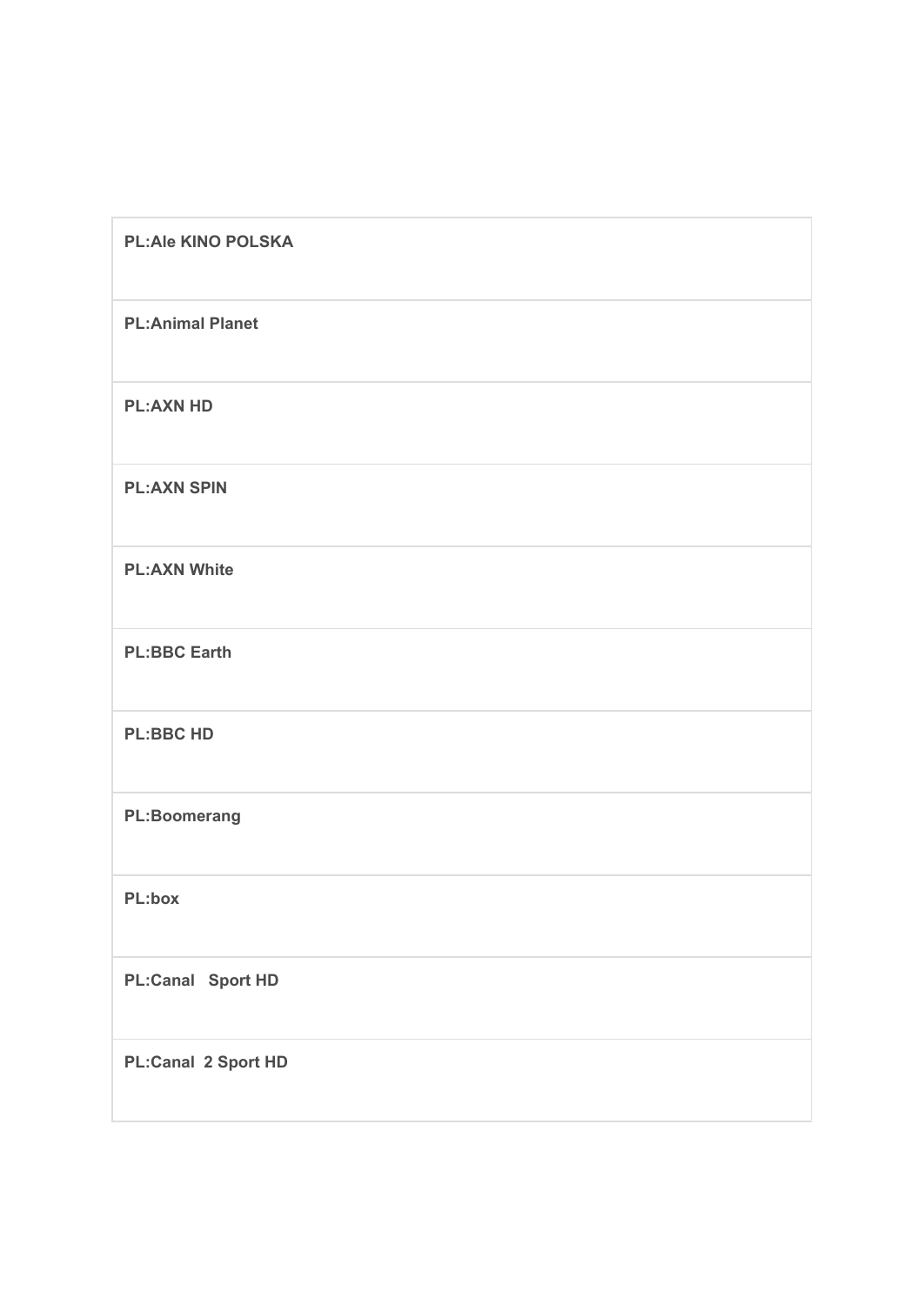| PL:Ale KINO POLSKA |
| --- |
| PL:Animal Planet |
| PL:AXN HD |
| PL:AXN SPIN |
| PL:AXN White |
| PL:BBC Earth |
| PL:BBC HD |
| PL:Boomerang |
| PL:box |
| PL:Canal   Sport HD |
| PL:Canal  2 Sport HD |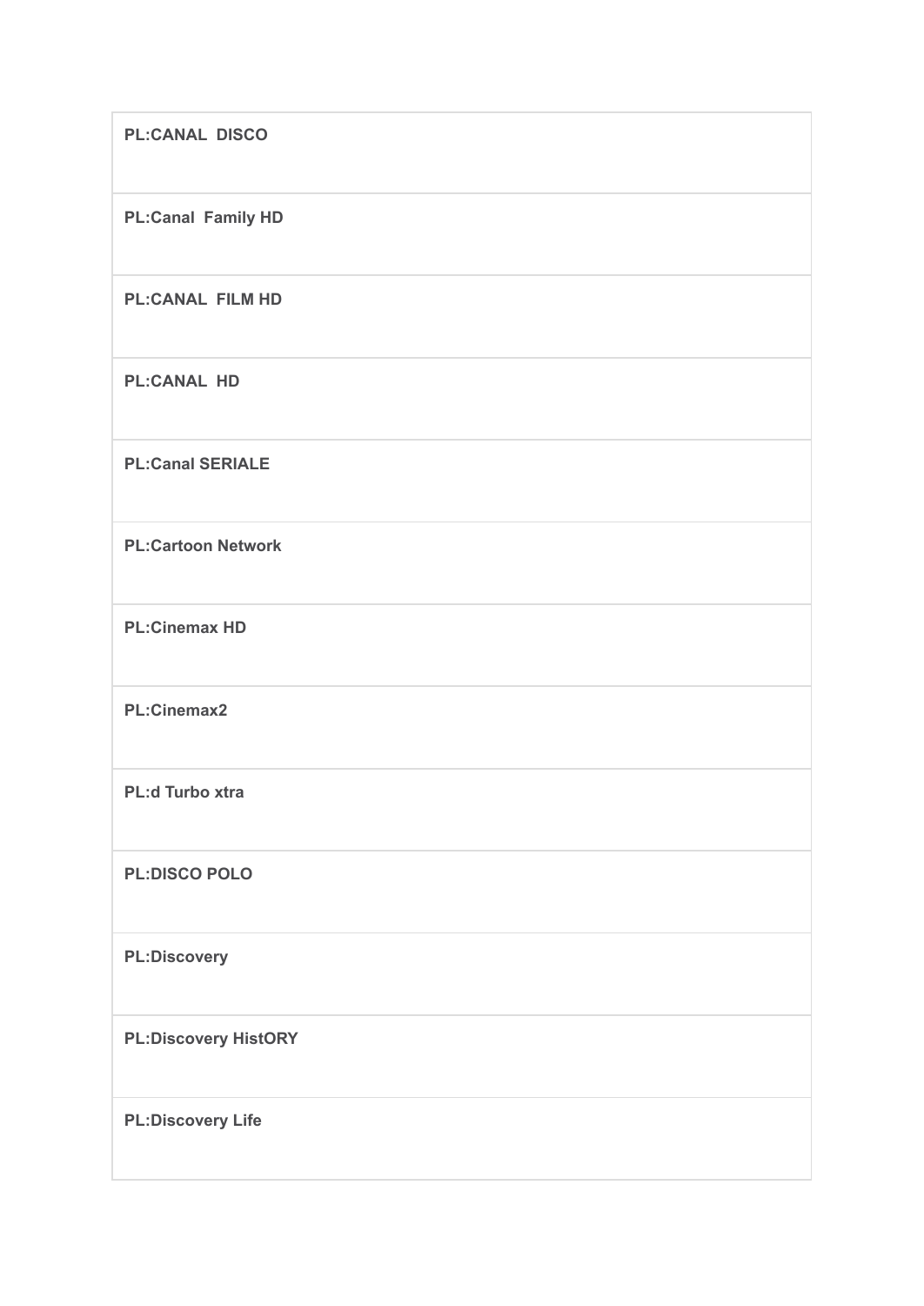| **PL:CANAL  DISCO** |
| --- |
| **PL:Canal  Family HD** |
| **PL:CANAL  FILM HD** |
| **PL:CANAL  HD** |
| **PL:Canal SERIALE** |
| **PL:Cartoon Network** |
| **PL:Cinemax HD** |
| **PL:Cinemax2** |
| **PL:d Turbo xtra** |
| **PL:DISCO POLO** |
| **PL:Discovery** |
| **PL:Discovery HistORY** |
| **PL:Discovery Life** |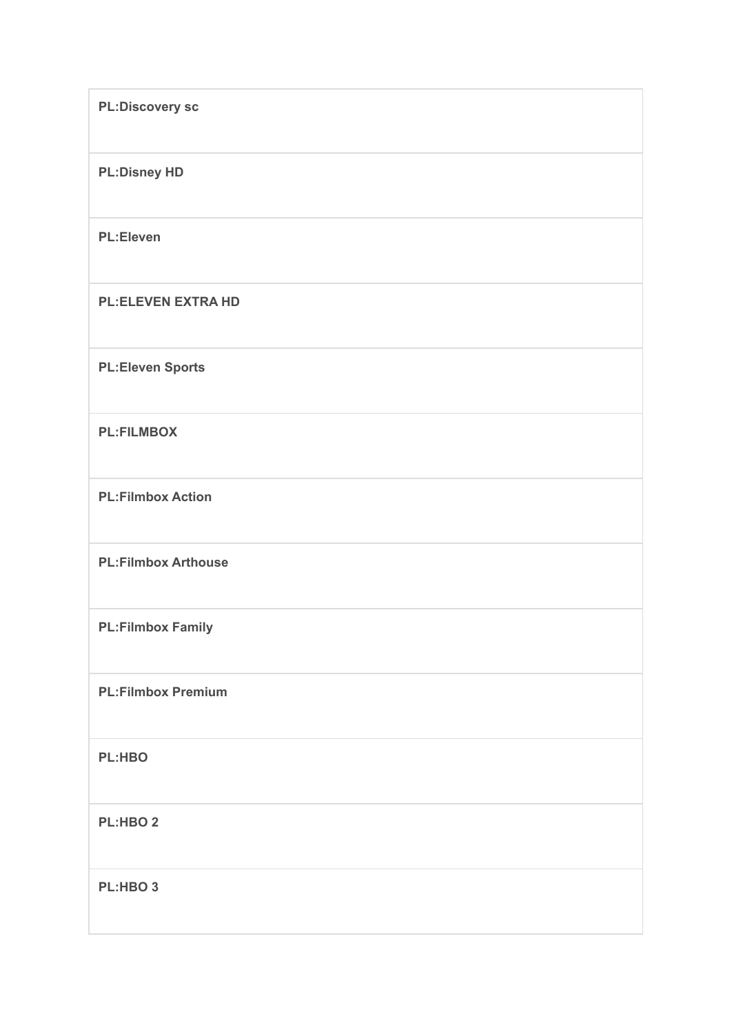| **PL:Discovery sc** |
| --- |
| **PL:Disney HD** |
| **PL:Eleven** |
| **PL:ELEVEN EXTRA HD** |
| **PL:Eleven Sports** |
| **PL:FILMBOX** |
| **PL:Filmbox Action** |
| **PL:Filmbox Arthouse** |
| **PL:Filmbox Family** |
| **PL:Filmbox Premium** |
| **PL:HBO** |
| **PL:HBO 2** |
| **PL:HBO 3** |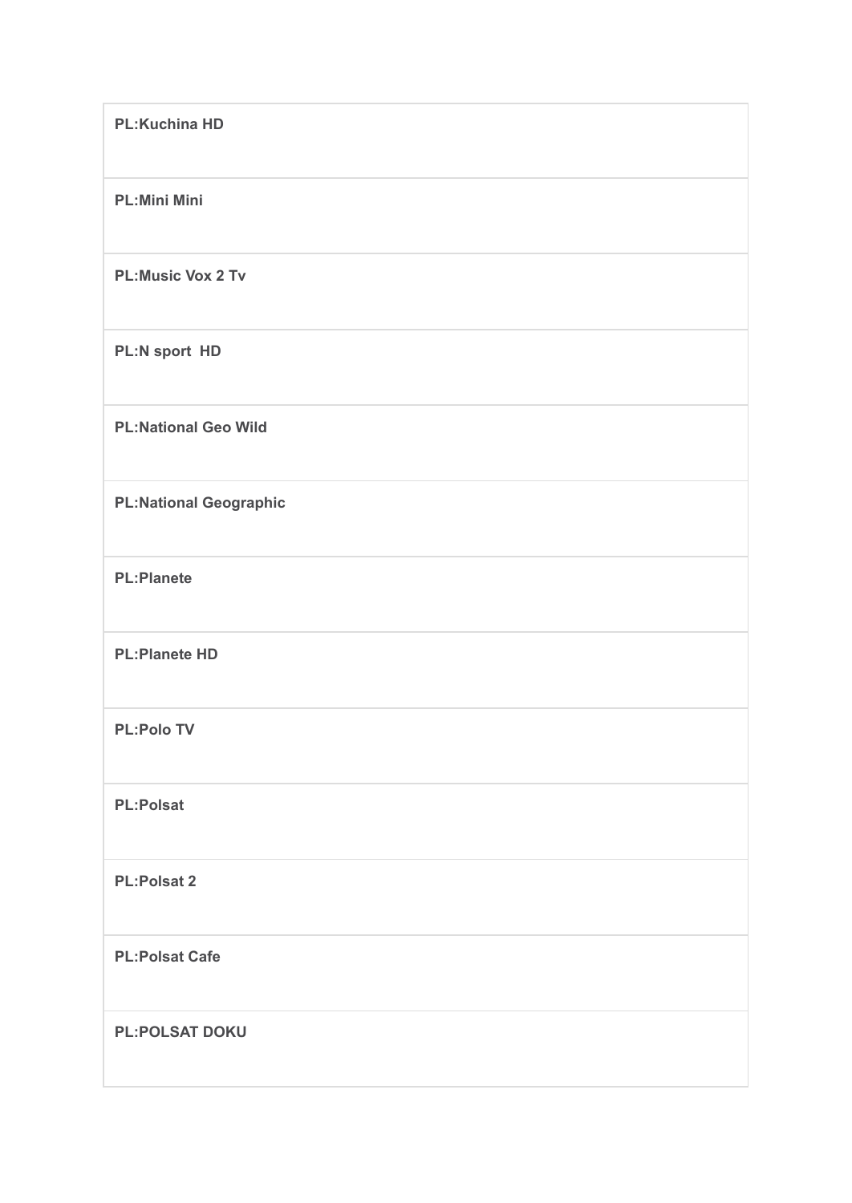| **PL:Kuchina HD** |
| --- |
| **PL:Mini Mini** |
| **PL:Music Vox 2 Tv** |
| **PL:N sport  HD** |
| **PL:National Geo Wild** |
| **PL:National Geographic** |
| **PL:Planete** |
| **PL:Planete HD** |
| **PL:Polo TV** |
| **PL:Polsat** |
| **PL:Polsat 2** |
| **PL:Polsat Cafe** |
| **PL:POLSAT DOKU** |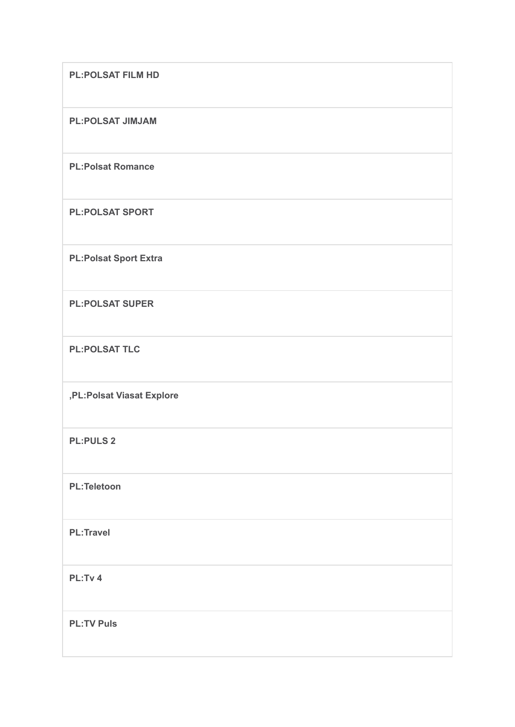| **PL:POLSAT FILM HD** |
|---|
| **PL:POLSAT JIMJAM** |
| **PL:Polsat Romance** |
| **PL:POLSAT SPORT** |
| **PL:Polsat Sport Extra** |
| **PL:POLSAT SUPER** |
| **PL:POLSAT TLC** |
| **,PL:Polsat Viasat Explore** |
| **PL:PULS 2** |
| **PL:Teletoon** |
| **PL:Travel** |
| **PL:Tv 4** |
| **PL:TV Puls** |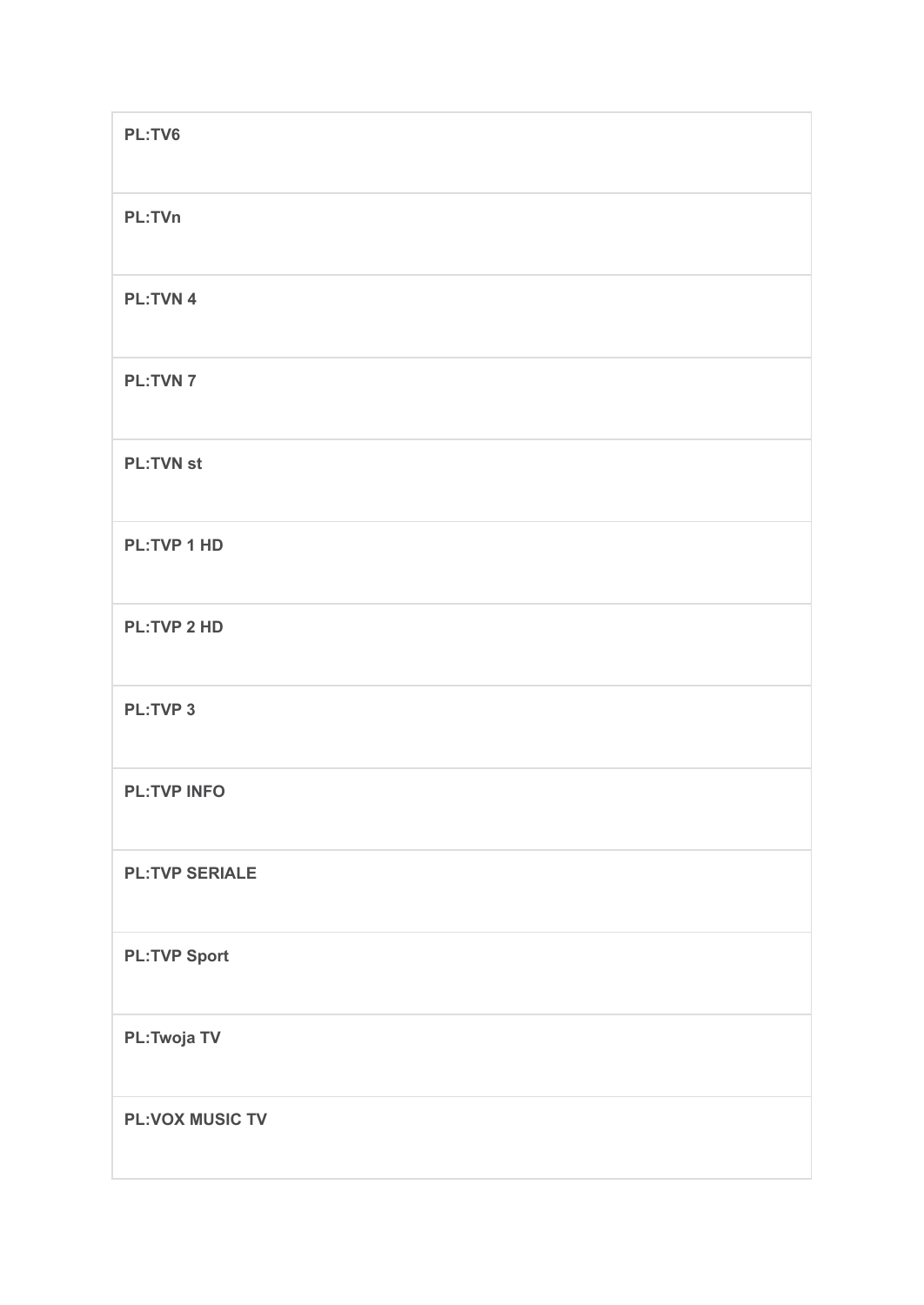| PL:TV6 |
| --- |
| PL:TVn |
| PL:TVN 4 |
| PL:TVN 7 |
| PL:TVN st |
| PL:TVP 1 HD |
| PL:TVP 2 HD |
| PL:TVP 3 |
| PL:TVP INFO |
| PL:TVP SERIALE |
| PL:TVP Sport |
| PL:Twoja TV |
| PL:VOX MUSIC TV |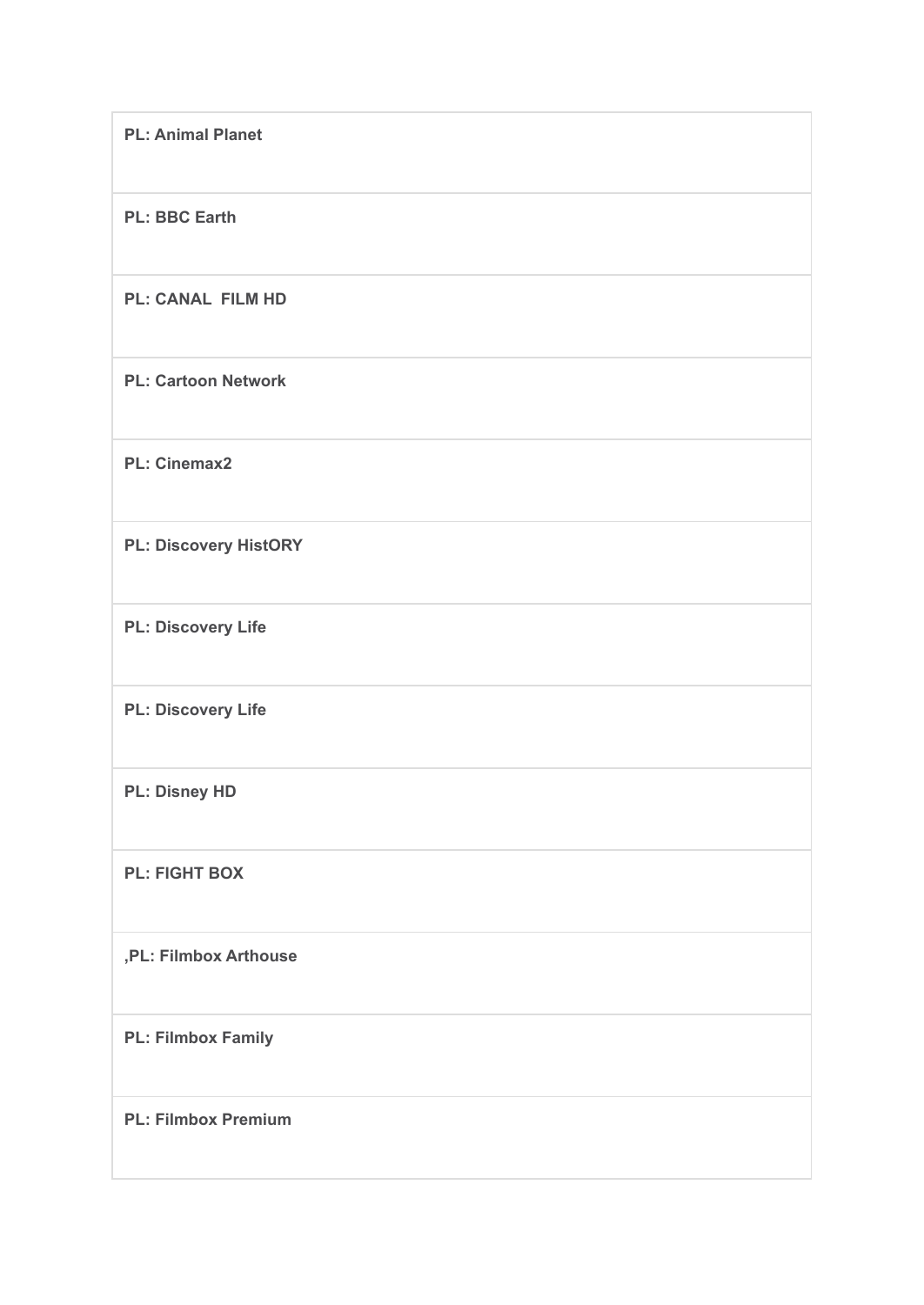| **PL: Animal Planet** |
|---|
| **PL: BBC Earth** |
| **PL: CANAL  FILM HD** |
| **PL: Cartoon Network** |
| **PL: Cinemax2** |
| **PL: Discovery HistORY** |
| **PL: Discovery Life** |
| **PL: Discovery Life** |
| **PL: Disney HD** |
| **PL: FIGHT BOX** |
| **,PL: Filmbox Arthouse** |
| **PL: Filmbox Family** |
| **PL: Filmbox Premium** |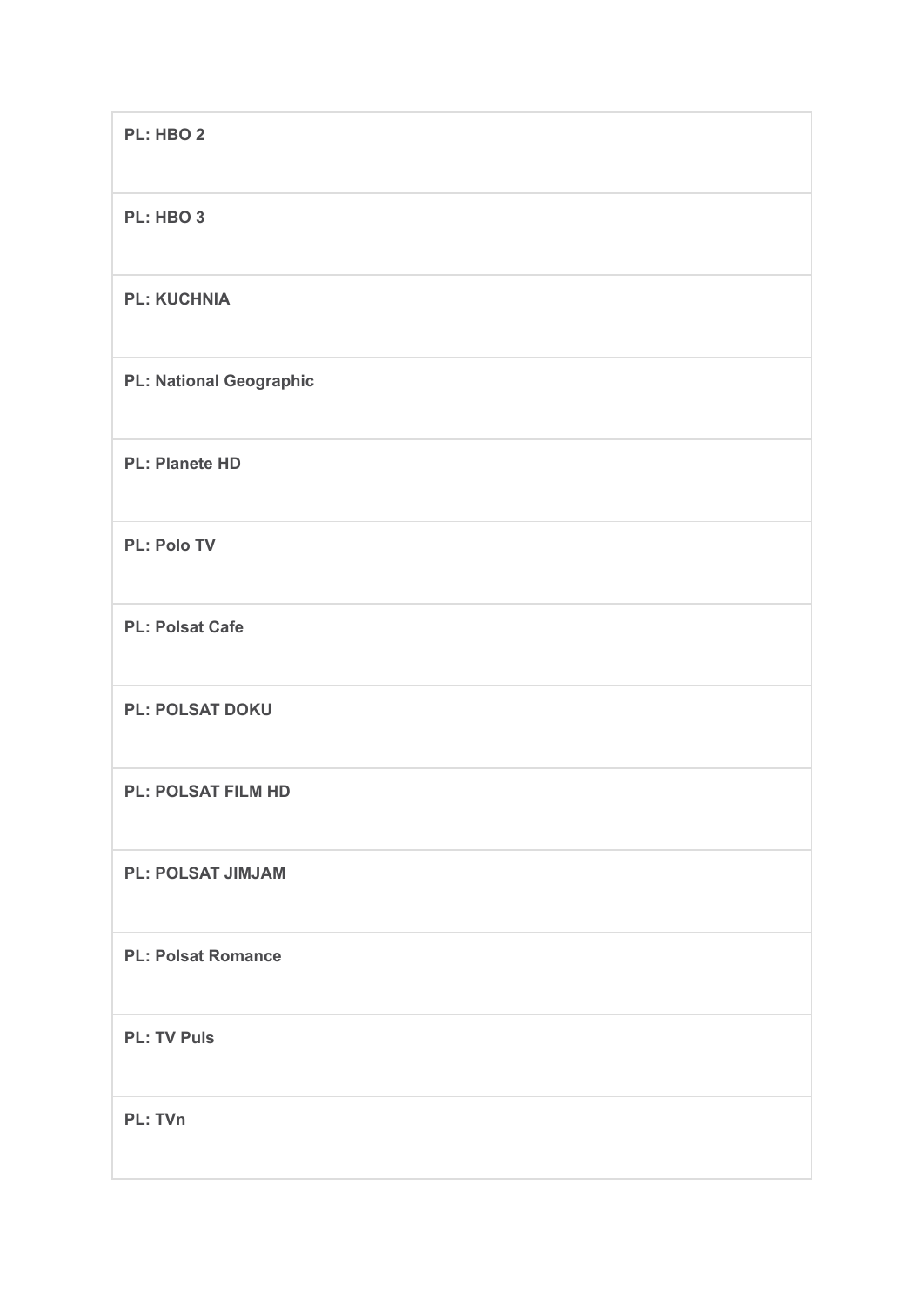| **PL: HBO 2** |
|---|
| **PL: HBO 3** |
| **PL: KUCHNIA** |
| **PL: National Geographic** |
| **PL: Planete HD** |
| **PL: Polo TV** |
| **PL: Polsat Cafe** |
| **PL: POLSAT DOKU** |
| **PL: POLSAT FILM HD** |
| **PL: POLSAT JIMJAM** |
| **PL: Polsat Romance** |
| **PL: TV Puls** |
| **PL: TVn** |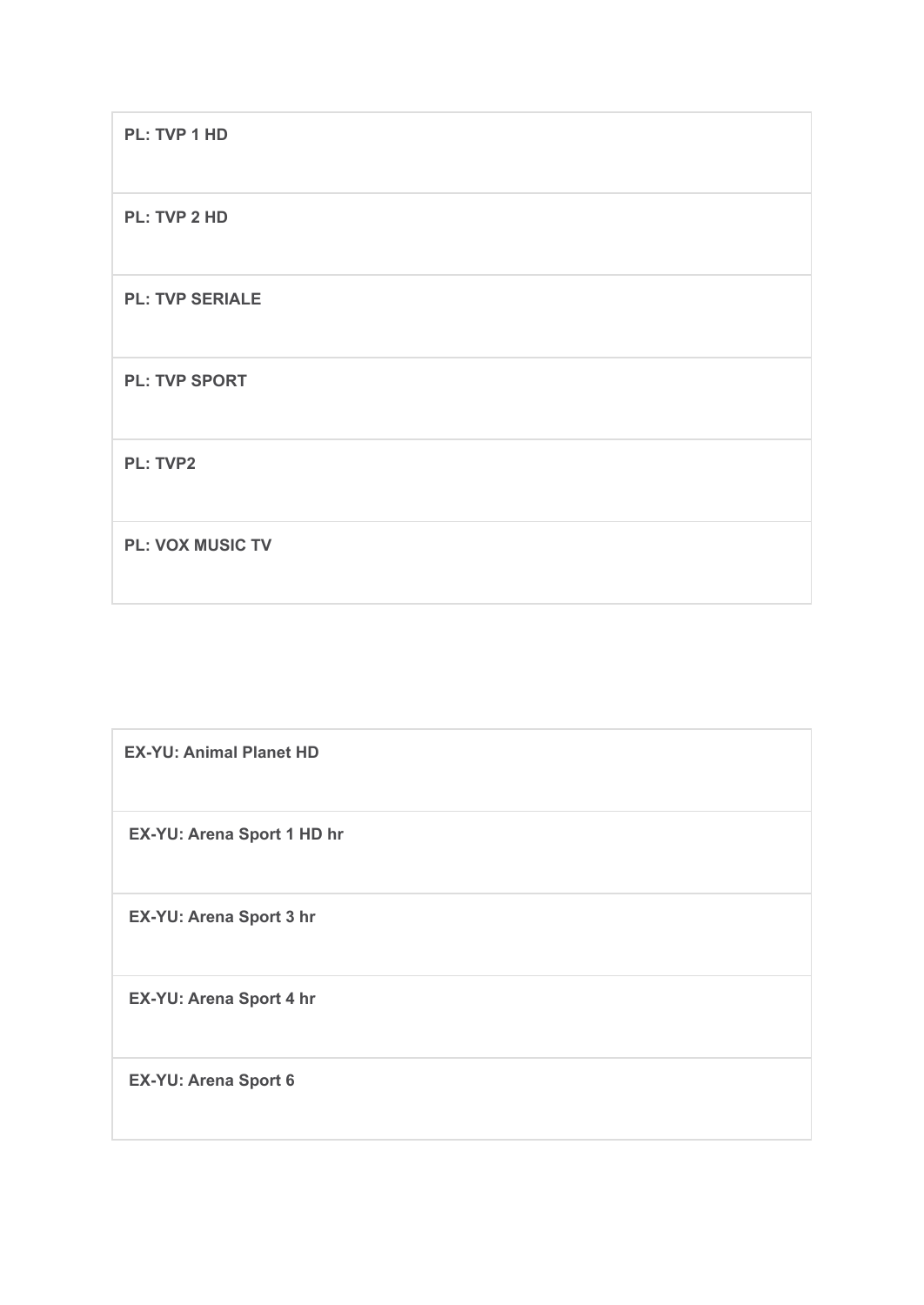| **PL: TVP 1 HD** |
|---|
| **PL: TVP 2 HD** |
| **PL: TVP SERIALE** |
| **PL: TVP SPORT** |
| **PL: TVP2** |
| **PL: VOX MUSIC TV** |

| **EX-YU: Animal Planet HD** |
|---|
| **EX-YU: Arena Sport 1 HD hr** |
| **EX-YU: Arena Sport 3 hr** |
| **EX-YU: Arena Sport 4 hr** |
| **EX-YU: Arena Sport 6** |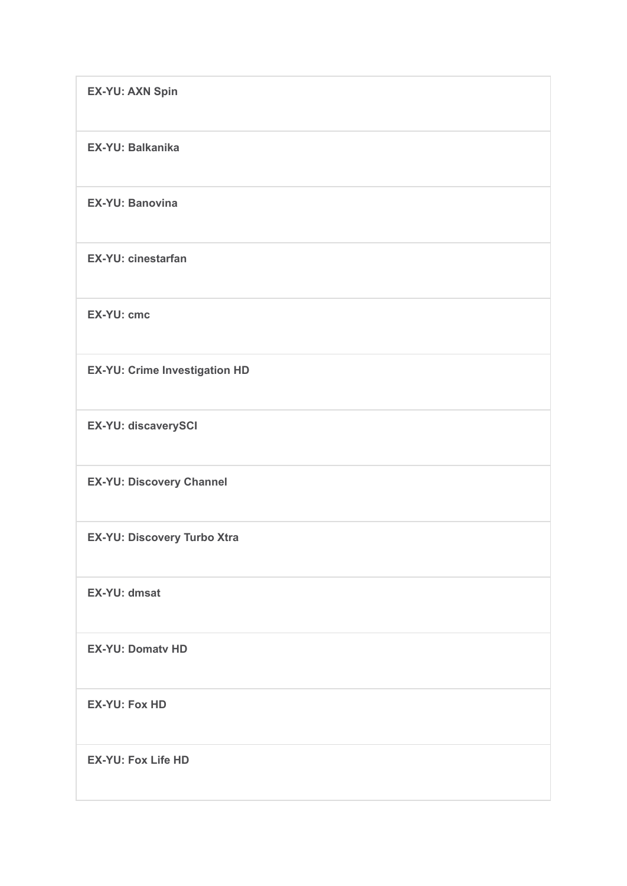| **EX-YU: AXN Spin** |
| --- |
| **EX-YU: Balkanika** |
| **EX-YU: Banovina** |
| **EX-YU: cinestarfan** |
| **EX-YU: cmc** |
| **EX-YU: Crime Investigation HD** |
| **EX-YU: discaverySCI** |
| **EX-YU: Discovery Channel** |
| **EX-YU: Discovery Turbo Xtra** |
| **EX-YU: dmsat** |
| **EX-YU: Domatv HD** |
| **EX-YU: Fox HD** |
| **EX-YU: Fox Life HD** |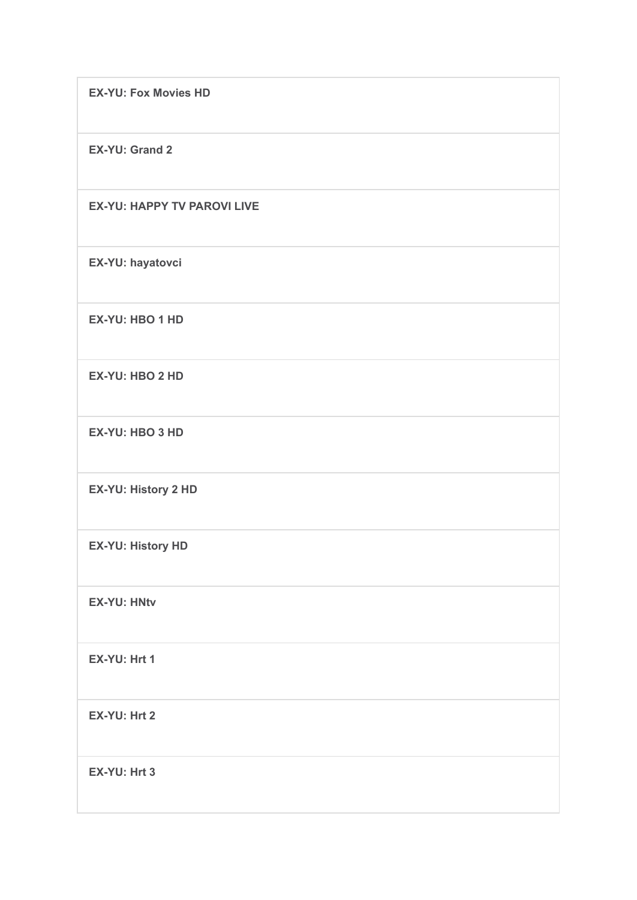| |
|---|
| **EX-YU: Fox Movies HD** |
| **EX-YU: Grand 2** |
| **EX-YU: HAPPY TV PAROVI LIVE** |
| **EX-YU: hayatovci** |
| **EX-YU: HBO 1 HD** |
| **EX-YU: HBO 2 HD** |
| **EX-YU: HBO 3 HD** |
| **EX-YU: History 2 HD** |
| **EX-YU: History HD** |
| **EX-YU: HNtv** |
| **EX-YU: Hrt 1** |
| **EX-YU: Hrt 2** |
| **EX-YU: Hrt 3** |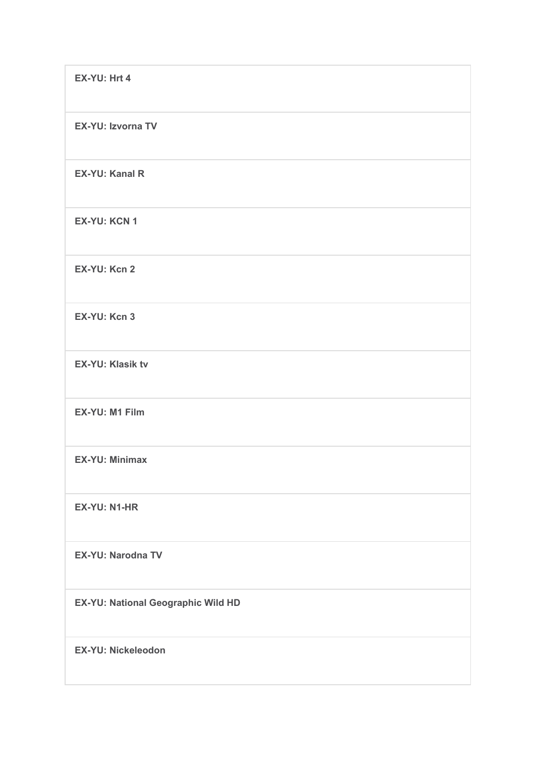| EX-YU: Hrt 4 |
| --- |
| EX-YU: Izvorna TV |
| EX-YU: Kanal R |
| EX-YU: KCN 1 |
| EX-YU: Kcn 2 |
| EX-YU: Kcn 3 |
| EX-YU: Klasik tv |
| EX-YU: M1 Film |
| EX-YU: Minimax |
| EX-YU: N1-HR |
| EX-YU: Narodna TV |
| EX-YU: National Geographic Wild HD |
| EX-YU: Nickeleodon |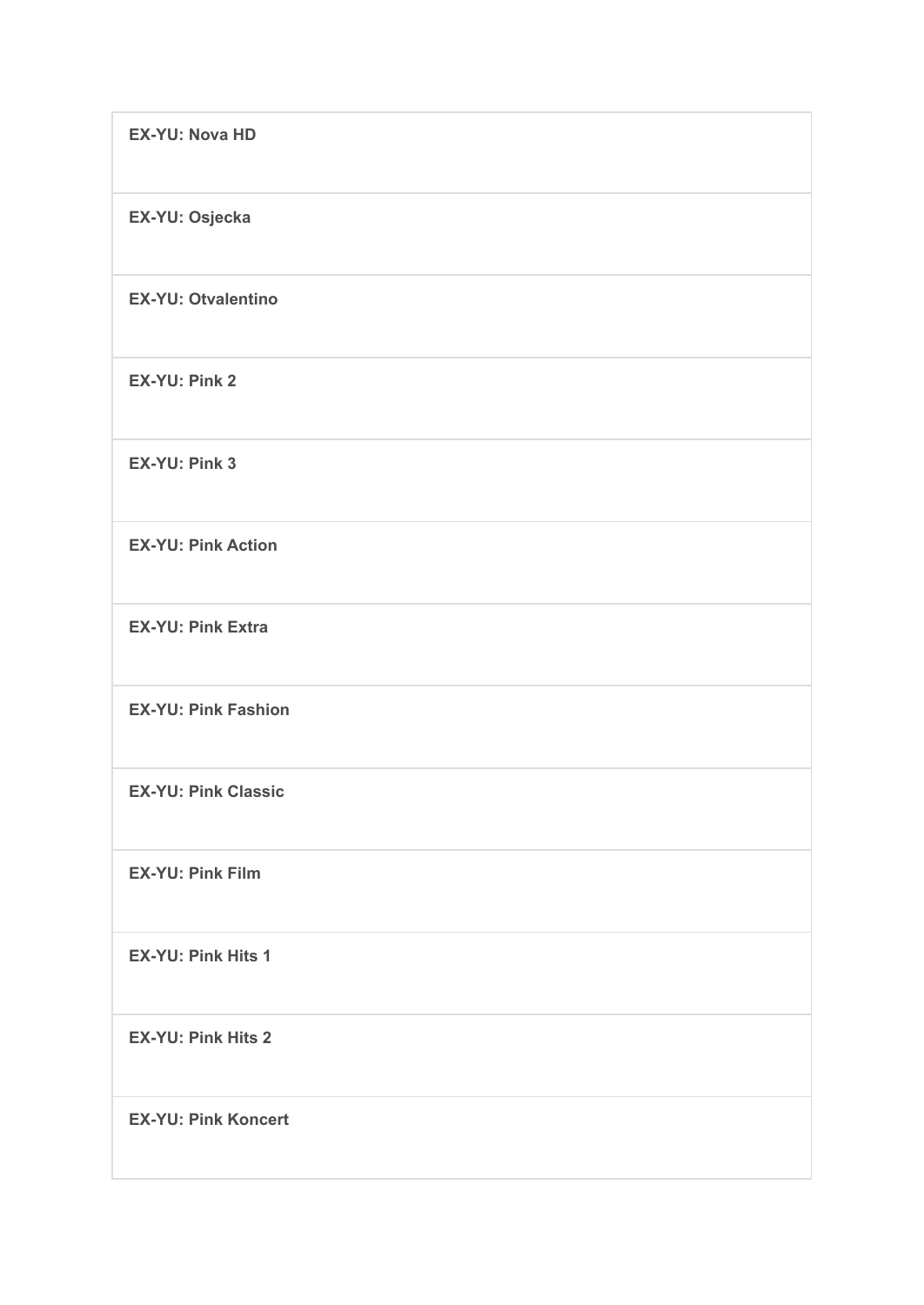| EX-YU: Nova HD |
| --- |
| EX-YU: Osjecka |
| EX-YU: Otvalentino |
| EX-YU: Pink 2 |
| EX-YU: Pink 3 |
| EX-YU: Pink Action |
| EX-YU: Pink Extra |
| EX-YU: Pink Fashion |
| EX-YU: Pink Classic |
| EX-YU: Pink Film |
| EX-YU: Pink Hits 1 |
| EX-YU: Pink Hits 2 |
| EX-YU: Pink Koncert |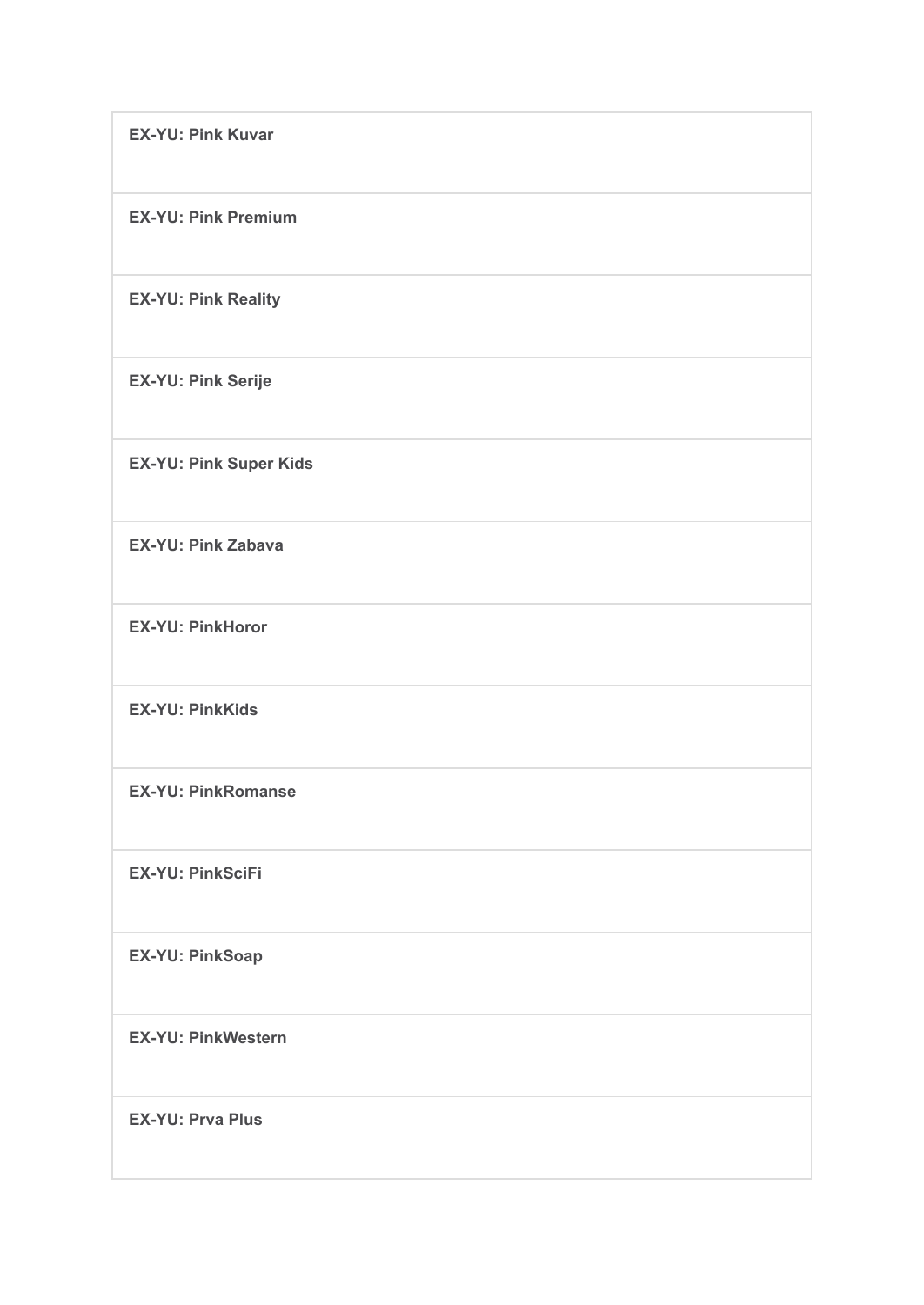| **EX-YU: Pink Kuvar** |
| --- |
| **EX-YU: Pink Premium** |
| **EX-YU: Pink Reality** |
| **EX-YU: Pink Serije** |
| **EX-YU: Pink Super Kids** |
| **EX-YU: Pink Zabava** |
| **EX-YU: PinkHoror** |
| **EX-YU: PinkKids** |
| **EX-YU: PinkRomanse** |
| **EX-YU: PinkSciFi** |
| **EX-YU: PinkSoap** |
| **EX-YU: PinkWestern** |
| **EX-YU: Prva Plus** |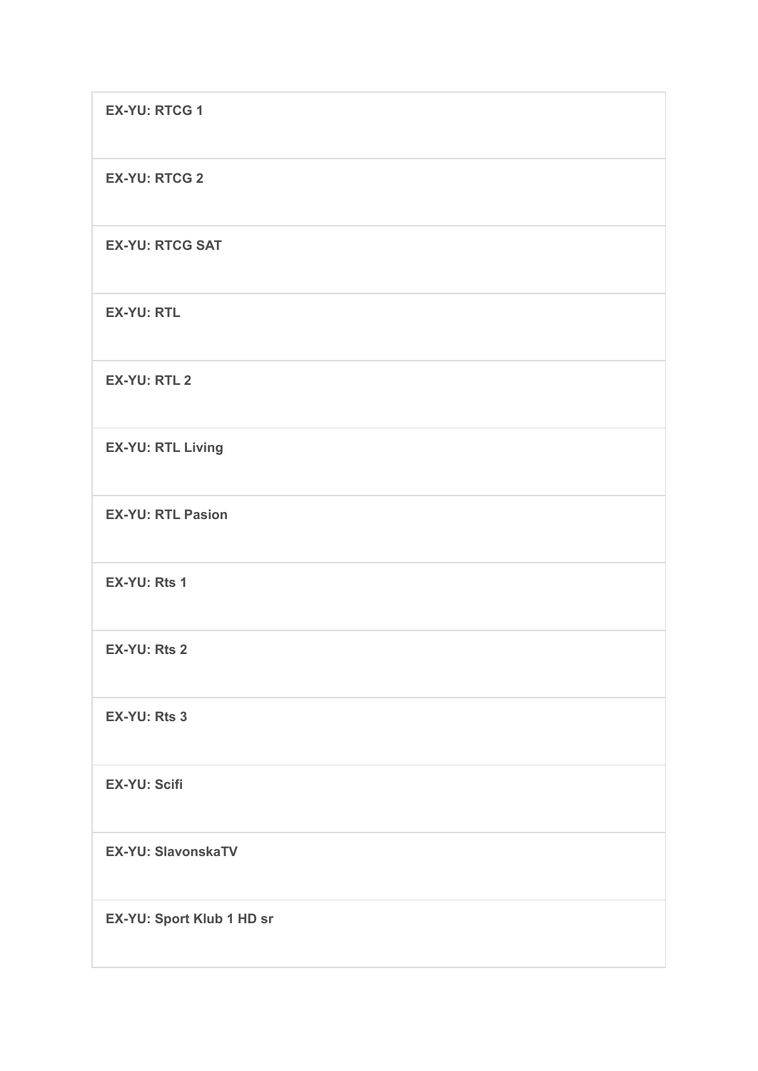| **EX-YU: RTCG 1** |
| --- |
| **EX-YU: RTCG 2** |
| **EX-YU: RTCG SAT** |
| **EX-YU: RTL** |
| **EX-YU: RTL 2** |
| **EX-YU: RTL Living** |
| **EX-YU: RTL Pasion** |
| **EX-YU: Rts 1** |
| **EX-YU: Rts 2** |
| **EX-YU: Rts 3** |
| **EX-YU: Scifi** |
| **EX-YU: SlavonskaTV** |
| **EX-YU: Sport Klub 1 HD sr** |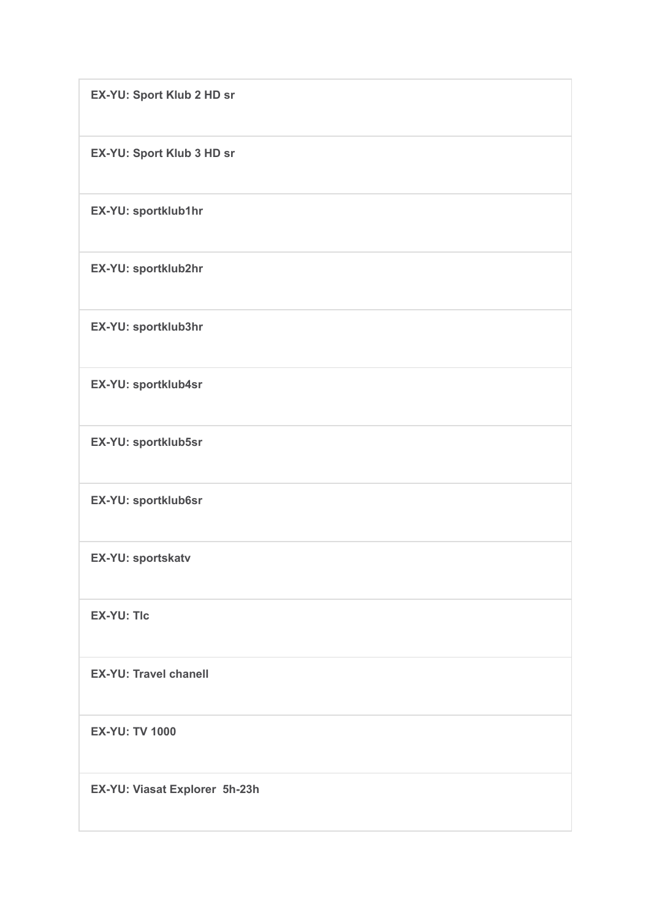| EX-YU: Sport Klub 2 HD sr |
| --- |
| EX-YU: Sport Klub 3 HD sr |
| EX-YU: sportklub1hr |
| EX-YU: sportklub2hr |
| EX-YU: sportklub3hr |
| EX-YU: sportklub4sr |
| EX-YU: sportklub5sr |
| EX-YU: sportklub6sr |
| EX-YU: sportskatv |
| EX-YU: Tlc |
| EX-YU: Travel chanell |
| EX-YU: TV 1000 |
| EX-YU: Viasat Explorer 5h-23h |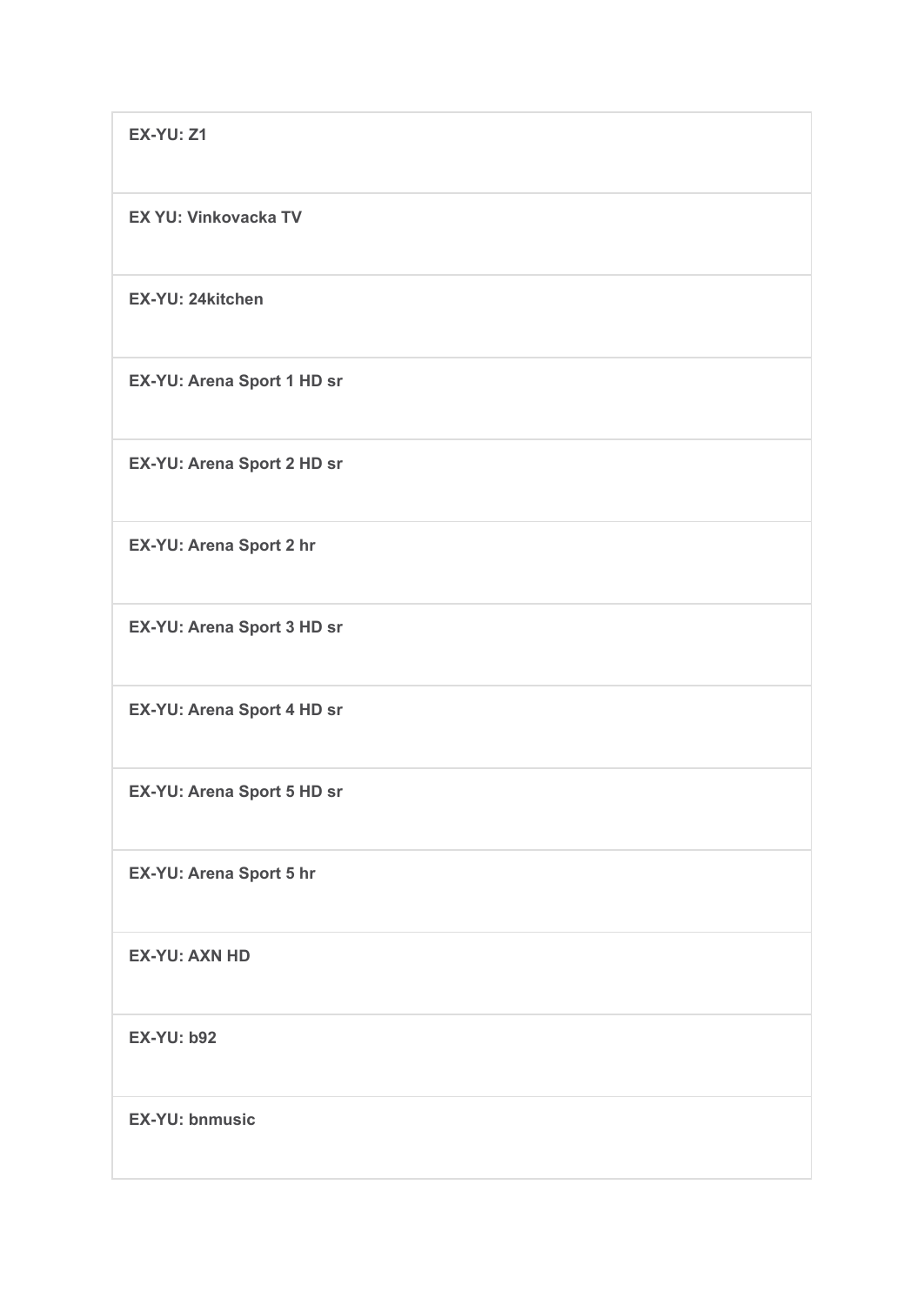| **EX-YU: Z1** |
| --- |
| **EX YU: Vinkovacka TV** |
| **EX-YU: 24kitchen** |
| **EX-YU: Arena Sport 1 HD sr** |
| **EX-YU: Arena Sport 2 HD sr** |
| **EX-YU: Arena Sport 2 hr** |
| **EX-YU: Arena Sport 3 HD sr** |
| **EX-YU: Arena Sport 4 HD sr** |
| **EX-YU: Arena Sport 5 HD sr** |
| **EX-YU: Arena Sport 5 hr** |
| **EX-YU: AXN HD** |
| **EX-YU: b92** |
| **EX-YU: bnmusic** |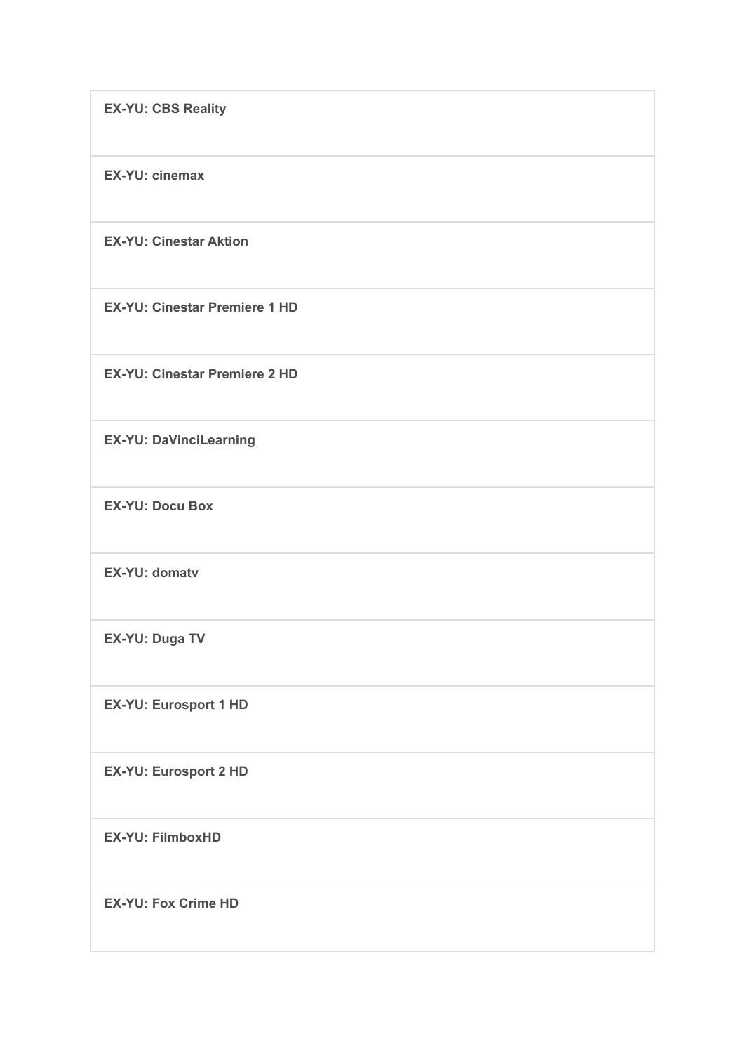| **EX-YU: CBS Reality** |
| --- |
| **EX-YU: cinemax** |
| **EX-YU: Cinestar Aktion** |
| **EX-YU: Cinestar Premiere 1 HD** |
| **EX-YU: Cinestar Premiere 2 HD** |
| **EX-YU: DaVinciLearning** |
| **EX-YU: Docu Box** |
| **EX-YU: domatv** |
| **EX-YU: Duga TV** |
| **EX-YU: Eurosport 1 HD** |
| **EX-YU: Eurosport 2 HD** |
| **EX-YU: FilmboxHD** |
| **EX-YU: Fox Crime HD** |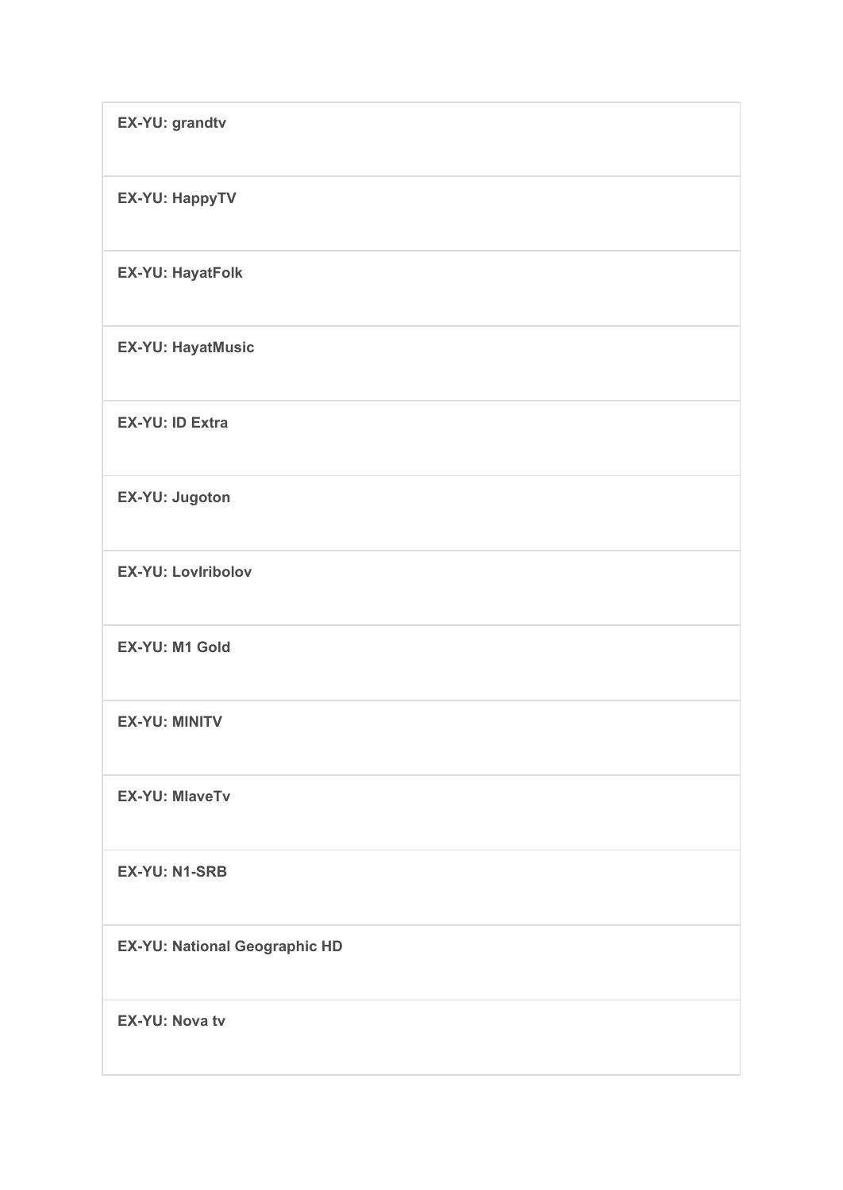| **EX-YU: grandtv** |
| --- |
| **EX-YU: HappyTV** |
| **EX-YU: HayatFolk** |
| **EX-YU: HayatMusic** |
| **EX-YU: ID Extra** |
| **EX-YU: Jugoton** |
| **EX-YU: Lovlribolov** |
| **EX-YU: M1 Gold** |
| **EX-YU: MINITV** |
| **EX-YU: MlaveTv** |
| **EX-YU: N1-SRB** |
| **EX-YU: National Geographic HD** |
| **EX-YU: Nova tv** |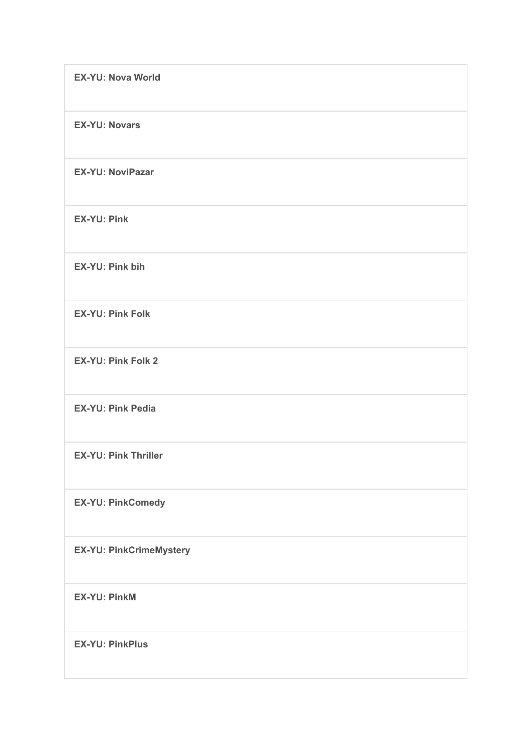| **EX-YU: Nova World** |
| --- |
| **EX-YU: Novars** |
| **EX-YU: NoviPazar** |
| **EX-YU: Pink** |
| **EX-YU: Pink bih** |
| **EX-YU: Pink Folk** |
| **EX-YU: Pink Folk 2** |
| **EX-YU: Pink Pedia** |
| **EX-YU: Pink Thriller** |
| **EX-YU: PinkComedy** |
| **EX-YU: PinkCrimeMystery** |
| **EX-YU: PinkM** |
| **EX-YU: PinkPlus** |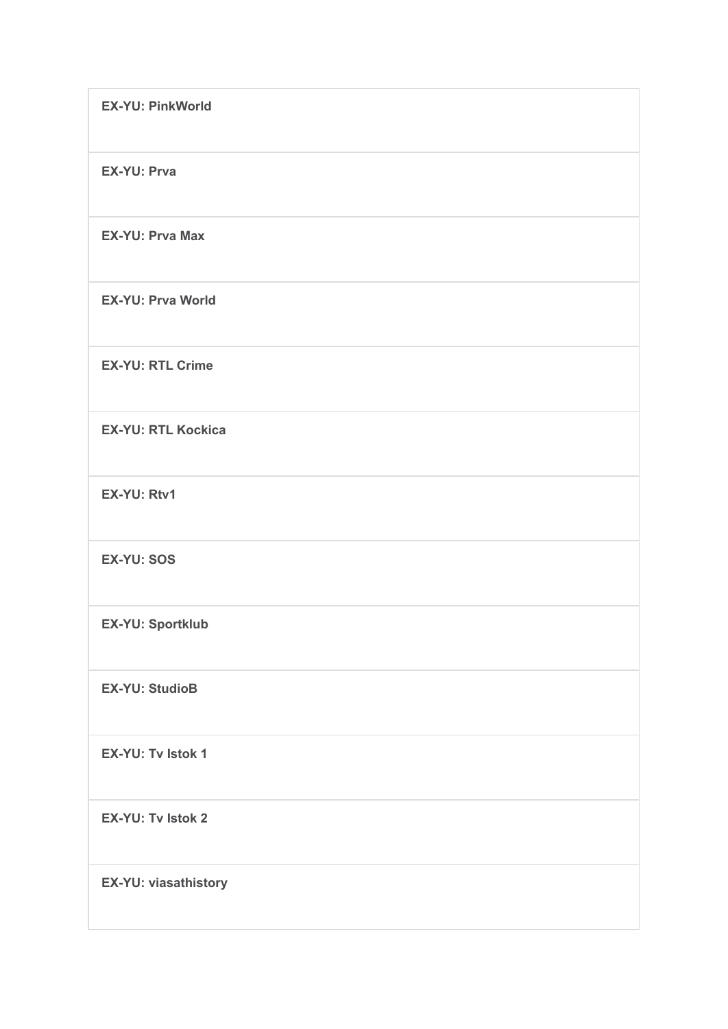| EX-YU: PinkWorld |
|---|
| EX-YU: Prva |
| EX-YU: Prva Max |
| EX-YU: Prva World |
| EX-YU: RTL Crime |
| EX-YU: RTL Kockica |
| EX-YU: Rtv1 |
| EX-YU: SOS |
| EX-YU: Sportklub |
| EX-YU: StudioB |
| EX-YU: Tv Istok 1 |
| EX-YU: Tv Istok 2 |
| EX-YU: viasathistory |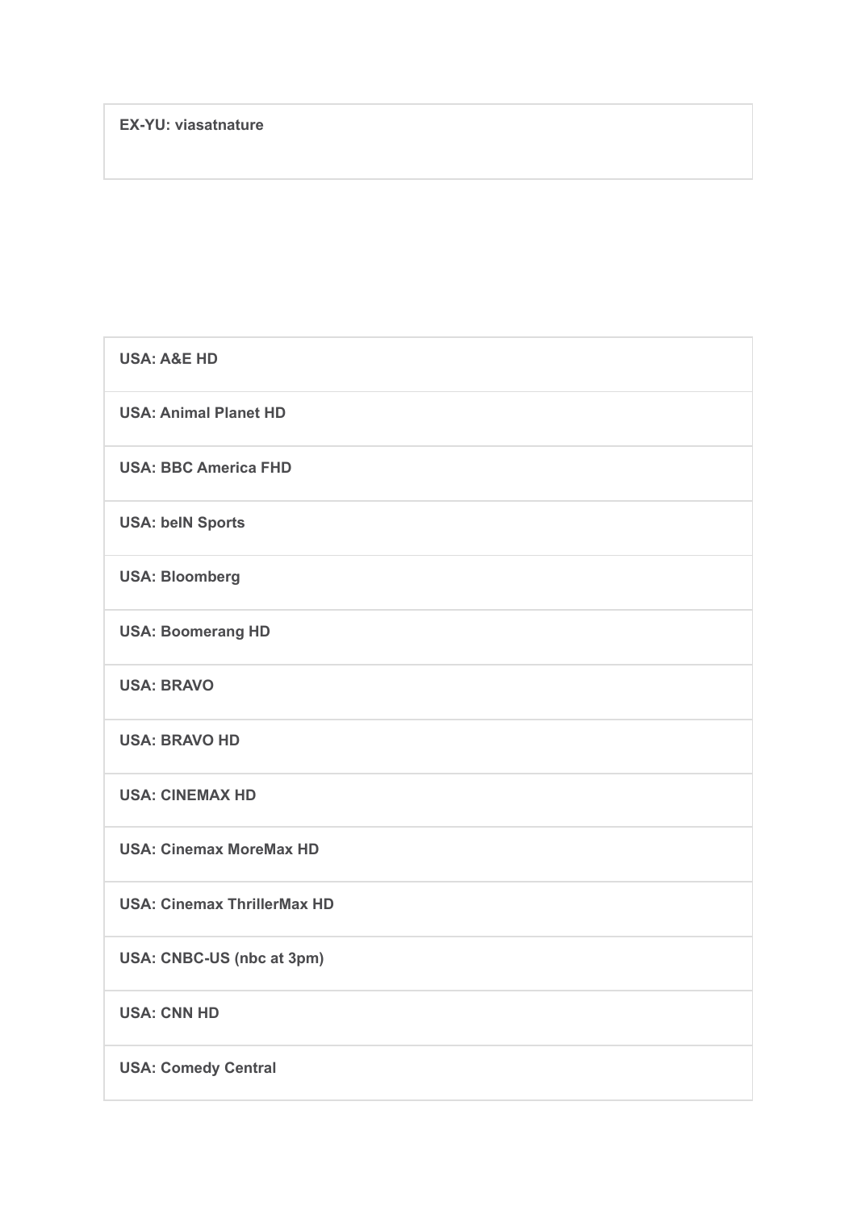| **EX-YU: viasatnature** |
| --- |

| **USA: A&E HD** |
| --- |
| **USA: Animal Planet HD** |
| **USA: BBC America FHD** |
| **USA: beIN Sports** |
| **USA: Bloomberg** |
| **USA: Boomerang HD** |
| **USA: BRAVO** |
| **USA: BRAVO HD** |
| **USA: CINEMAX HD** |
| **USA: Cinemax MoreMax HD** |
| **USA: Cinemax ThrillerMax HD** |
| **USA: CNBC-US (nbc at 3pm)** |
| **USA: CNN HD** |
| **USA: Comedy Central** |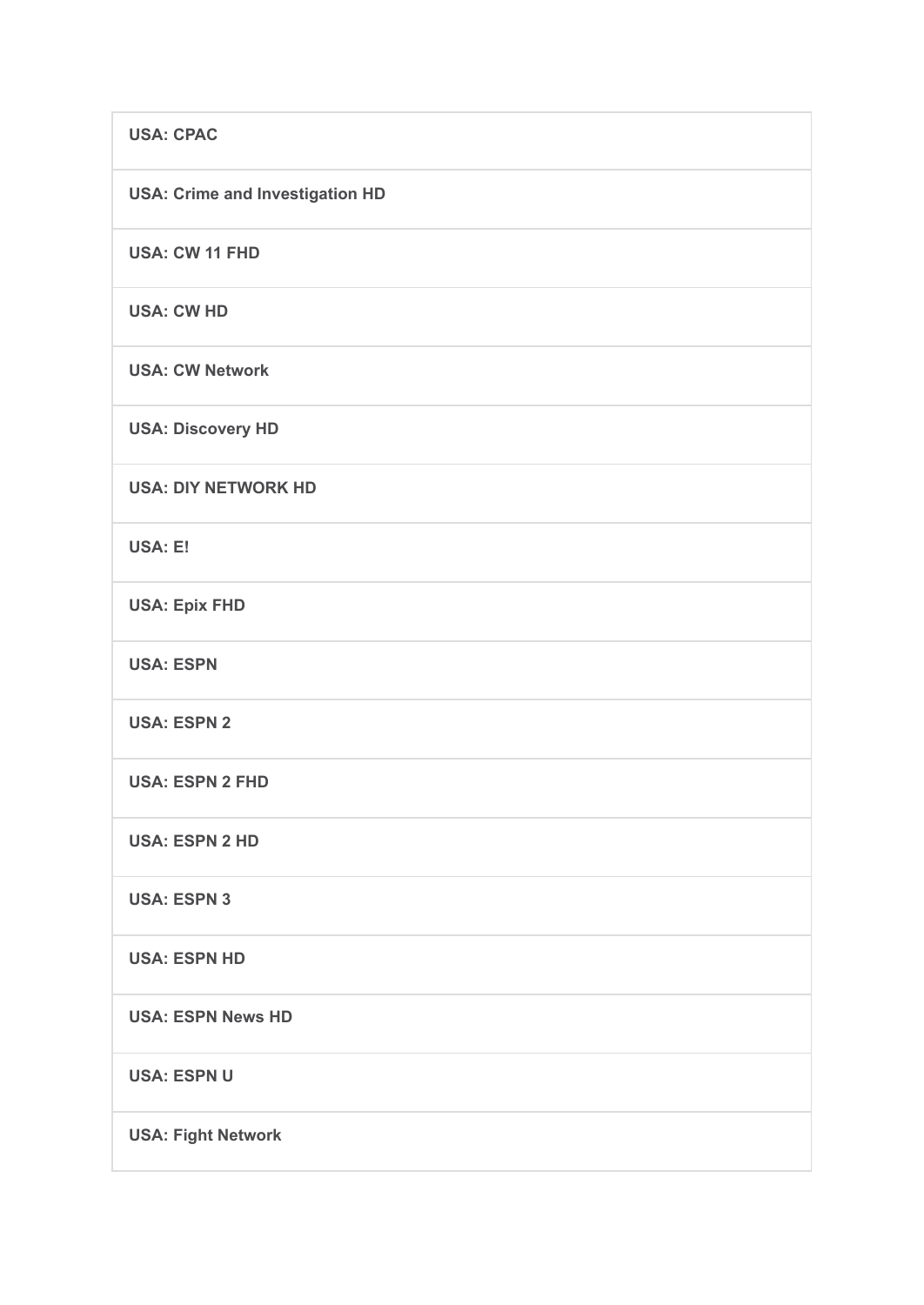| **USA: CPAC** |
|---|
| **USA: Crime and Investigation HD** |
| **USA: CW 11 FHD** |
| **USA: CW HD** |
| **USA: CW Network** |
| **USA: Discovery HD** |
| **USA: DIY NETWORK HD** |
| **USA: E!** |
| **USA: Epix FHD** |
| **USA: ESPN** |
| **USA: ESPN 2** |
| **USA: ESPN 2 FHD** |
| **USA: ESPN 2 HD** |
| **USA: ESPN 3** |
| **USA: ESPN HD** |
| **USA: ESPN News HD** |
| **USA: ESPN U** |
| **USA: Fight Network** |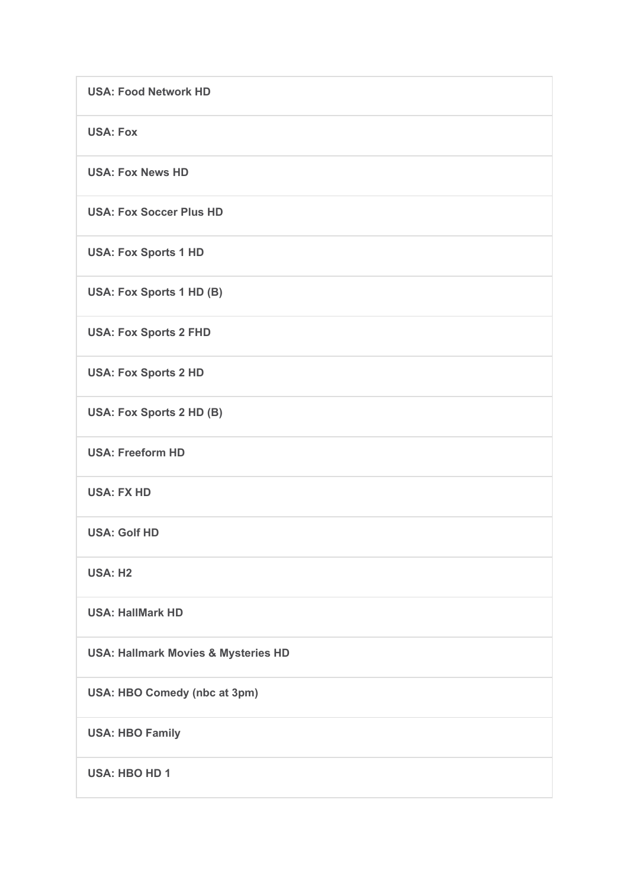| USA: Food Network HD |
|---|
| USA: Fox |
| USA: Fox News HD |
| USA: Fox Soccer Plus HD |
| USA: Fox Sports 1 HD |
| USA: Fox Sports 1 HD (B) |
| USA: Fox Sports 2 FHD |
| USA: Fox Sports 2 HD |
| USA: Fox Sports 2 HD (B) |
| USA: Freeform HD |
| USA: FX HD |
| USA: Golf HD |
| USA: H2 |
| USA: HallMark HD |
| USA: Hallmark Movies & Mysteries HD |
| USA: HBO Comedy (nbc at 3pm) |
| USA: HBO Family |
| USA: HBO HD 1 |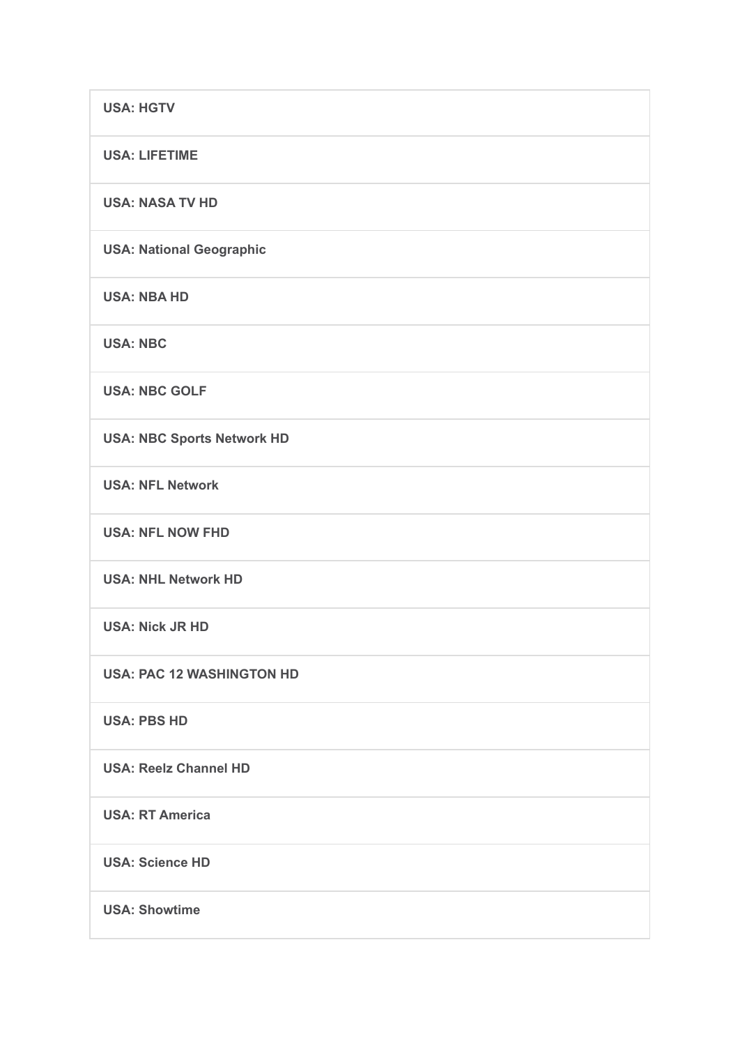| **USA: HGTV** |
| --- |
| **USA: LIFETIME** |
| **USA: NASA TV HD** |
| **USA: National Geographic** |
| **USA: NBA HD** |
| **USA: NBC** |
| **USA: NBC GOLF** |
| **USA: NBC Sports Network HD** |
| **USA: NFL Network** |
| **USA: NFL NOW FHD** |
| **USA: NHL Network HD** |
| **USA: Nick JR HD** |
| **USA: PAC 12 WASHINGTON HD** |
| **USA: PBS HD** |
| **USA: Reelz Channel HD** |
| **USA: RT America** |
| **USA: Science HD** |
| **USA: Showtime** |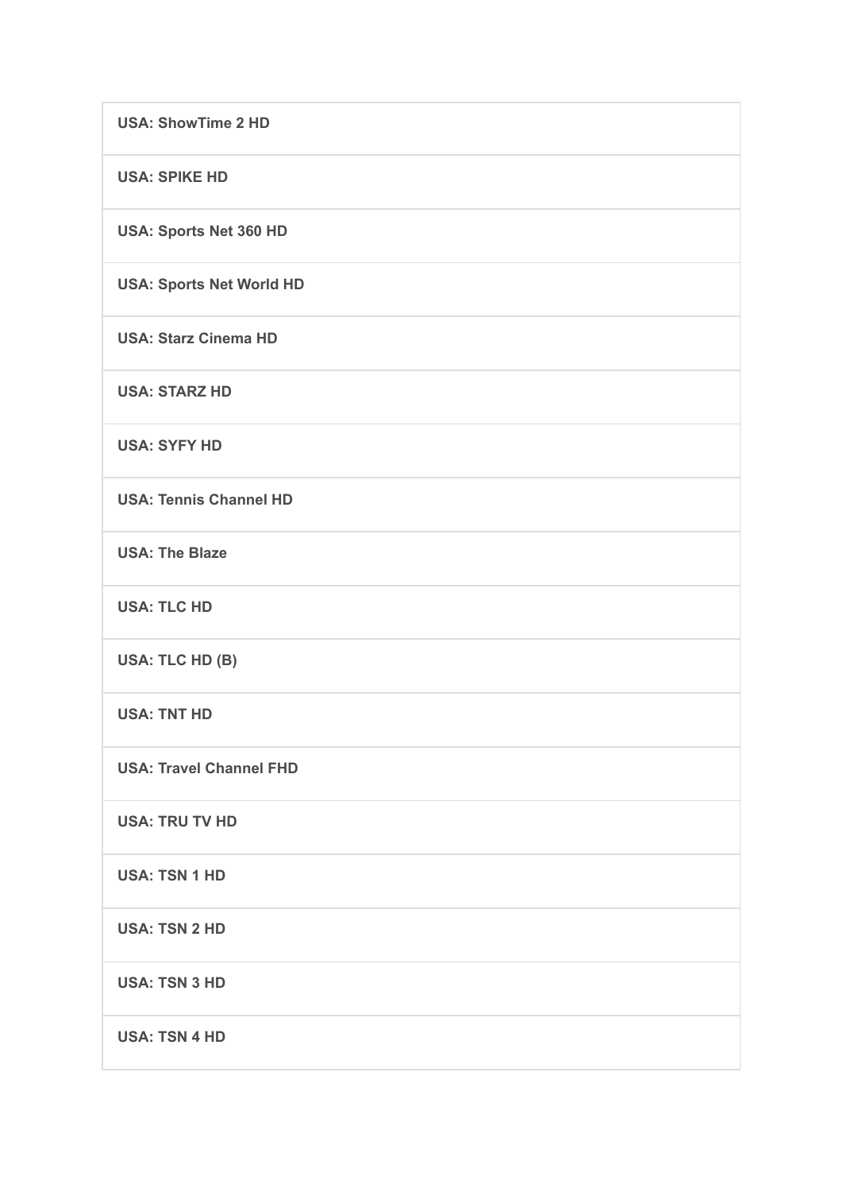| |
|---|
| **USA: ShowTime 2 HD** |
| **USA: SPIKE HD** |
| **USA: Sports Net 360 HD** |
| **USA: Sports Net World HD** |
| **USA: Starz Cinema HD** |
| **USA: STARZ HD** |
| **USA: SYFY HD** |
| **USA: Tennis Channel HD** |
| **USA: The Blaze** |
| **USA: TLC HD** |
| **USA: TLC HD (B)** |
| **USA: TNT HD** |
| **USA: Travel Channel FHD** |
| **USA: TRU TV HD** |
| **USA: TSN 1 HD** |
| **USA: TSN 2 HD** |
| **USA: TSN 3 HD** |
| **USA: TSN 4 HD** |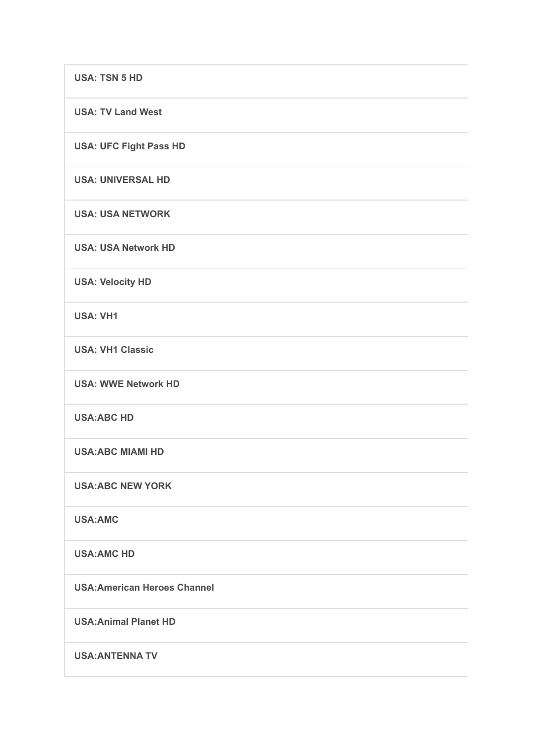| USA: TSN 5 HD |
|---|
| USA: TV Land West |
| USA: UFC Fight Pass HD |
| USA: UNIVERSAL HD |
| USA: USA NETWORK |
| USA: USA Network HD |
| USA: Velocity HD |
| USA: VH1 |
| USA: VH1 Classic |
| USA: WWE Network HD |
| USA:ABC HD |
| USA:ABC MIAMI HD |
| USA:ABC NEW YORK |
| USA:AMC |
| USA:AMC HD |
| USA:American Heroes Channel |
| USA:Animal Planet HD |
| USA:ANTENNA TV |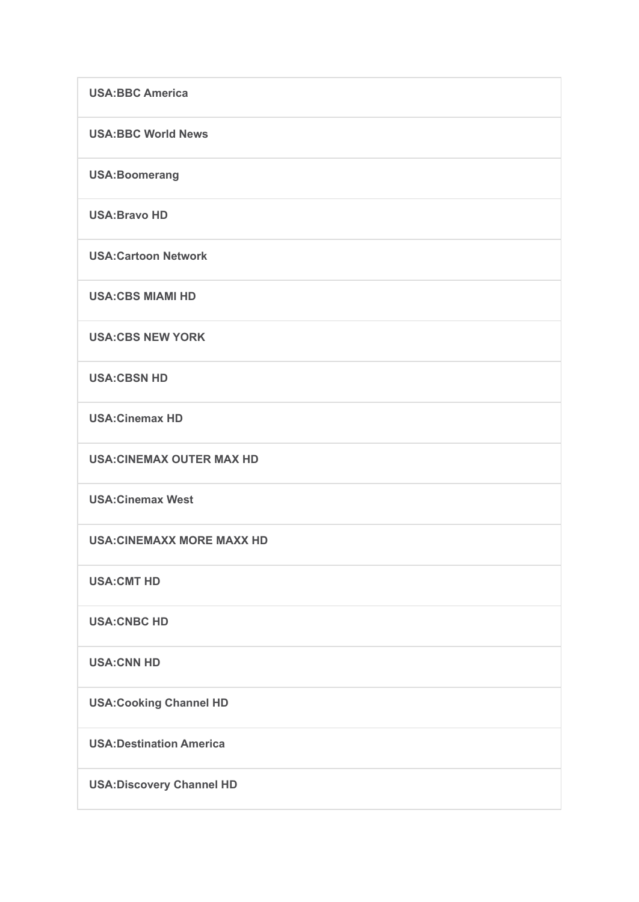| **USA:BBC America** |
| --- |
| **USA:BBC World News** |
| **USA:Boomerang** |
| **USA:Bravo HD** |
| **USA:Cartoon Network** |
| **USA:CBS MIAMI HD** |
| **USA:CBS NEW YORK** |
| **USA:CBSN HD** |
| **USA:Cinemax HD** |
| **USA:CINEMAX OUTER MAX HD** |
| **USA:Cinemax West** |
| **USA:CINEMAXX MORE MAXX HD** |
| **USA:CMT HD** |
| **USA:CNBC HD** |
| **USA:CNN HD** |
| **USA:Cooking Channel HD** |
| **USA:Destination America** |
| **USA:Discovery Channel HD** |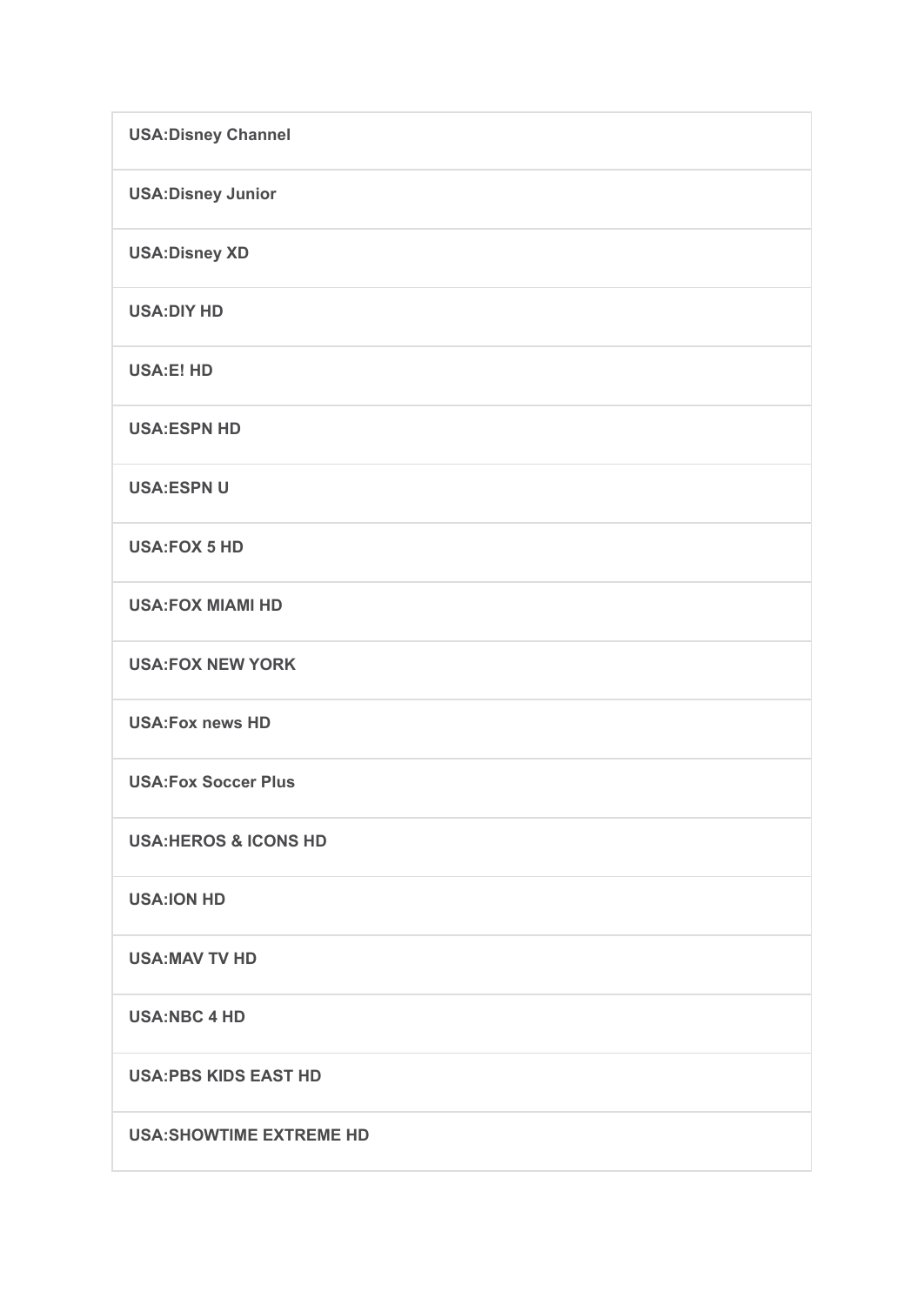| **USA:Disney Channel** |
| --- |
| **USA:Disney Junior** |
| **USA:Disney XD** |
| **USA:DIY HD** |
| **USA:E! HD** |
| **USA:ESPN HD** |
| **USA:ESPN U** |
| **USA:FOX 5 HD** |
| **USA:FOX MIAMI HD** |
| **USA:FOX NEW YORK** |
| **USA:Fox news HD** |
| **USA:Fox Soccer Plus** |
| **USA:HEROS & ICONS HD** |
| **USA:ION HD** |
| **USA:MAV TV HD** |
| **USA:NBC 4 HD** |
| **USA:PBS KIDS EAST HD** |
| **USA:SHOWTIME EXTREME HD** |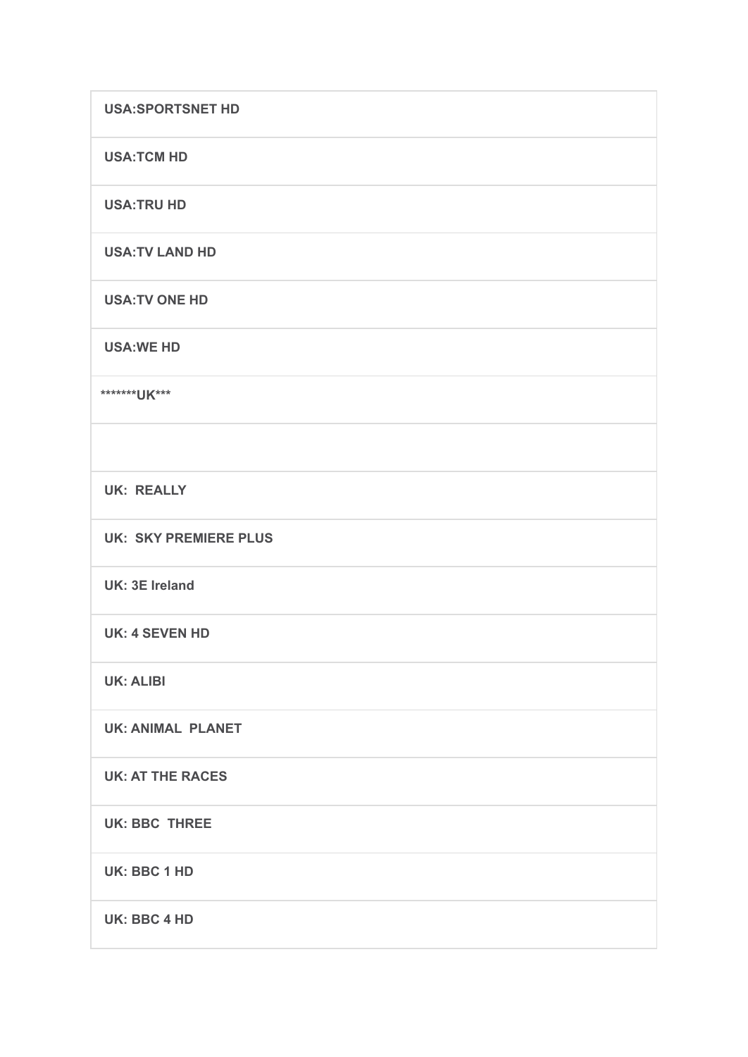| USA:SPORTSNET HD |
|---|
| USA:TCM HD |
| USA:TRU HD |
| USA:TV LAND HD |
| USA:TV ONE HD |
| USA:WE HD |
| *******UK*** |
| |
| UK:  REALLY |
| UK:  SKY PREMIERE PLUS |
| UK: 3E Ireland |
| UK: 4 SEVEN HD |
| UK: ALIBI |
| UK: ANIMAL  PLANET |
| UK: AT THE RACES |
| UK: BBC  THREE |
| UK: BBC 1 HD |
| UK: BBC 4 HD |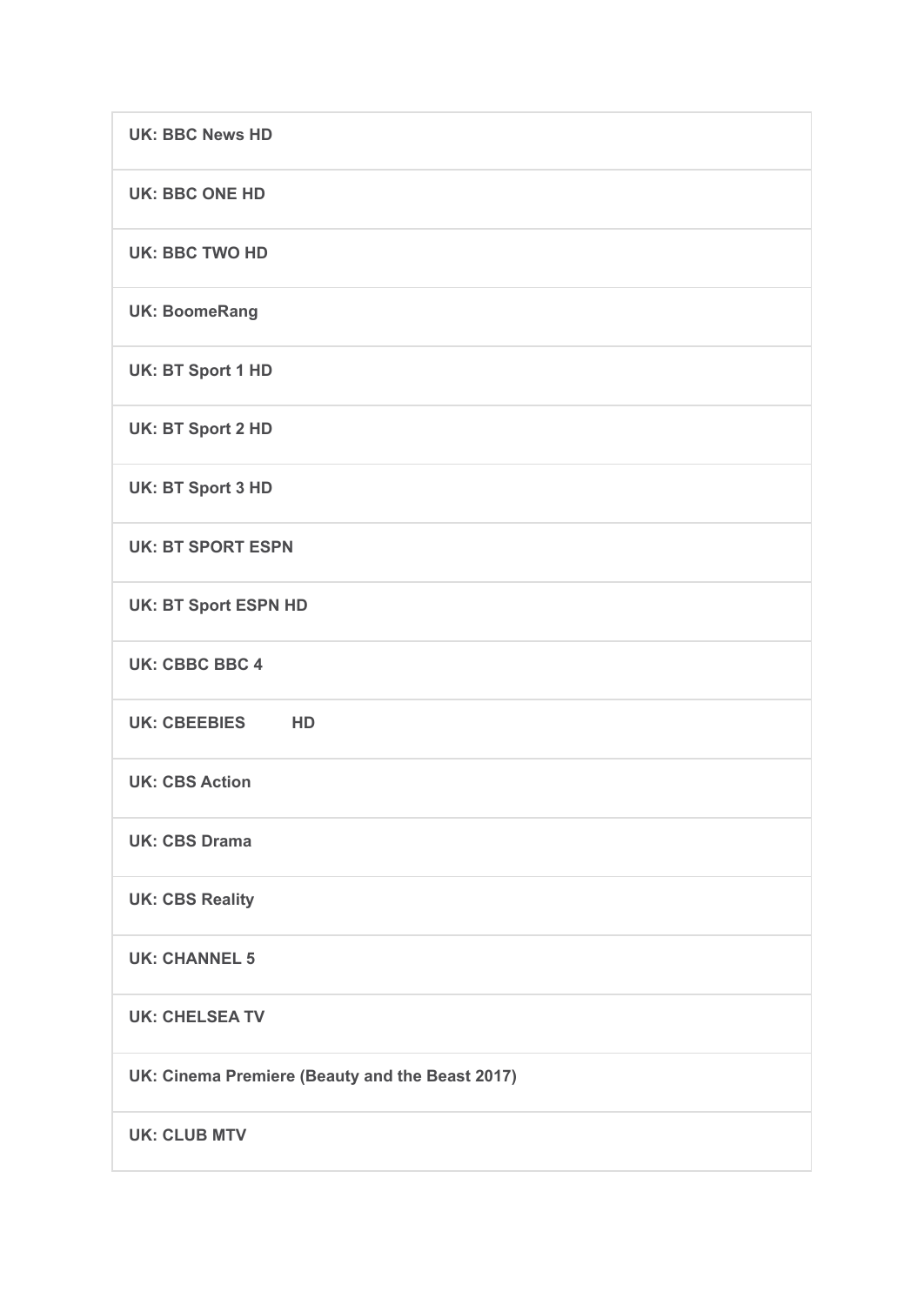| UK: BBC News HD |
|---|
| UK: BBC ONE HD |
| UK: BBC TWO HD |
| UK: BoomeRang |
| UK: BT Sport 1 HD |
| UK: BT Sport 2 HD |
| UK: BT Sport 3 HD |
| UK: BT SPORT ESPN |
| UK: BT Sport ESPN HD |
| UK: CBBC BBC 4 |
| UK: CBEEBIES HD |
| UK: CBS Action |
| UK: CBS Drama |
| UK: CBS Reality |
| UK: CHANNEL 5 |
| UK: CHELSEA TV |
| UK: Cinema Premiere (Beauty and the Beast 2017) |
| UK: CLUB MTV |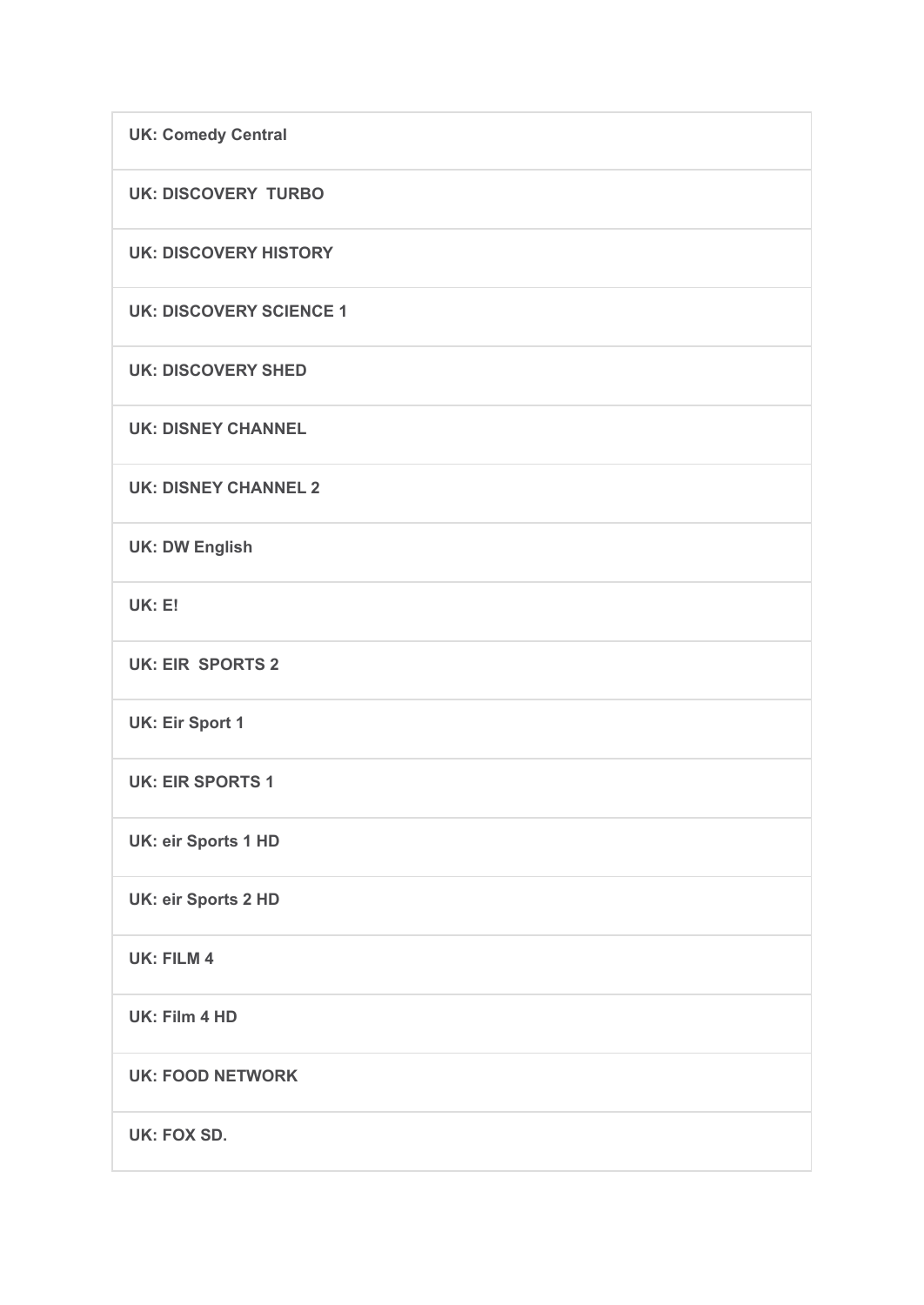| UK: Comedy Central |
| --- |
| UK: DISCOVERY  TURBO |
| UK: DISCOVERY HISTORY |
| UK: DISCOVERY SCIENCE 1 |
| UK: DISCOVERY SHED |
| UK: DISNEY CHANNEL |
| UK: DISNEY CHANNEL 2 |
| UK: DW English |
| UK: E! |
| UK: EIR  SPORTS 2 |
| UK: Eir Sport 1 |
| UK: EIR SPORTS 1 |
| UK: eir Sports 1 HD |
| UK: eir Sports 2 HD |
| UK: FILM 4 |
| UK: Film 4 HD |
| UK: FOOD NETWORK |
| UK: FOX SD. |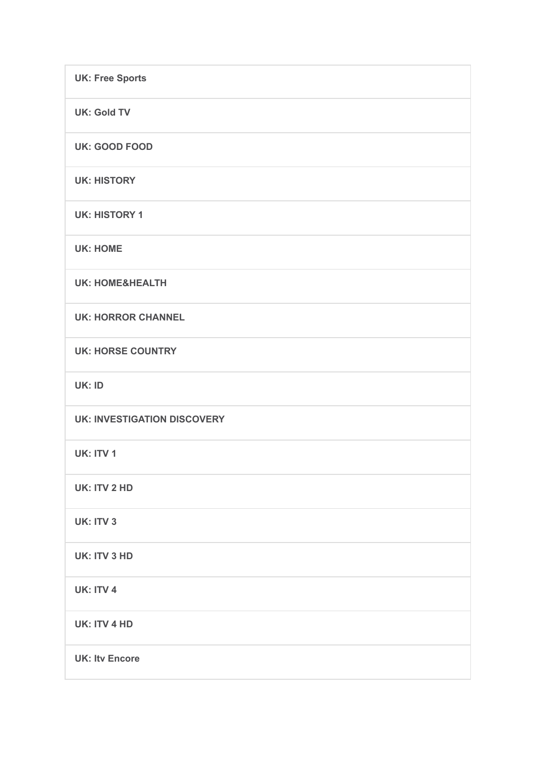| UK: Free Sports |
| --- |
| UK: Gold TV |
| UK: GOOD FOOD |
| UK: HISTORY |
| UK: HISTORY 1 |
| UK: HOME |
| UK: HOME&HEALTH |
| UK: HORROR CHANNEL |
| UK: HORSE COUNTRY |
| UK: ID |
| UK: INVESTIGATION DISCOVERY |
| UK: ITV 1 |
| UK: ITV 2 HD |
| UK: ITV 3 |
| UK: ITV 3 HD |
| UK: ITV 4 |
| UK: ITV 4 HD |
| UK: Itv Encore |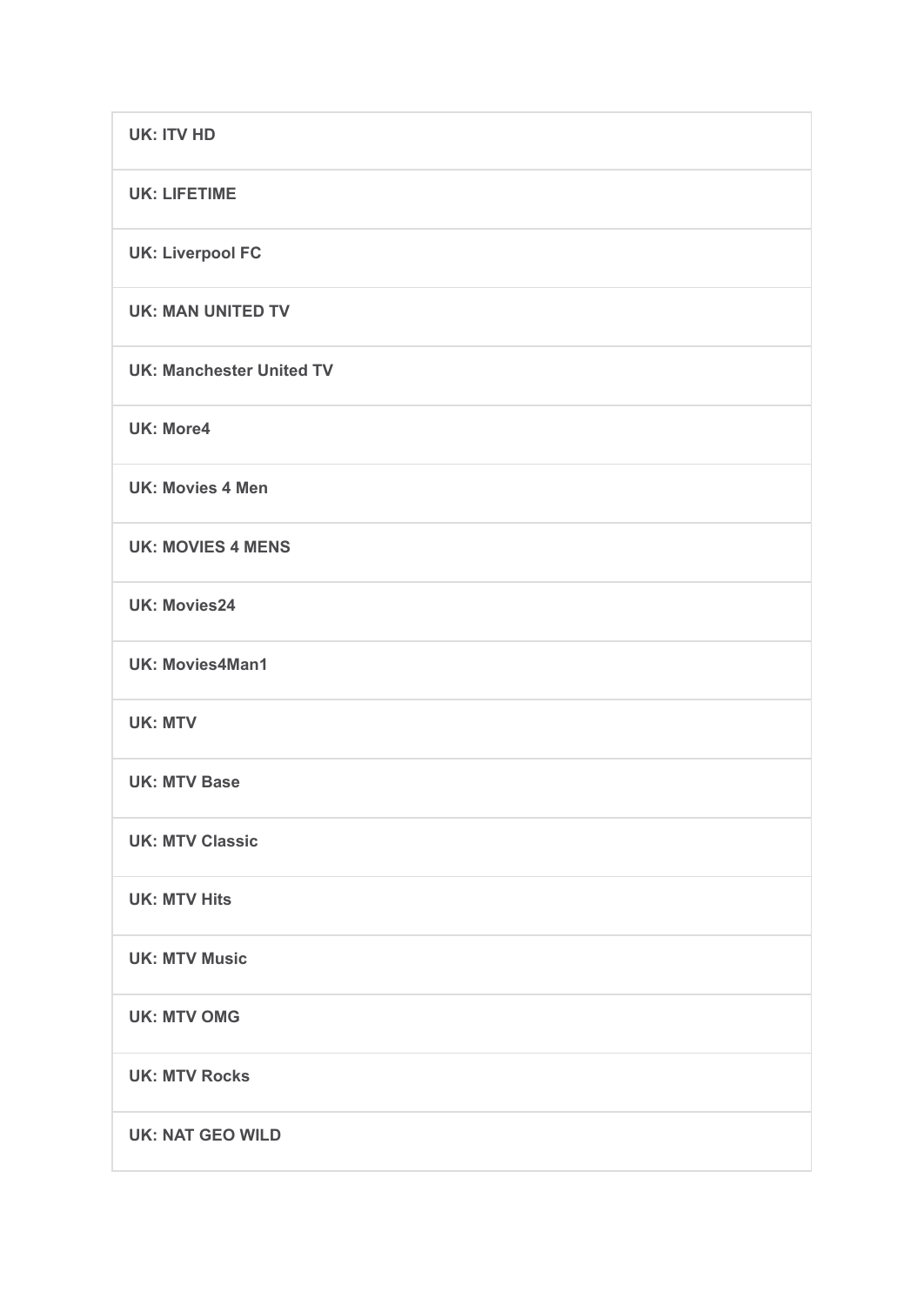| UK: ITV HD |
| --- |
| UK: LIFETIME |
| UK: Liverpool FC |
| UK: MAN UNITED TV |
| UK: Manchester United TV |
| UK: More4 |
| UK: Movies 4 Men |
| UK: MOVIES 4 MENS |
| UK: Movies24 |
| UK: Movies4Man1 |
| UK: MTV |
| UK: MTV Base |
| UK: MTV Classic |
| UK: MTV Hits |
| UK: MTV Music |
| UK: MTV OMG |
| UK: MTV Rocks |
| UK: NAT GEO WILD |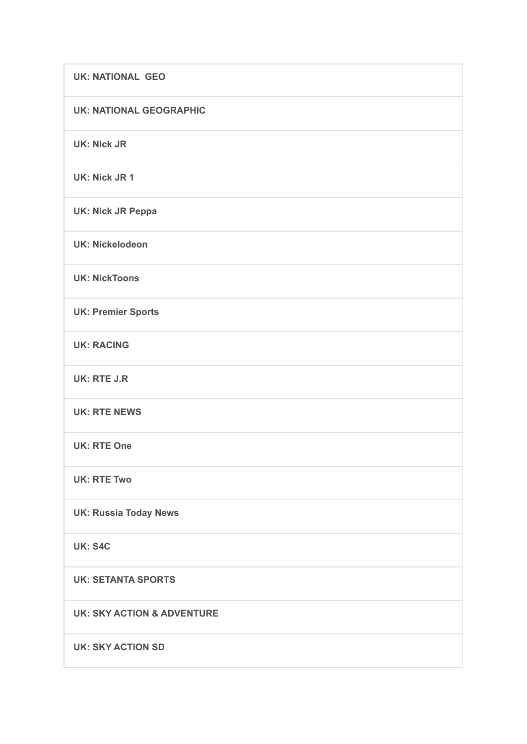| **UK: NATIONAL  GEO** |
| --- |
| **UK: NATIONAL GEOGRAPHIC** |
| **UK: NIck JR** |
| **UK: Nick JR 1** |
| **UK: Nick JR Peppa** |
| **UK: Nickelodeon** |
| **UK: NickToons** |
| **UK: Premier Sports** |
| **UK: RACING** |
| **UK: RTE J.R** |
| **UK: RTE NEWS** |
| **UK: RTE One** |
| **UK: RTE Two** |
| **UK: Russia Today News** |
| **UK: S4C** |
| **UK: SETANTA SPORTS** |
| **UK: SKY ACTION & ADVENTURE** |
| **UK: SKY ACTION SD** |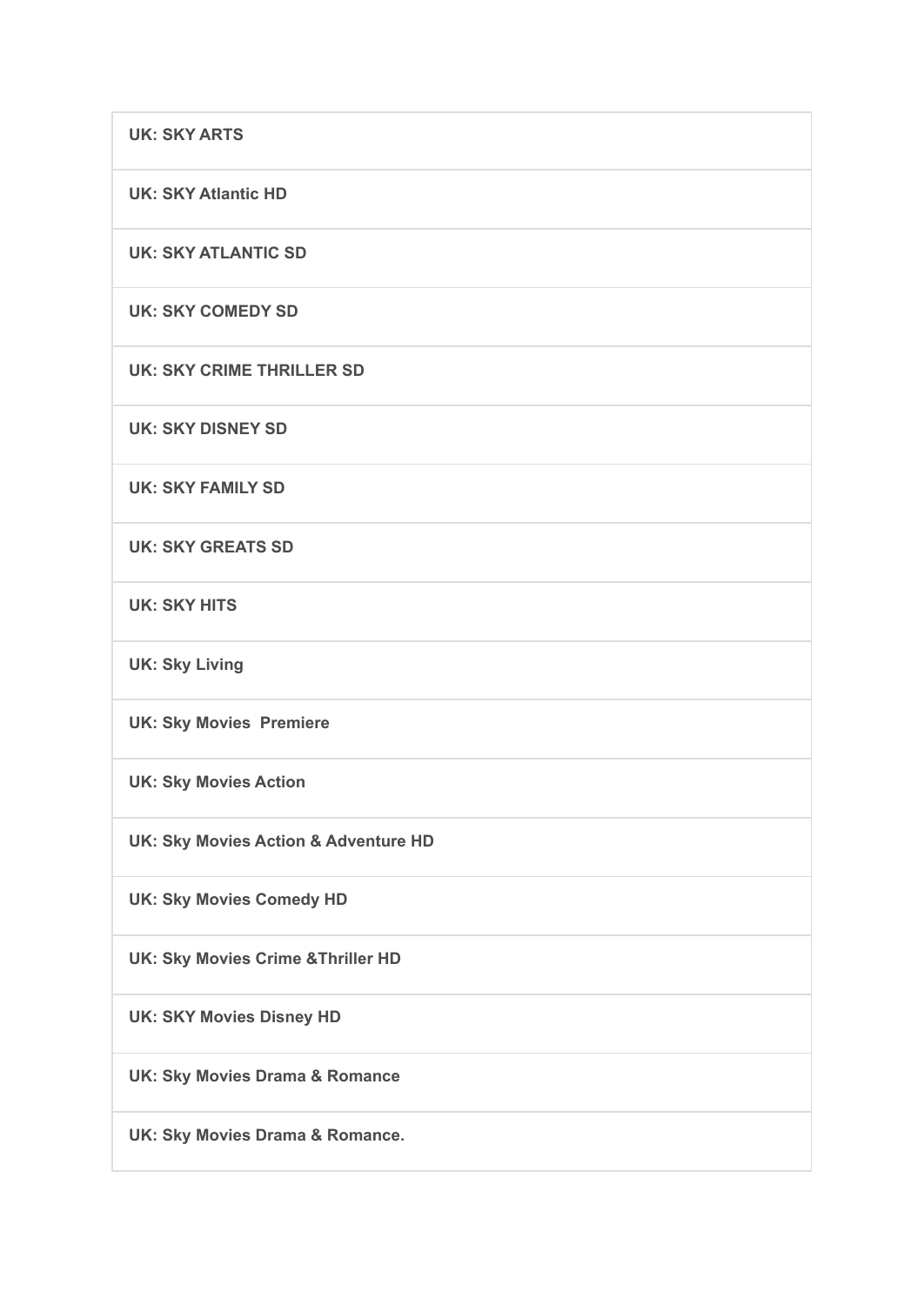| **UK: SKY ARTS** |
|---|
| **UK: SKY Atlantic HD** |
| **UK: SKY ATLANTIC SD** |
| **UK: SKY COMEDY SD** |
| **UK: SKY CRIME THRILLER SD** |
| **UK: SKY DISNEY SD** |
| **UK: SKY FAMILY SD** |
| **UK: SKY GREATS SD** |
| **UK: SKY HITS** |
| **UK: Sky Living** |
| **UK: Sky Movies  Premiere** |
| **UK: Sky Movies Action** |
| **UK: Sky Movies Action & Adventure HD** |
| **UK: Sky Movies Comedy HD** |
| **UK: Sky Movies Crime &Thriller HD** |
| **UK: SKY Movies Disney HD** |
| **UK: Sky Movies Drama & Romance** |
| **UK: Sky Movies Drama & Romance.** |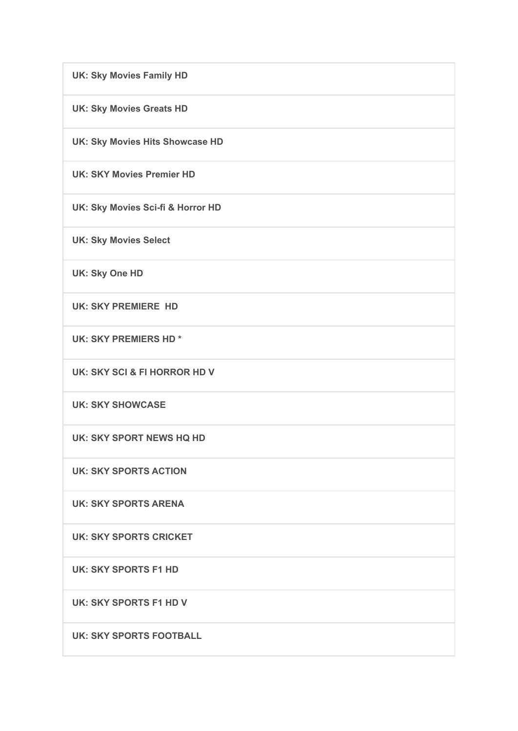| **UK: Sky Movies Family HD** |
| --- |
| **UK: Sky Movies Greats HD** |
| **UK: Sky Movies Hits Showcase HD** |
| **UK: SKY Movies Premier HD** |
| **UK: Sky Movies Sci-fi & Horror HD** |
| **UK: Sky Movies Select** |
| **UK: Sky One HD** |
| **UK: SKY PREMIERE HD** |
| **UK: SKY PREMIERS HD *** |
| **UK: SKY SCI & FI HORROR HD V** |
| **UK: SKY SHOWCASE** |
| **UK: SKY SPORT NEWS HQ HD** |
| **UK: SKY SPORTS ACTION** |
| **UK: SKY SPORTS ARENA** |
| **UK: SKY SPORTS CRICKET** |
| **UK: SKY SPORTS F1 HD** |
| **UK: SKY SPORTS F1 HD V** |
| **UK: SKY SPORTS FOOTBALL** |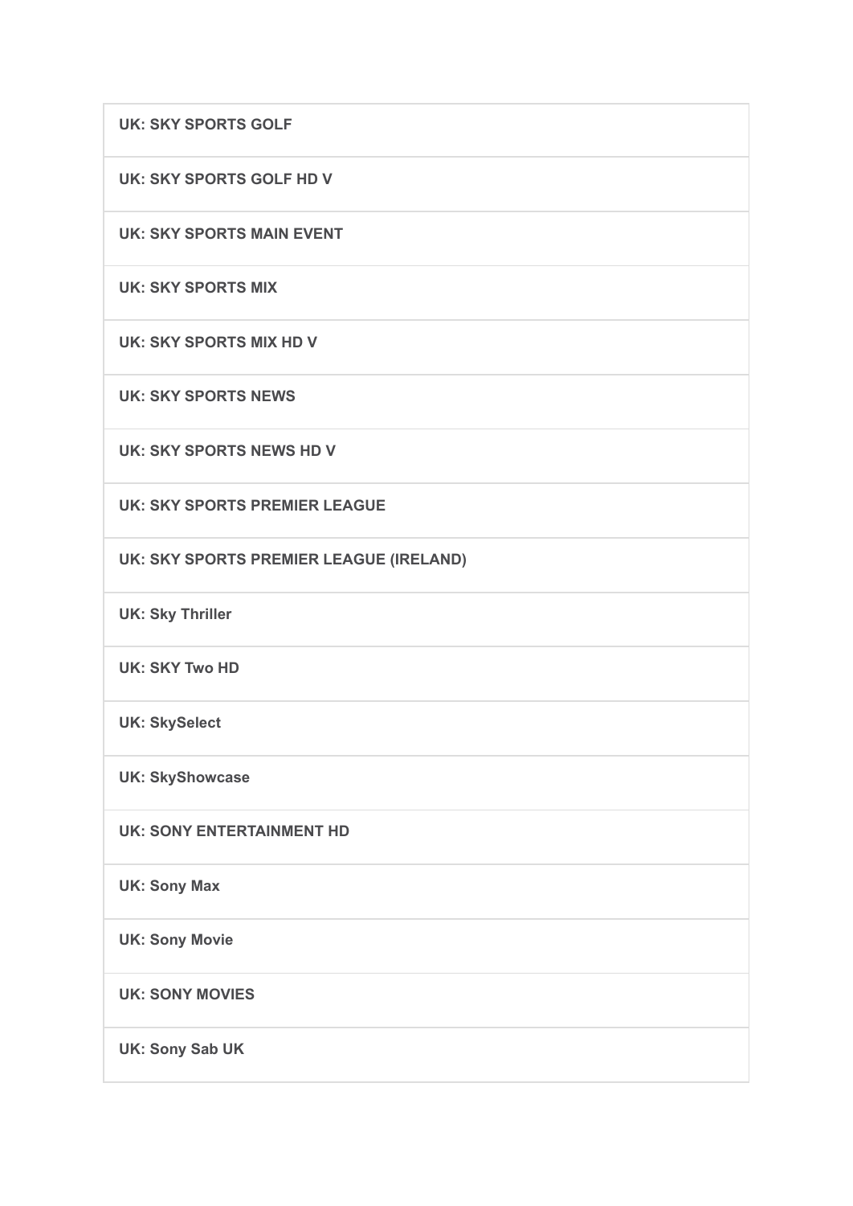| UK: SKY SPORTS GOLF |
| --- |
| UK: SKY SPORTS GOLF HD V |
| UK: SKY SPORTS MAIN EVENT |
| UK: SKY SPORTS MIX |
| UK: SKY SPORTS MIX HD V |
| UK: SKY SPORTS NEWS |
| UK: SKY SPORTS NEWS HD V |
| UK: SKY SPORTS PREMIER LEAGUE |
| UK: SKY SPORTS PREMIER LEAGUE (IRELAND) |
| UK: Sky Thriller |
| UK: SKY Two HD |
| UK: SkySelect |
| UK: SkyShowcase |
| UK: SONY ENTERTAINMENT HD |
| UK: Sony Max |
| UK: Sony Movie |
| UK: SONY MOVIES |
| UK: Sony Sab UK |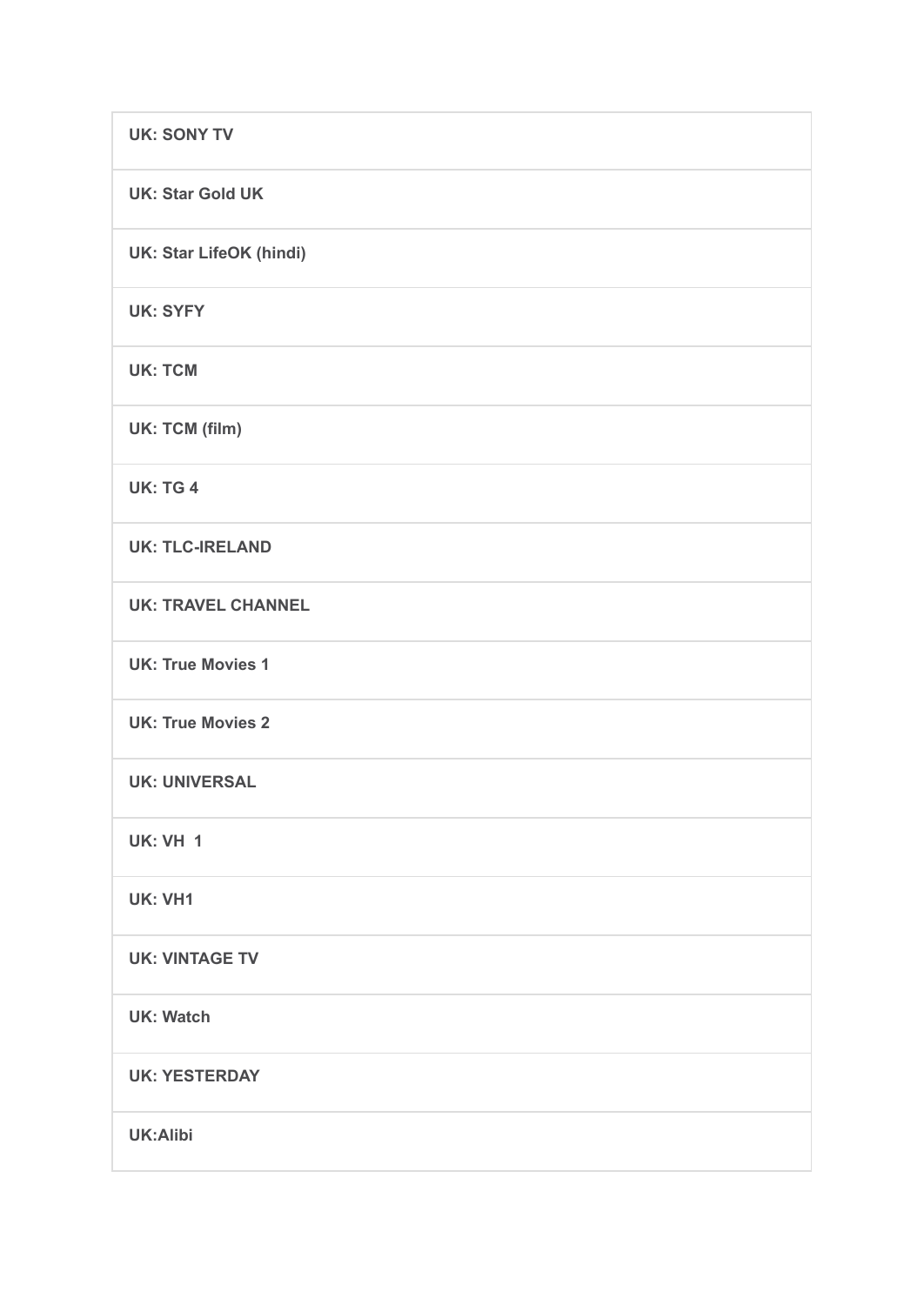| **UK: SONY TV** |
| --- |
| **UK: Star Gold UK** |
| **UK: Star LifeOK (hindi)** |
| **UK: SYFY** |
| **UK: TCM** |
| **UK: TCM (film)** |
| **UK: TG 4** |
| **UK: TLC-IRELAND** |
| **UK: TRAVEL CHANNEL** |
| **UK: True Movies 1** |
| **UK: True Movies 2** |
| **UK: UNIVERSAL** |
| **UK: VH  1** |
| **UK: VH1** |
| **UK: VINTAGE TV** |
| **UK: Watch** |
| **UK: YESTERDAY** |
| **UK:Alibi** |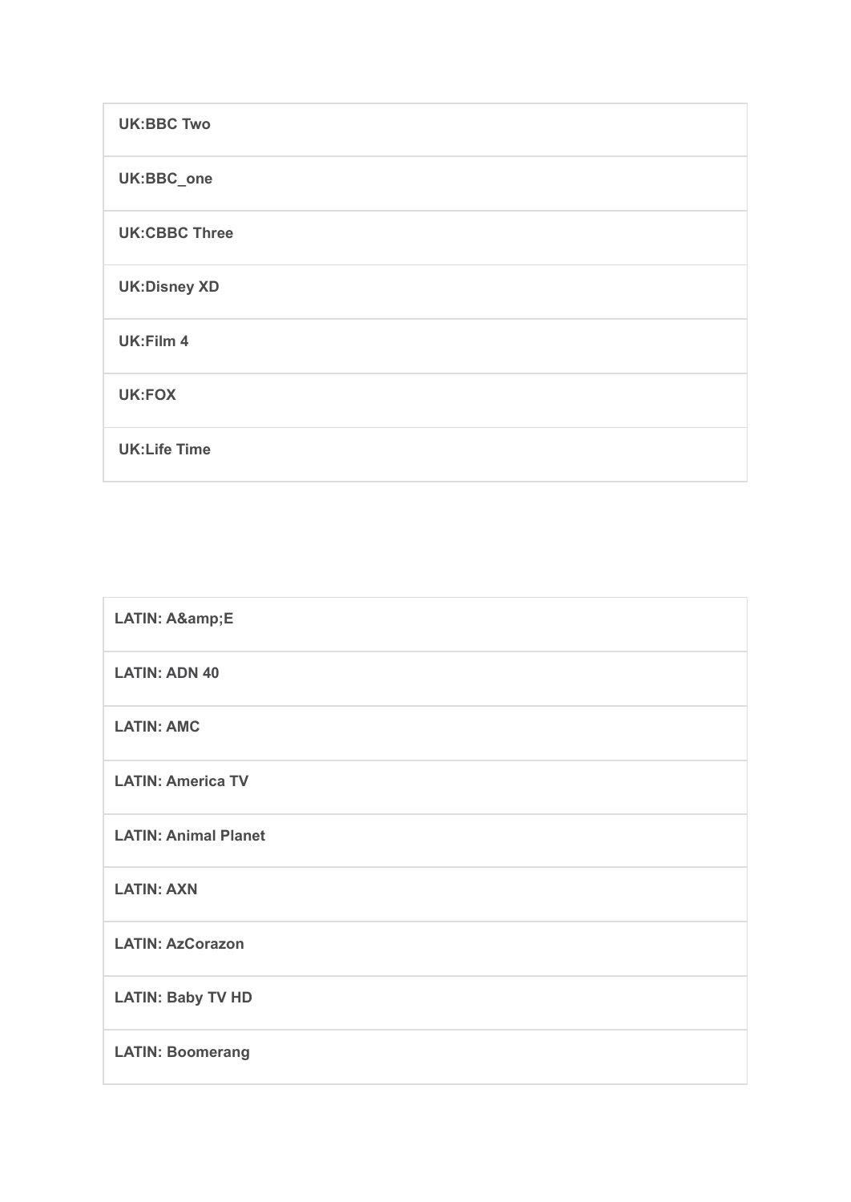| UK:BBC Two |
| --- |
| UK:BBC_one |
| UK:CBBC Three |
| UK:Disney XD |
| UK:Film 4 |
| UK:FOX |
| UK:Life Time |

| LATIN: A&amp;E |
| --- |
| LATIN: ADN 40 |
| LATIN: AMC |
| LATIN: America TV |
| LATIN: Animal Planet |
| LATIN: AXN |
| LATIN: AzCorazon |
| LATIN: Baby TV HD |
| LATIN: Boomerang |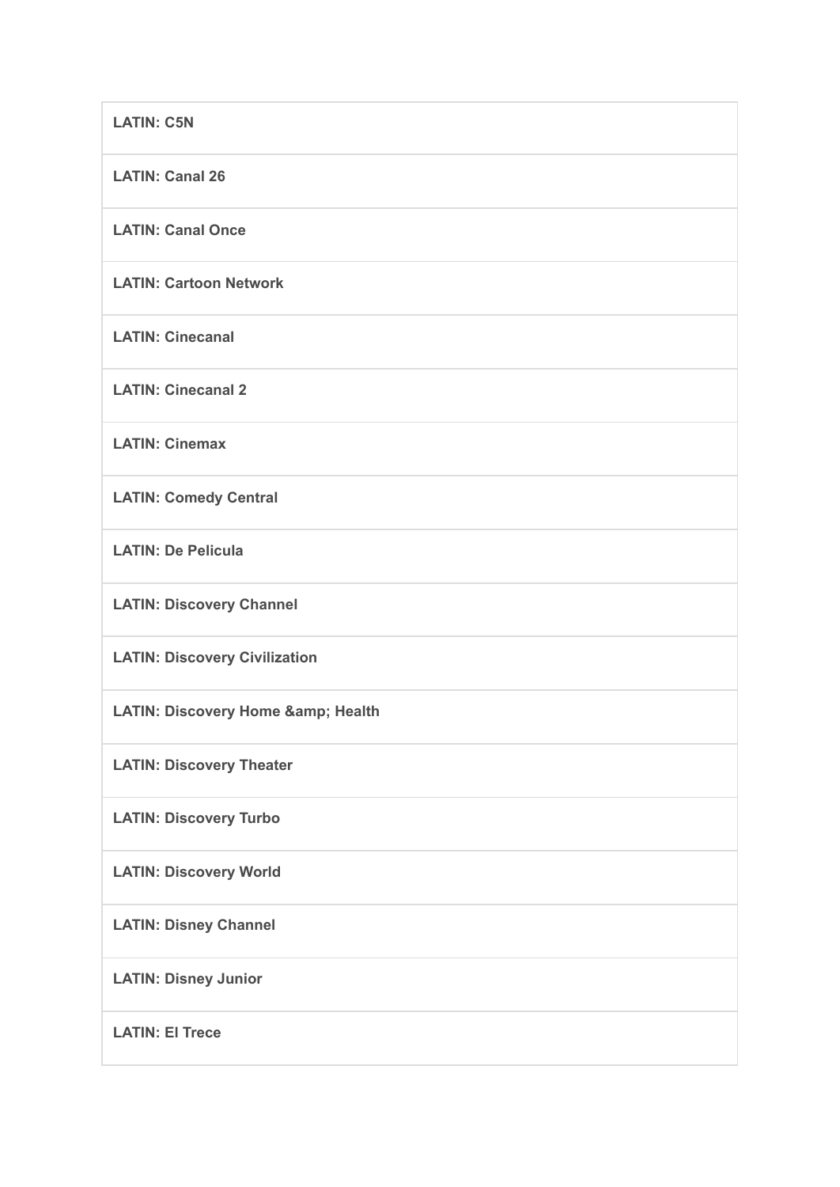| LATIN: C5N |
|---|
| LATIN: Canal 26 |
| LATIN: Canal Once |
| LATIN: Cartoon Network |
| LATIN: Cinecanal |
| LATIN: Cinecanal 2 |
| LATIN: Cinemax |
| LATIN: Comedy Central |
| LATIN: De Pelicula |
| LATIN: Discovery Channel |
| LATIN: Discovery Civilization |
| LATIN: Discovery Home &amp; Health |
| LATIN: Discovery Theater |
| LATIN: Discovery Turbo |
| LATIN: Discovery World |
| LATIN: Disney Channel |
| LATIN: Disney Junior |
| LATIN: El Trece |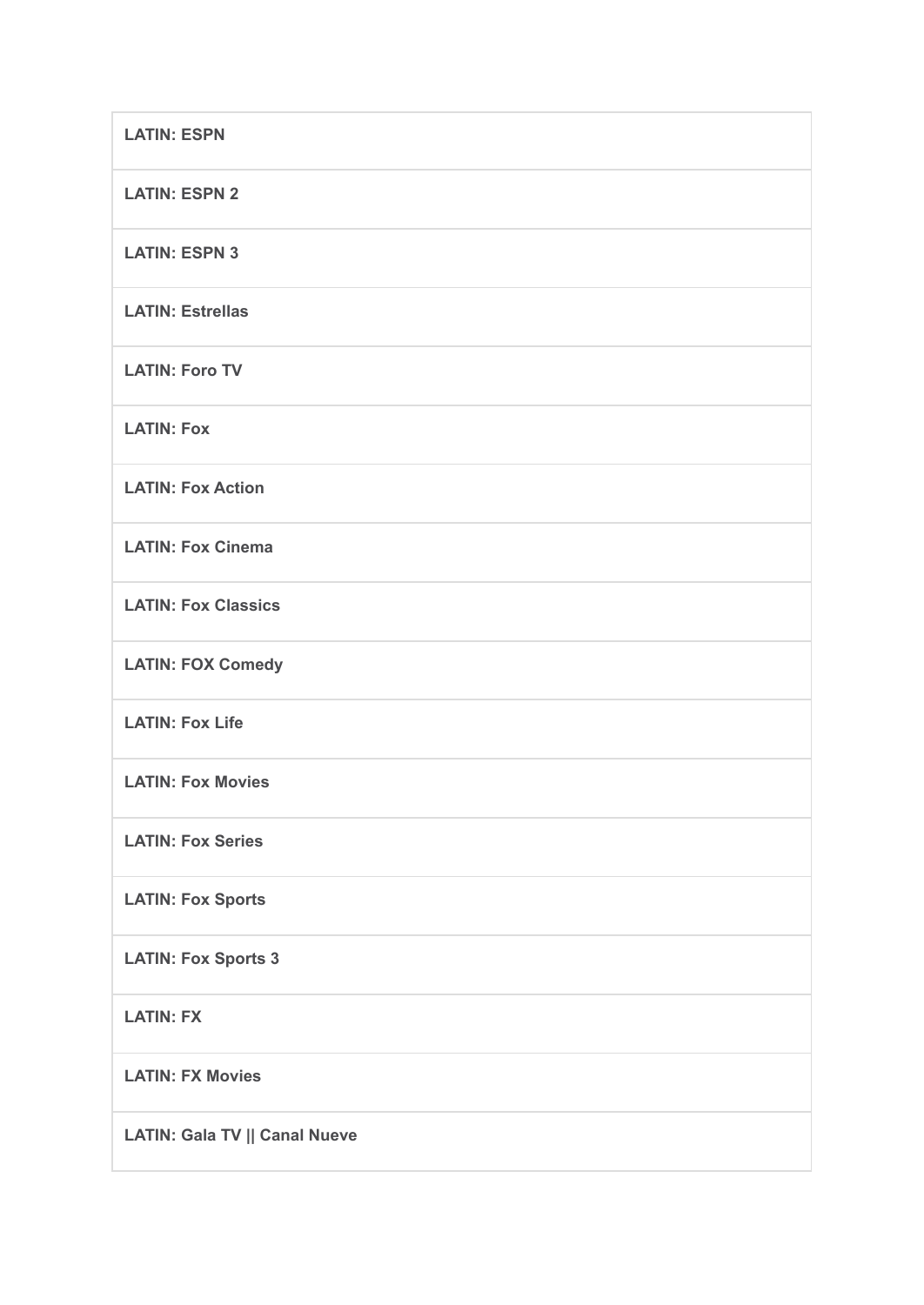| **LATIN: ESPN** |
|---|
| **LATIN: ESPN 2** |
| **LATIN: ESPN 3** |
| **LATIN: Estrellas** |
| **LATIN: Foro TV** |
| **LATIN: Fox** |
| **LATIN: Fox Action** |
| **LATIN: Fox Cinema** |
| **LATIN: Fox Classics** |
| **LATIN: FOX Comedy** |
| **LATIN: Fox Life** |
| **LATIN: Fox Movies** |
| **LATIN: Fox Series** |
| **LATIN: Fox Sports** |
| **LATIN: Fox Sports 3** |
| **LATIN: FX** |
| **LATIN: FX Movies** |
| **LATIN: Gala TV &#124;&#124; Canal Nueve** |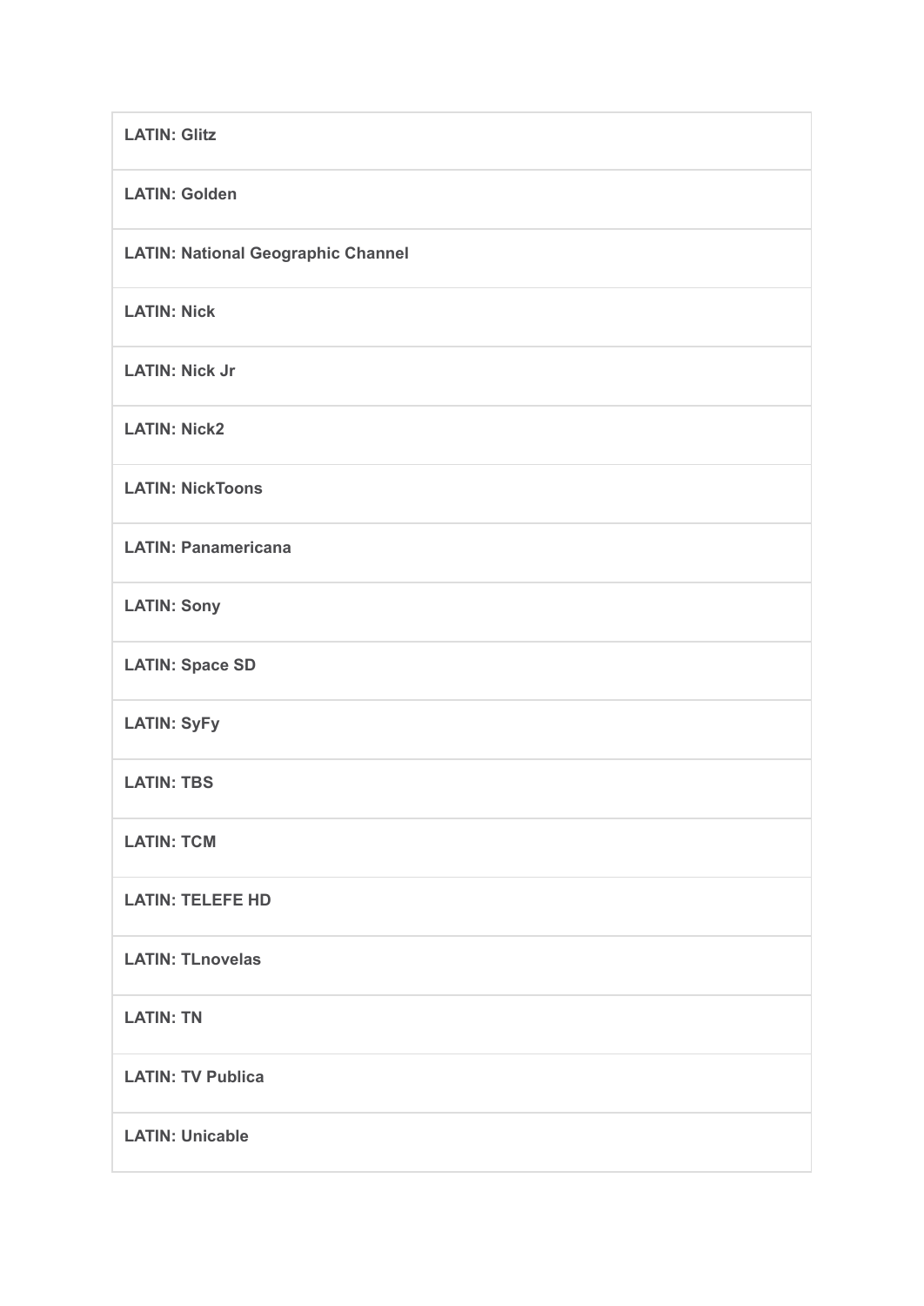| LATIN: Glitz |
|---|
| **LATIN: Golden** |
| **LATIN: National Geographic Channel** |
| **LATIN: Nick** |
| **LATIN: Nick Jr** |
| **LATIN: Nick2** |
| **LATIN: NickToons** |
| **LATIN: Panamericana** |
| **LATIN: Sony** |
| **LATIN: Space SD** |
| **LATIN: SyFy** |
| **LATIN: TBS** |
| **LATIN: TCM** |
| **LATIN: TELEFE HD** |
| **LATIN: TLnovelas** |
| **LATIN: TN** |
| **LATIN: TV Publica** |
| **LATIN: Unicable** |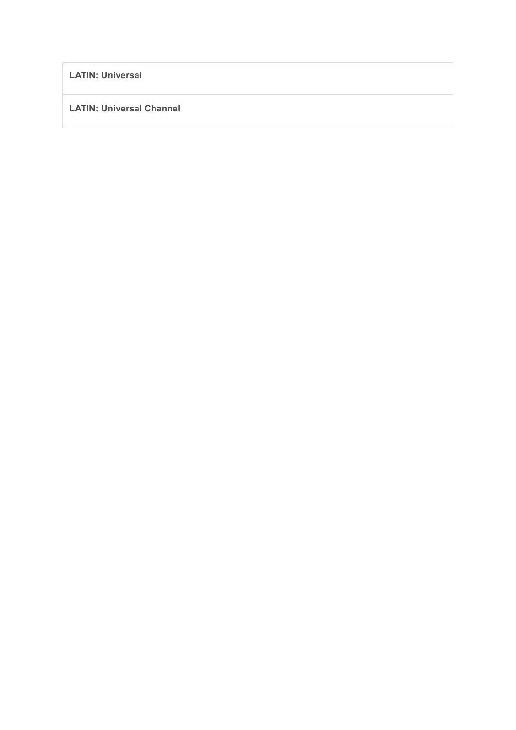| |
|---|
| **LATIN: Universal** |
| **LATIN: Universal Channel** |